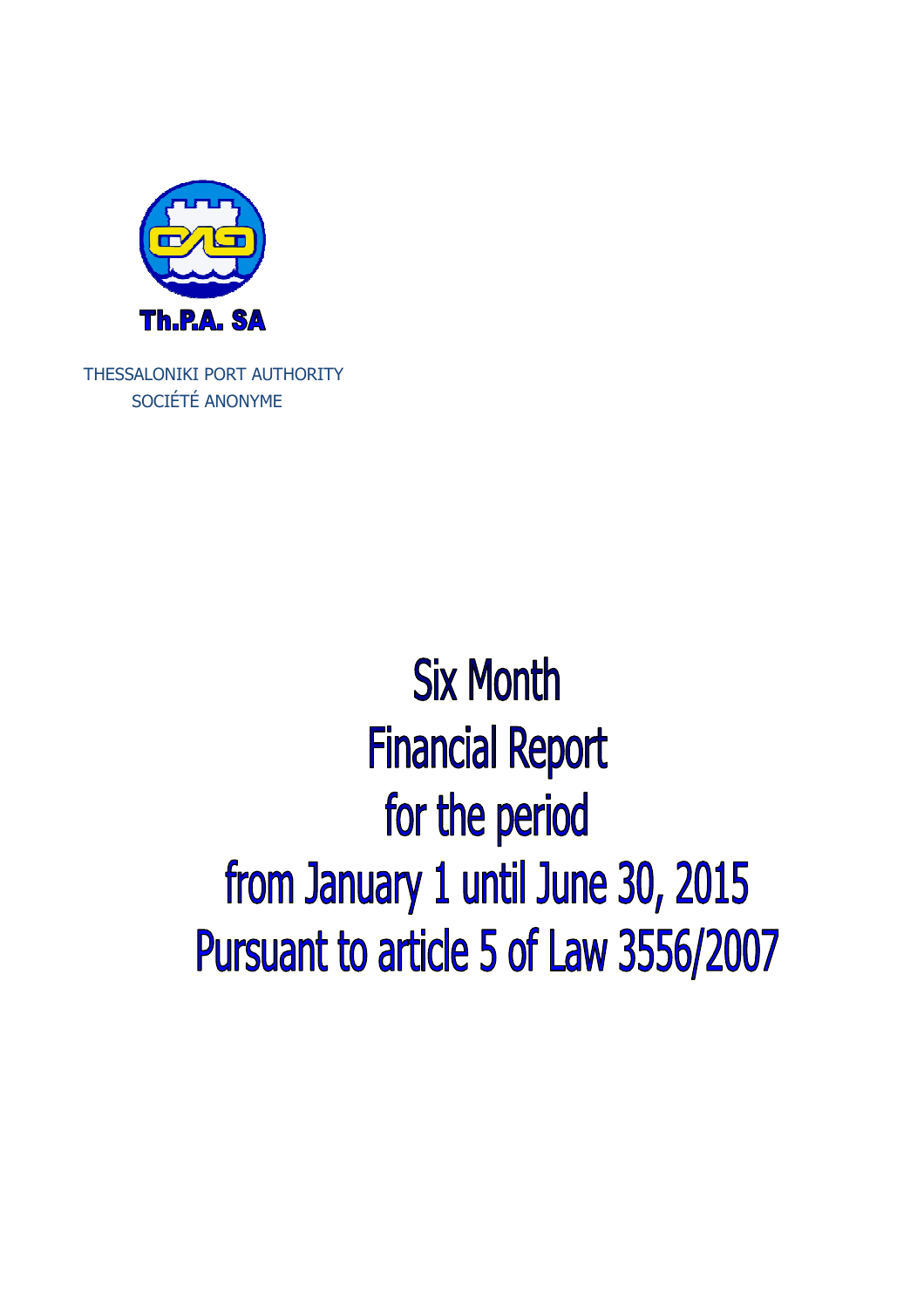**Th.P.A. SA**

THESSALONIKI PORT AUTHORITY
SOCIÉTÉ ANONYME

# Six Month Financial Report for the period from January 1 until June 30, 2015 Pursuant to article 5 of Law 3556/2007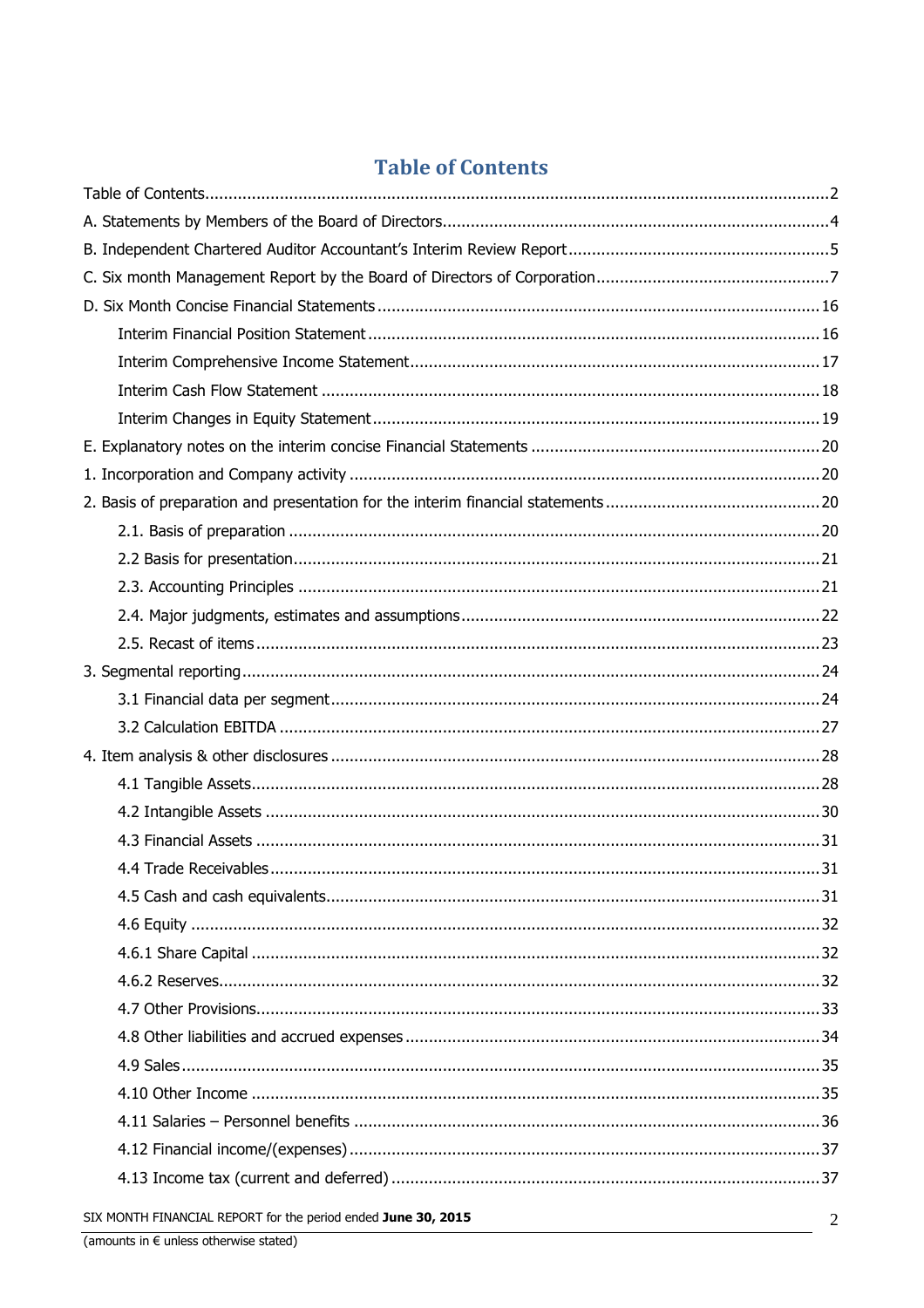# Table of Contents

Table of Contents ........................................................................................................................2

A. Statements by Members of the Board of Directors..................................................................4

B. Independent Chartered Auditor Accountant's Interim Review Report........................................5

C. Six month Management Report by the Board of Directors of Corporation.................................7

D. Six Month Concise Financial Statements ................................................................................16

- Interim Financial Position Statement ..................................................................................16
- Interim Comprehensive Income Statement.........................................................................17
- Interim Cash Flow Statement ............................................................................................18
- Interim Changes in Equity Statement .................................................................................19

E. Explanatory notes on the interim concise Financial Statements ...............................................20

1. Incorporation and Company activity ......................................................................................20

2. Basis of preparation and presentation for the interim financial statements ..............................20

- 2.1. Basis of preparation ...................................................................................................20
- 2.2 Basis for presentation..................................................................................................21
- 2.3. Accounting Principles .................................................................................................21
- 2.4. Major judgments, estimates and assumptions..............................................................22
- 2.5. Recast of items ..........................................................................................................23

3. Segmental reporting............................................................................................................24

- 3.1 Financial data per segment..........................................................................................24
- 3.2 Calculation EBITDA .....................................................................................................27

4. Item analysis & other disclosures .........................................................................................28

- 4.1 Tangible Assets...........................................................................................................28
- 4.2 Intangible Assets ........................................................................................................30
- 4.3 Financial Assets ..........................................................................................................31
- 4.4 Trade Receivables.......................................................................................................31
- 4.5 Cash and cash equivalents...........................................................................................31
- 4.6 Equity ........................................................................................................................32
- 4.6.1 Share Capital ...........................................................................................................32
- 4.6.2 Reserves..................................................................................................................32
- 4.7 Other Provisions..........................................................................................................33
- 4.8 Other liabilities and accrued expenses ..........................................................................34
- 4.9 Sales ..........................................................................................................................35
- 4.10 Other Income ...........................................................................................................35
- 4.11 Salaries – Personnel benefits .....................................................................................36
- 4.12 Financial income/(expenses)......................................................................................37
- 4.13 Income tax (current and deferred) .............................................................................37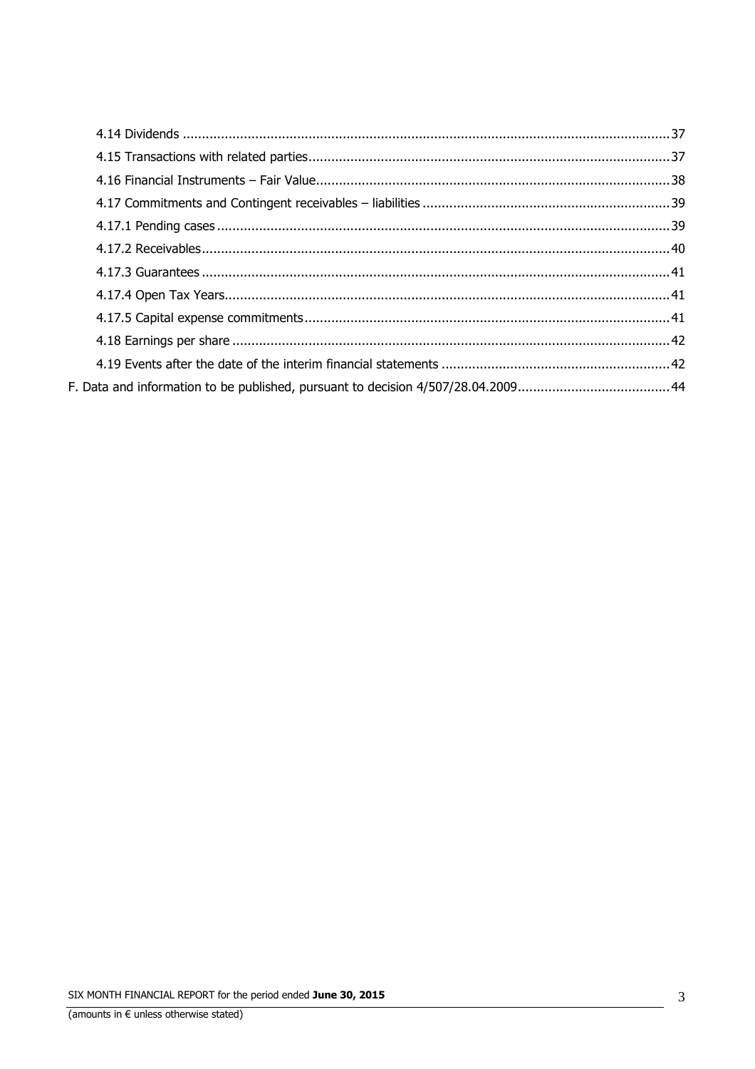4.14 Dividends ........................................................................................................................ 37

4.15 Transactions with related parties........................................................................................ 37

4.16 Financial Instruments – Fair Value....................................................................................... 38

4.17 Commitments and Contingent receivables – liabilities ............................................................ 39

4.17.1 Pending cases ................................................................................................................ 39

4.17.2 Receivables.................................................................................................................... 40

4.17.3 Guarantees .................................................................................................................... 41

4.17.4 Open Tax Years............................................................................................................... 41

4.17.5 Capital expense commitments.......................................................................................... 41

4.18 Earnings per share ............................................................................................................ 42

4.19 Events after the date of the interim financial statements ...................................................... 42

F. Data and information to be published, pursuant to decision 4/507/28.04.2009........................................ 44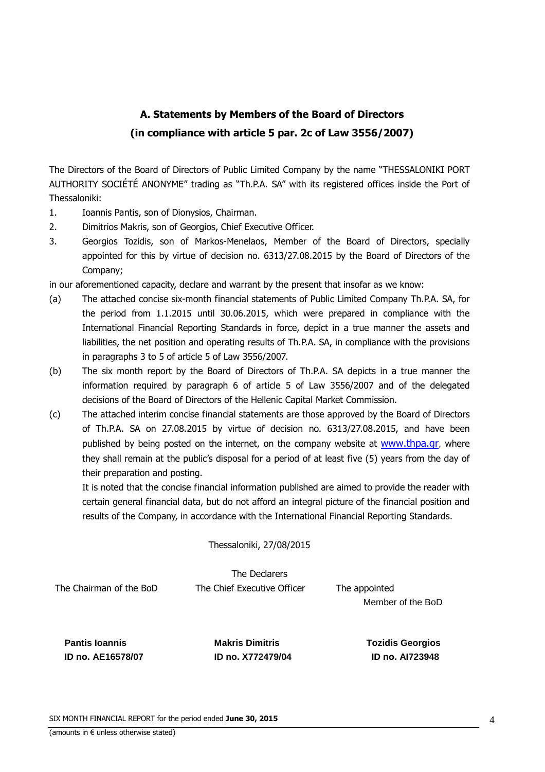# A. Statements by Members of the Board of Directors
## (in compliance with article 5 par. 2c of Law 3556/2007)

The Directors of the Board of Directors of Public Limited Company by the name "THESSALONIKI PORT AUTHORITY SOCIÉTÉ ANONYME" trading as "Th.P.A. SA" with its registered offices inside the Port of Thessaloniki:

1. Ioannis Pantis, son of Dionysios, Chairman.
2. Dimitrios Makris, son of Georgios, Chief Executive Officer.
3. Georgios Tozidis, son of Markos-Menelaos, Member of the Board of Directors, specially appointed for this by virtue of decision no. 6313/27.08.2015 by the Board of Directors of the Company;

in our aforementioned capacity, declare and warrant by the present that insofar as we know:

(a) The attached concise six-month financial statements of Public Limited Company Th.P.A. SA, for the period from 1.1.2015 until 30.06.2015, which were prepared in compliance with the International Financial Reporting Standards in force, depict in a true manner the assets and liabilities, the net position and operating results of Th.P.A. SA, in compliance with the provisions in paragraphs 3 to 5 of article 5 of Law 3556/2007.

(b) The six month report by the Board of Directors of Th.P.A. SA depicts in a true manner the information required by paragraph 6 of article 5 of Law 3556/2007 and of the delegated decisions of the Board of Directors of the Hellenic Capital Market Commission.

(c) The attached interim concise financial statements are those approved by the Board of Directors of Th.P.A. SA on 27.08.2015 by virtue of decision no. 6313/27.08.2015, and have been published by being posted on the internet, on the company website at www.thpa.gr, where they shall remain at the public's disposal for a period of at least five (5) years from the day of their preparation and posting.

It is noted that the concise financial information published are aimed to provide the reader with certain general financial data, but do not afford an integral picture of the financial position and results of the Company, in accordance with the International Financial Reporting Standards.

Thessaloniki, 27/08/2015

The Declarers

| The Chairman of the BoD | The Chief Executive Officer | The appointed Member of the BoD |
|---|---|---|
| **Pantis Ioannis** | **Makris Dimitris** | **Tozidis Georgios** |
| **ID no. AE16578/07** | **ID no. X772479/04** | **ID no. AI723948** |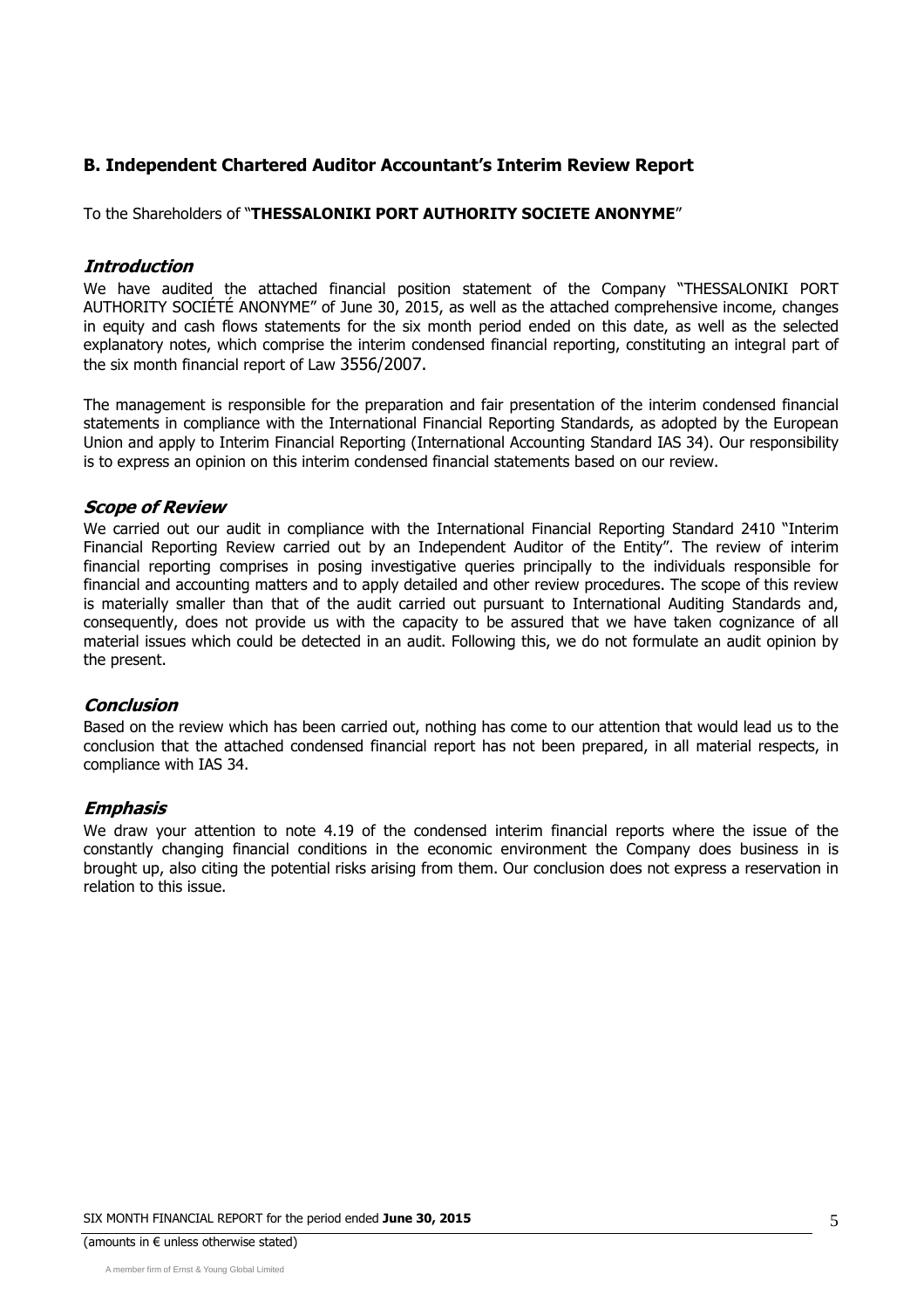## B. Independent Chartered Auditor Accountant's Interim Review Report

To the Shareholders of "**THESSALONIKI PORT AUTHORITY SOCIETE ANONYME**"

### *Introduction*

We have audited the attached financial position statement of the Company "THESSALONIKI PORT AUTHORITY SOCIÉTÉ ANONYME" of June 30, 2015, as well as the attached comprehensive income, changes in equity and cash flows statements for the six month period ended on this date, as well as the selected explanatory notes, which comprise the interim condensed financial reporting, constituting an integral part of the six month financial report of Law 3556/2007.

The management is responsible for the preparation and fair presentation of the interim condensed financial statements in compliance with the International Financial Reporting Standards, as adopted by the European Union and apply to Interim Financial Reporting (International Accounting Standard IAS 34). Our responsibility is to express an opinion on this interim condensed financial statements based on our review.

### *Scope of Review*

We carried out our audit in compliance with the International Financial Reporting Standard 2410 "Interim Financial Reporting Review carried out by an Independent Auditor of the Entity". The review of interim financial reporting comprises in posing investigative queries principally to the individuals responsible for financial and accounting matters and to apply detailed and other review procedures. The scope of this review is materially smaller than that of the audit carried out pursuant to International Auditing Standards and, consequently, does not provide us with the capacity to be assured that we have taken cognizance of all material issues which could be detected in an audit. Following this, we do not formulate an audit opinion by the present.

### *Conclusion*

Based on the review which has been carried out, nothing has come to our attention that would lead us to the conclusion that the attached condensed financial report has not been prepared, in all material respects, in compliance with IAS 34.

### *Emphasis*

We draw your attention to note 4.19 of the condensed interim financial reports where the issue of the constantly changing financial conditions in the economic environment the Company does business in is brought up, also citing the potential risks arising from them. Our conclusion does not express a reservation in relation to this issue.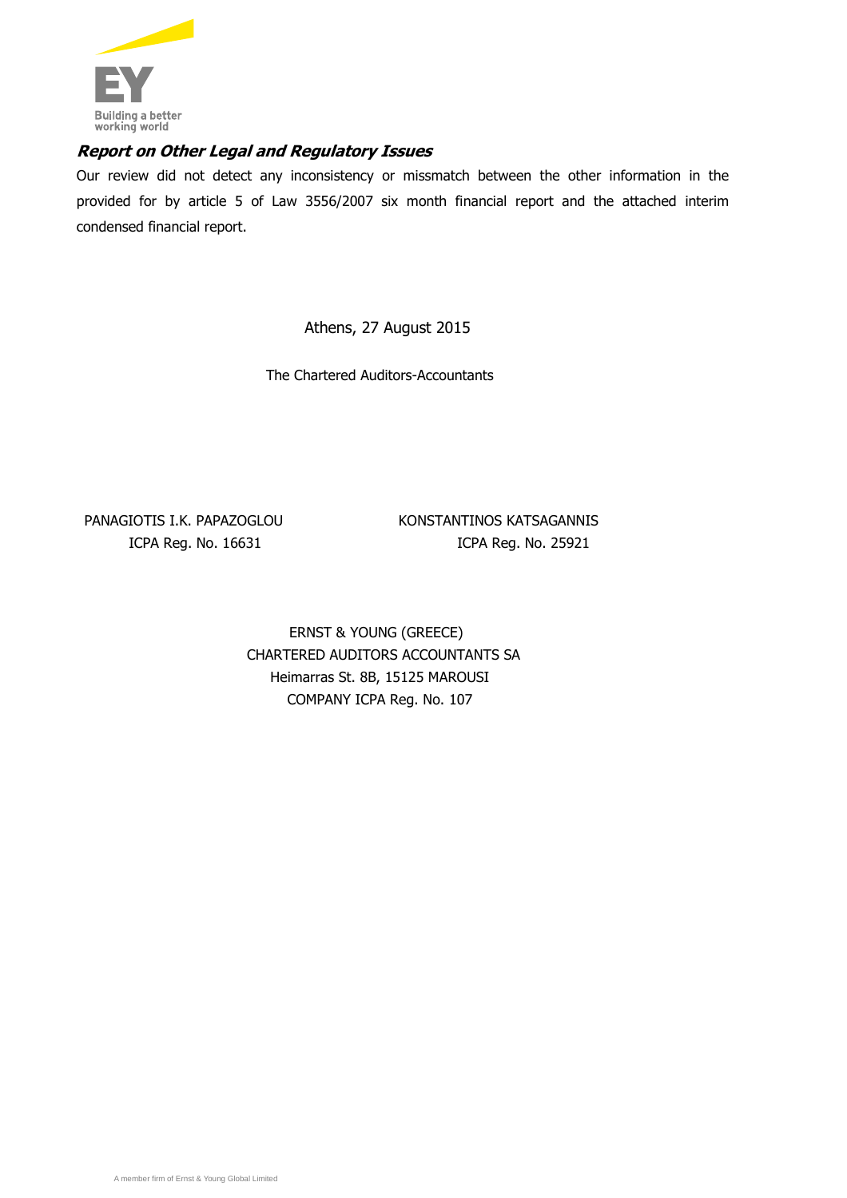***Report on Other Legal and Regulatory Issues***

Our review did not detect any inconsistency or missmatch between the other information in the provided for by article 5 of Law 3556/2007 six month financial report and the attached interim condensed financial report.

Athens, 27 August 2015

The Chartered Auditors-Accountants

PANAGIOTIS I.K. PAPAZOGLOU
ICPA Reg. No. 16631

KONSTANTINOS KATSAGANNIS
ICPA Reg. No. 25921

ERNST & YOUNG (GREECE)
CHARTERED AUDITORS ACCOUNTANTS SA
Heimarras St. 8B, 15125 MAROUSI
COMPANY ICPA Reg. No. 107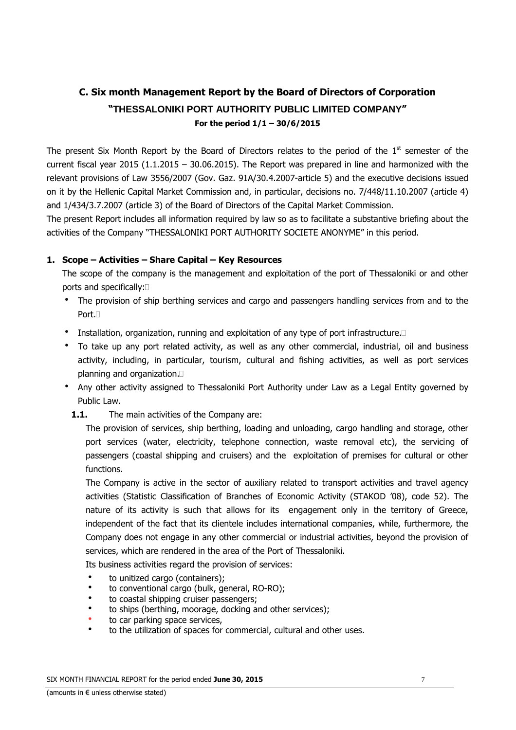# C. Six month Management Report by the Board of Directors of Corporation

## "THESSALONIKI PORT AUTHORITY PUBLIC LIMITED COMPANY"

**For the period 1/1 – 30/6/2015**

The present Six Month Report by the Board of Directors relates to the period of the 1st semester of the current fiscal year 2015 (1.1.2015 – 30.06.2015). The Report was prepared in line and harmonized with the relevant provisions of Law 3556/2007 (Gov. Gaz. 91A/30.4.2007-article 5) and the executive decisions issued on it by the Hellenic Capital Market Commission and, in particular, decisions no. 7/448/11.10.2007 (article 4) and 1/434/3.7.2007 (article 3) of the Board of Directors of the Capital Market Commission.

The present Report includes all information required by law so as to facilitate a substantive briefing about the activities of the Company "THESSALONIKI PORT AUTHORITY SOCIETE ANONYME" in this period.

### 1. Scope – Activities – Share Capital – Key Resources

The scope of the company is the management and exploitation of the port of Thessaloniki or and other ports and specifically:

- The provision of ship berthing services and cargo and passengers handling services from and to the Port.
- Installation, organization, running and exploitation of any type of port infrastructure.
- To take up any port related activity, as well as any other commercial, industrial, oil and business activity, including, in particular, tourism, cultural and fishing activities, as well as port services planning and organization.
- Any other activity assigned to Thessaloniki Port Authority under Law as a Legal Entity governed by Public Law.

**1.1.** The main activities of the Company are:

The provision of services, ship berthing, loading and unloading, cargo handling and storage, other port services (water, electricity, telephone connection, waste removal etc), the servicing of passengers (coastal shipping and cruisers) and the exploitation of premises for cultural or other functions.

The Company is active in the sector of auxiliary related to transport activities and travel agency activities (Statistic Classification of Branches of Economic Activity (STAKOD '08), code 52). The nature of its activity is such that allows for its engagement only in the territory of Greece, independent of the fact that its clientele includes international companies, while, furthermore, the Company does not engage in any other commercial or industrial activities, beyond the provision of services, which are rendered in the area of the Port of Thessaloniki.

Its business activities regard the provision of services:

- to unitized cargo (containers);
- to conventional cargo (bulk, general, RO-RO);
- to coastal shipping cruiser passengers;
- to ships (berthing, moorage, docking and other services);
- to car parking space services,
- to the utilization of spaces for commercial, cultural and other uses.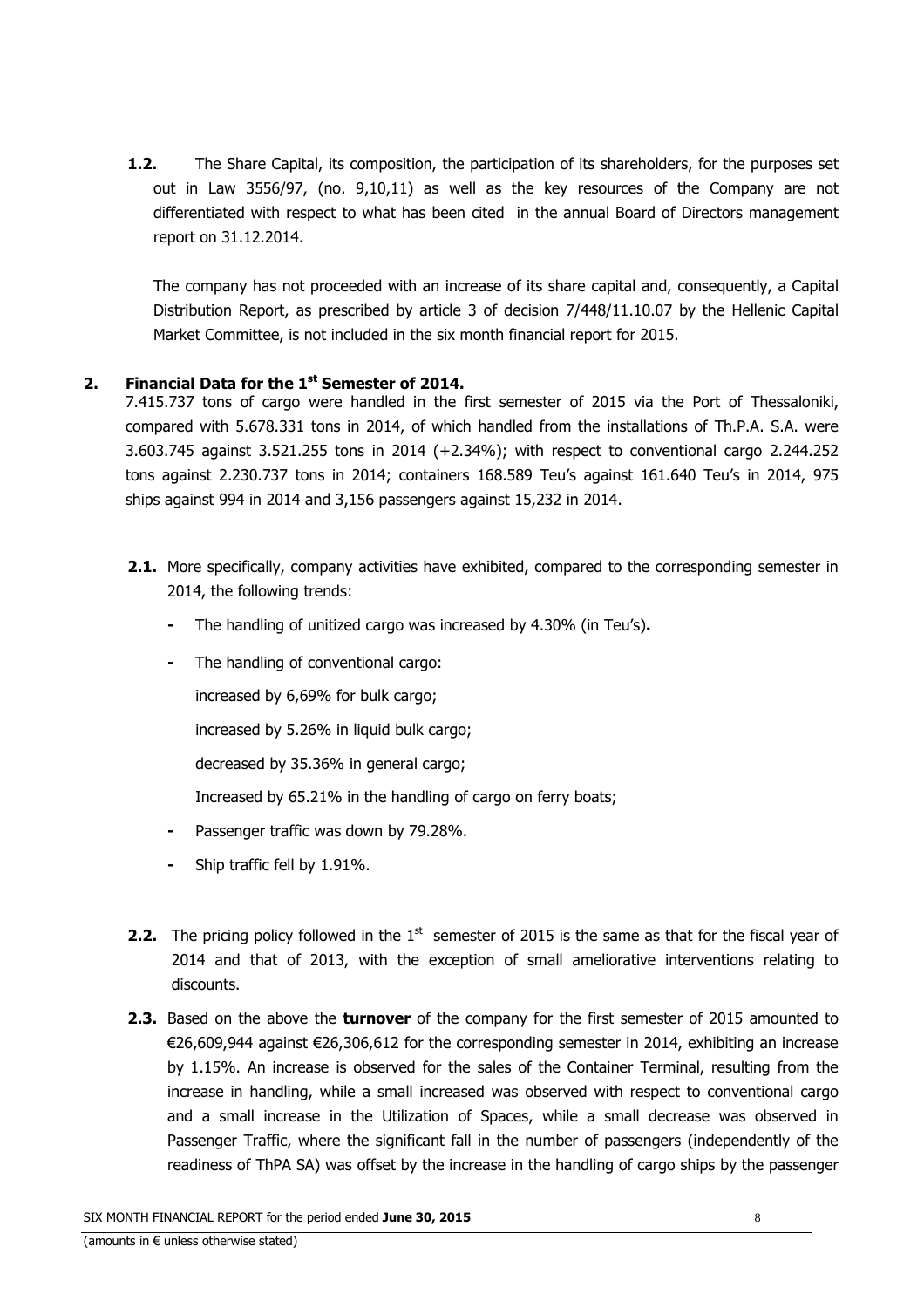**1.2.** The Share Capital, its composition, the participation of its shareholders, for the purposes set out in Law 3556/97, (no. 9,10,11) as well as the key resources of the Company are not differentiated with respect to what has been cited in the annual Board of Directors management report on 31.12.2014.

The company has not proceeded with an increase of its share capital and, consequently, a Capital Distribution Report, as prescribed by article 3 of decision 7/448/11.10.07 by the Hellenic Capital Market Committee, is not included in the six month financial report for 2015.

## 2. Financial Data for the 1st Semester of 2014.

7.415.737 tons of cargo were handled in the first semester of 2015 via the Port of Thessaloniki, compared with 5.678.331 tons in 2014, of which handled from the installations of Th.P.A. S.A. were 3.603.745 against 3.521.255 tons in 2014 (+2.34%); with respect to conventional cargo 2.244.252 tons against 2.230.737 tons in 2014; containers 168.589 Teu's against 161.640 Teu's in 2014, 975 ships against 994 in 2014 and 3,156 passengers against 15,232 in 2014.

**2.1.** More specifically, company activities have exhibited, compared to the corresponding semester in 2014, the following trends:

- The handling of unitized cargo was increased by 4.30% (in Teu's)**.**
- The handling of conventional cargo:

  increased by 6,69% for bulk cargo;

  increased by 5.26% in liquid bulk cargo;

  decreased by 35.36% in general cargo;

  Increased by 65.21% in the handling of cargo on ferry boats;
- Passenger traffic was down by 79.28%.
- Ship traffic fell by 1.91%.

**2.2.** The pricing policy followed in the 1st semester of 2015 is the same as that for the fiscal year of 2014 and that of 2013, with the exception of small ameliorative interventions relating to discounts.

**2.3.** Based on the above the **turnover** of the company for the first semester of 2015 amounted to €26,609,944 against €26,306,612 for the corresponding semester in 2014, exhibiting an increase by 1.15%. An increase is observed for the sales of the Container Terminal, resulting from the increase in handling, while a small increased was observed with respect to conventional cargo and a small increase in the Utilization of Spaces, while a small decrease was observed in Passenger Traffic, where the significant fall in the number of passengers (independently of the readiness of ThPA SA) was offset by the increase in the handling of cargo ships by the passenger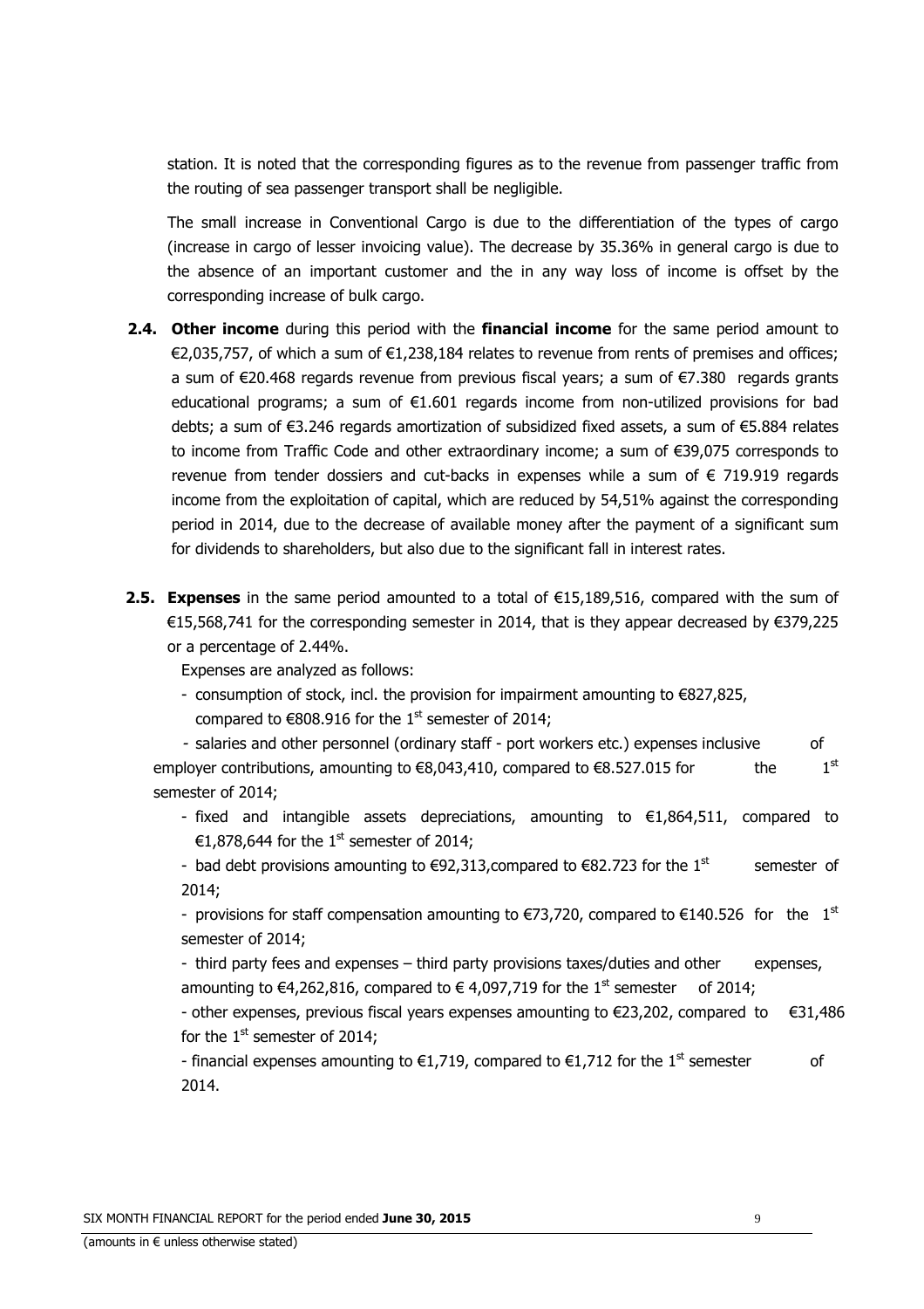station. It is noted that the corresponding figures as to the revenue from passenger traffic from the routing of sea passenger transport shall be negligible.

The small increase in Conventional Cargo is due to the differentiation of the types of cargo (increase in cargo of lesser invoicing value). The decrease by 35.36% in general cargo is due to the absence of an important customer and the in any way loss of income is offset by the corresponding increase of bulk cargo.

**2.4. Other income** during this period with the **financial income** for the same period amount to €2,035,757, of which a sum of €1,238,184 relates to revenue from rents of premises and offices; a sum of €20.468 regards revenue from previous fiscal years; a sum of €7.380 regards grants educational programs; a sum of €1.601 regards income from non-utilized provisions for bad debts; a sum of €3.246 regards amortization of subsidized fixed assets, a sum of €5.884 relates to income from Traffic Code and other extraordinary income; a sum of €39,075 corresponds to revenue from tender dossiers and cut-backs in expenses while a sum of € 719.919 regards income from the exploitation of capital, which are reduced by 54,51% against the corresponding period in 2014, due to the decrease of available money after the payment of a significant sum for dividends to shareholders, but also due to the significant fall in interest rates.

**2.5. Expenses** in the same period amounted to a total of €15,189,516, compared with the sum of €15,568,741 for the corresponding semester in 2014, that is they appear decreased by €379,225 or a percentage of 2.44%.

Expenses are analyzed as follows:

- consumption of stock, incl. the provision for impairment amounting to €827,825, compared to €808.916 for the 1st semester of 2014;
- salaries and other personnel (ordinary staff - port workers etc.) expenses inclusive of employer contributions, amounting to €8,043,410, compared to €8.527.015 for the 1st semester of 2014;
- fixed and intangible assets depreciations, amounting to €1,864,511, compared to €1,878,644 for the 1st semester of 2014;
- bad debt provisions amounting to €92,313,compared to €82.723 for the 1st semester of 2014;
- provisions for staff compensation amounting to €73,720, compared to €140.526 for the 1st semester of 2014;
- third party fees and expenses – third party provisions taxes/duties and other expenses, amounting to €4,262,816, compared to € 4,097,719 for the 1st semester of 2014;
- other expenses, previous fiscal years expenses amounting to €23,202, compared to €31,486 for the 1st semester of 2014;
- financial expenses amounting to €1,719, compared to €1,712 for the 1st semester of 2014.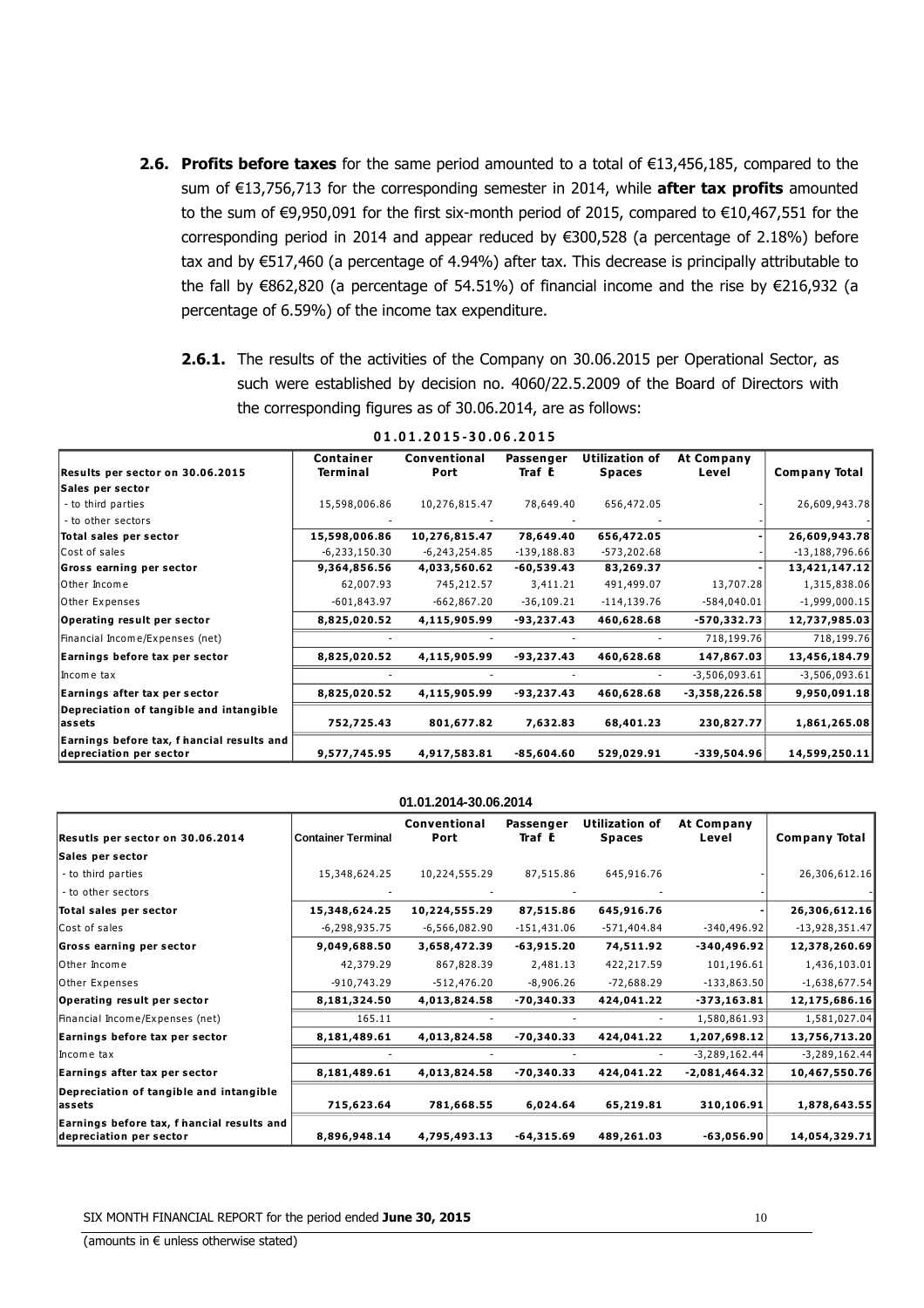**2.6. Profits before taxes** for the same period amounted to a total of €13,456,185, compared to the sum of €13,756,713 for the corresponding semester in 2014, while **after tax profits** amounted to the sum of €9,950,091 for the first six-month period of 2015, compared to €10,467,551 for the corresponding period in 2014 and appear reduced by €300,528 (a percentage of 2.18%) before tax and by €517,460 (a percentage of 4.94%) after tax. This decrease is principally attributable to the fall by €862,820 (a percentage of 54.51%) of financial income and the rise by €216,932 (a percentage of 6.59%) of the income tax expenditure.

**2.6.1.** The results of the activities of the Company on 30.06.2015 per Operational Sector, as such were established by decision no. 4060/22.5.2009 of the Board of Directors with the corresponding figures as of 30.06.2014, are as follows:

**01.01.2015-30.06.2015**

| Results per sector on 30.06.2015 | Container Terminal | Conventional Port | Passenger Traffic | Utilization of Spaces | At Company Level | Company Total |
|---|---|---|---|---|---|---|
| **Sales per sector** | | | | | | |
| - to third parties | 15,598,006.86 | 10,276,815.47 | 78,649.40 | 656,472.05 | - | 26,609,943.78 |
| - to other sectors | - | - | - | - | - | - |
| **Total sales per sector** | **15,598,006.86** | **10,276,815.47** | **78,649.40** | **656,472.05** | - | **26,609,943.78** |
| Cost of sales | -6,233,150.30 | -6,243,254.85 | -139,188.83 | -573,202.68 | - | -13,188,796.66 |
| **Gross earning per sector** | **9,364,856.56** | **4,033,560.62** | **-60,539.43** | **83,269.37** | - | **13,421,147.12** |
| Other Income | 62,007.93 | 745,212.57 | 3,411.21 | 491,499.07 | 13,707.28 | 1,315,838.06 |
| Other Expenses | -601,843.97 | -662,867.20 | -36,109.21 | -114,139.76 | -584,040.01 | -1,999,000.15 |
| **Operating result per sector** | **8,825,020.52** | **4,115,905.99** | **-93,237.43** | **460,628.68** | **-570,332.73** | **12,737,985.03** |
| Financial Income/Expenses (net) | - | - | - | - | 718,199.76 | 718,199.76 |
| **Earnings before tax per sector** | **8,825,020.52** | **4,115,905.99** | **-93,237.43** | **460,628.68** | **147,867.03** | **13,456,184.79** |
| Income tax | - | - | - | - | -3,506,093.61 | -3,506,093.61 |
| **Earnings after tax per sector** | **8,825,020.52** | **4,115,905.99** | **-93,237.43** | **460,628.68** | **-3,358,226.58** | **9,950,091.18** |
| **Depreciation of tangible and intangible assets** | **752,725.43** | **801,677.82** | **7,632.83** | **68,401.23** | **230,827.77** | **1,861,265.08** |
| **Earnings before tax, financial results and depreciation per sector** | **9,577,745.95** | **4,917,583.81** | **-85,604.60** | **529,029.91** | **-339,504.96** | **14,599,250.11** |

**01.01.2014-30.06.2014**

| Resutls per sector on 30.06.2014 | Container Terminal | Conventional Port | Passenger Traffic | Utilization of Spaces | At Company Level | Company Total |
|---|---|---|---|---|---|---|
| **Sales per sector** | | | | | | |
| - to third parties | 15,348,624.25 | 10,224,555.29 | 87,515.86 | 645,916.76 | - | 26,306,612.16 |
| - to other sectors | - | - | - | - | - | - |
| **Total sales per sector** | **15,348,624.25** | **10,224,555.29** | **87,515.86** | **645,916.76** | - | **26,306,612.16** |
| Cost of sales | -6,298,935.75 | -6,566,082.90 | -151,431.06 | -571,404.84 | -340,496.92 | -13,928,351.47 |
| **Gross earning per sector** | **9,049,688.50** | **3,658,472.39** | **-63,915.20** | **74,511.92** | **-340,496.92** | **12,378,260.69** |
| Other Income | 42,379.29 | 867,828.39 | 2,481.13 | 422,217.59 | 101,196.61 | 1,436,103.01 |
| Other Expenses | -910,743.29 | -512,476.20 | -8,906.26 | -72,688.29 | -133,863.50 | -1,638,677.54 |
| **Operating result per sector** | **8,181,324.50** | **4,013,824.58** | **-70,340.33** | **424,041.22** | **-373,163.81** | **12,175,686.16** |
| Financial Income/Expenses (net) | 165.11 | - | - | - | 1,580,861.93 | 1,581,027.04 |
| **Earnings before tax per sector** | **8,181,489.61** | **4,013,824.58** | **-70,340.33** | **424,041.22** | **1,207,698.12** | **13,756,713.20** |
| Income tax | - | - | - | - | -3,289,162.44 | -3,289,162.44 |
| **Earnings after tax per sector** | **8,181,489.61** | **4,013,824.58** | **-70,340.33** | **424,041.22** | **-2,081,464.32** | **10,467,550.76** |
| **Depreciation of tangible and intangible assets** | **715,623.64** | **781,668.55** | **6,024.64** | **65,219.81** | **310,106.91** | **1,878,643.55** |
| **Earnings before tax, financial results and depreciation per sector** | **8,896,948.14** | **4,795,493.13** | **-64,315.69** | **489,261.03** | **-63,056.90** | **14,054,329.71** |

(amounts in € unless otherwise stated)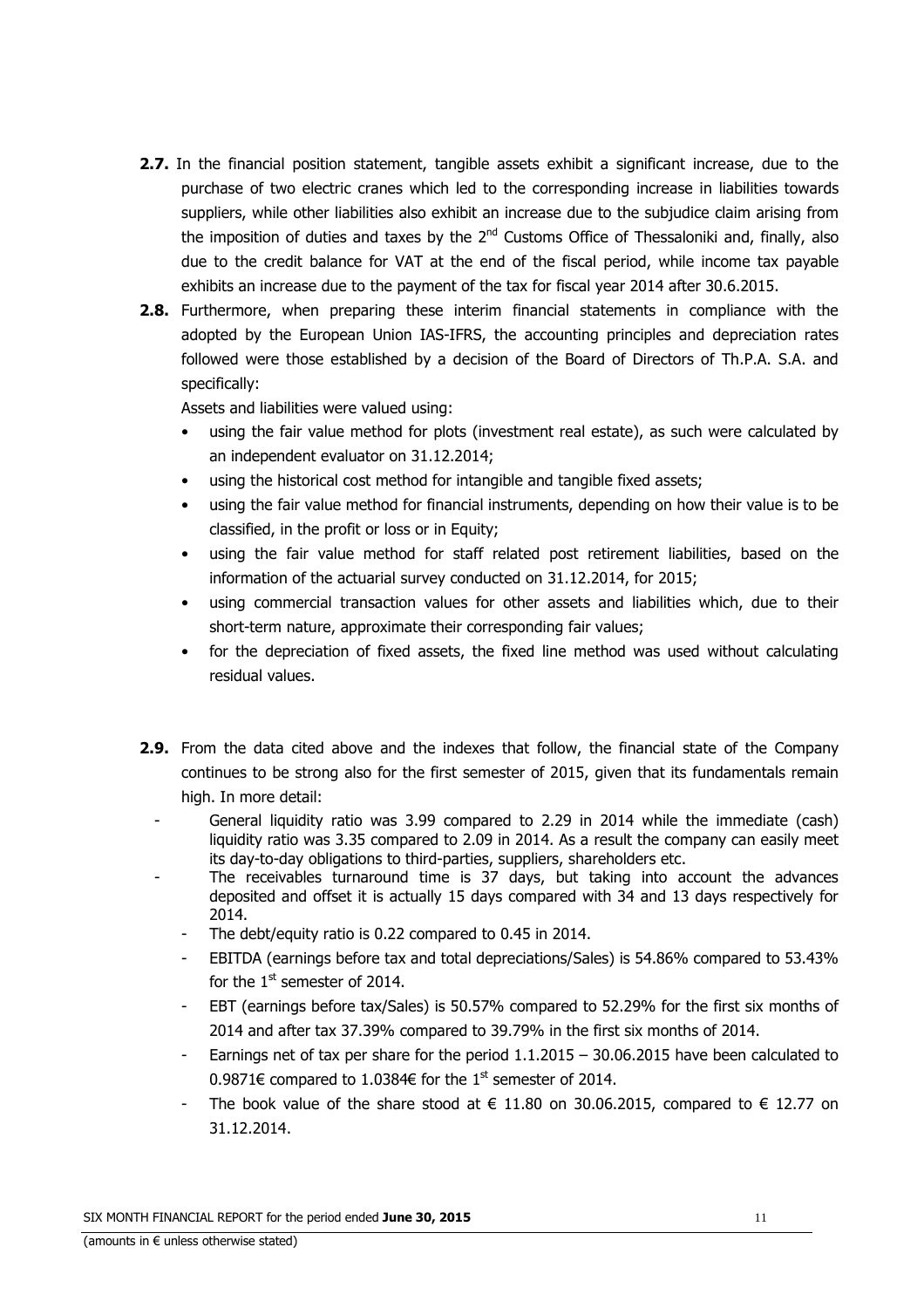**2.7.** In the financial position statement, tangible assets exhibit a significant increase, due to the purchase of two electric cranes which led to the corresponding increase in liabilities towards suppliers, while other liabilities also exhibit an increase due to the subjudice claim arising from the imposition of duties and taxes by the 2nd Customs Office of Thessaloniki and, finally, also due to the credit balance for VAT at the end of the fiscal period, while income tax payable exhibits an increase due to the payment of the tax for fiscal year 2014 after 30.6.2015.

**2.8.** Furthermore, when preparing these interim financial statements in compliance with the adopted by the European Union IAS-IFRS, the accounting principles and depreciation rates followed were those established by a decision of the Board of Directors of Th.P.A. S.A. and specifically:

Assets and liabilities were valued using:

- using the fair value method for plots (investment real estate), as such were calculated by an independent evaluator on 31.12.2014;
- using the historical cost method for intangible and tangible fixed assets;
- using the fair value method for financial instruments, depending on how their value is to be classified, in the profit or loss or in Equity;
- using the fair value method for staff related post retirement liabilities, based on the information of the actuarial survey conducted on 31.12.2014, for 2015;
- using commercial transaction values for other assets and liabilities which, due to their short-term nature, approximate their corresponding fair values;
- for the depreciation of fixed assets, the fixed line method was used without calculating residual values.

**2.9.** From the data cited above and the indexes that follow, the financial state of the Company continues to be strong also for the first semester of 2015, given that its fundamentals remain high. In more detail:

- General liquidity ratio was 3.99 compared to 2.29 in 2014 while the immediate (cash) liquidity ratio was 3.35 compared to 2.09 in 2014. As a result the company can easily meet its day-to-day obligations to third-parties, suppliers, shareholders etc.
- The receivables turnaround time is 37 days, but taking into account the advances deposited and offset it is actually 15 days compared with 34 and 13 days respectively for 2014.
- The debt/equity ratio is 0.22 compared to 0.45 in 2014.
- EBITDA (earnings before tax and total depreciations/Sales) is 54.86% compared to 53.43% for the 1st semester of 2014.
- EBT (earnings before tax/Sales) is 50.57% compared to 52.29% for the first six months of 2014 and after tax 37.39% compared to 39.79% in the first six months of 2014.
- Earnings net of tax per share for the period 1.1.2015 – 30.06.2015 have been calculated to 0.9871€ compared to 1.0384€ for the 1st semester of 2014.
- The book value of the share stood at € 11.80 on 30.06.2015, compared to € 12.77 on 31.12.2014.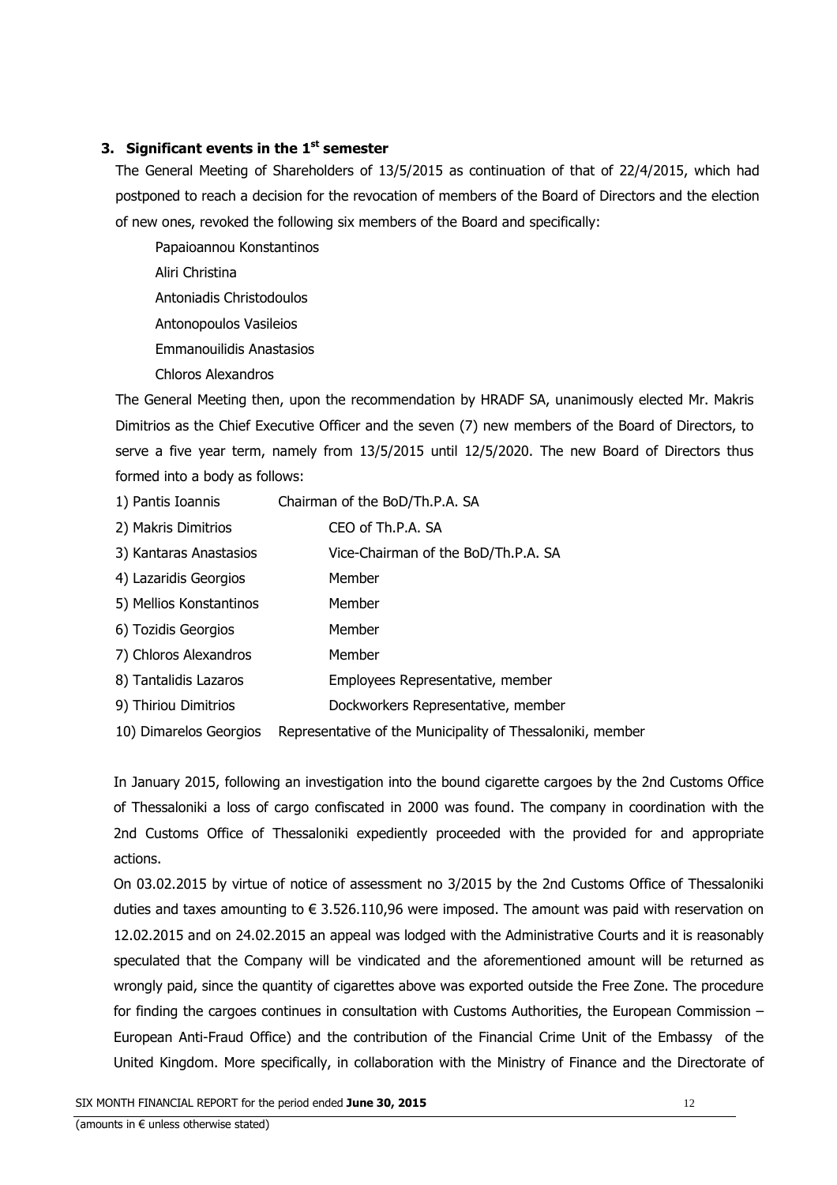### 3. Significant events in the 1st semester

The General Meeting of Shareholders of 13/5/2015 as continuation of that of 22/4/2015, which had postponed to reach a decision for the revocation of members of the Board of Directors and the election of new ones, revoked the following six members of the Board and specifically:

Papaioannou Konstantinos

Aliri Christina

Antoniadis Christodoulos

Antonopoulos Vasileios

Emmanouilidis Anastasios

Chloros Alexandros

The General Meeting then, upon the recommendation by HRADF SA, unanimously elected Mr. Makris Dimitrios as the Chief Executive Officer and the seven (7) new members of the Board of Directors, to serve a five year term, namely from 13/5/2015 until 12/5/2020. The new Board of Directors thus formed into a body as follows:

| | |
|---|---|
| 1) Pantis Ioannis | Chairman of the BoD/Th.P.A. SA |
| 2) Makris Dimitrios | CEO of Th.P.A. SA |
| 3) Kantaras Anastasios | Vice-Chairman of the BoD/Th.P.A. SA |
| 4) Lazaridis Georgios | Member |
| 5) Mellios Konstantinos | Member |
| 6) Tozidis Georgios | Member |
| 7) Chloros Alexandros | Member |
| 8) Tantalidis Lazaros | Employees Representative, member |
| 9) Thiriou Dimitrios | Dockworkers Representative, member |
| 10) Dimarelos Georgios | Representative of the Municipality of Thessaloniki, member |

In January 2015, following an investigation into the bound cigarette cargoes by the 2nd Customs Office of Thessaloniki a loss of cargo confiscated in 2000 was found. The company in coordination with the 2nd Customs Office of Thessaloniki expediently proceeded with the provided for and appropriate actions.

On 03.02.2015 by virtue of notice of assessment no 3/2015 by the 2nd Customs Office of Thessaloniki duties and taxes amounting to € 3.526.110,96 were imposed. The amount was paid with reservation on 12.02.2015 and on 24.02.2015 an appeal was lodged with the Administrative Courts and it is reasonably speculated that the Company will be vindicated and the aforementioned amount will be returned as wrongly paid, since the quantity of cigarettes above was exported outside the Free Zone. The procedure for finding the cargoes continues in consultation with Customs Authorities, the European Commission – European Anti-Fraud Office) and the contribution of the Financial Crime Unit of the Embassy of the United Kingdom. More specifically, in collaboration with the Ministry of Finance and the Directorate of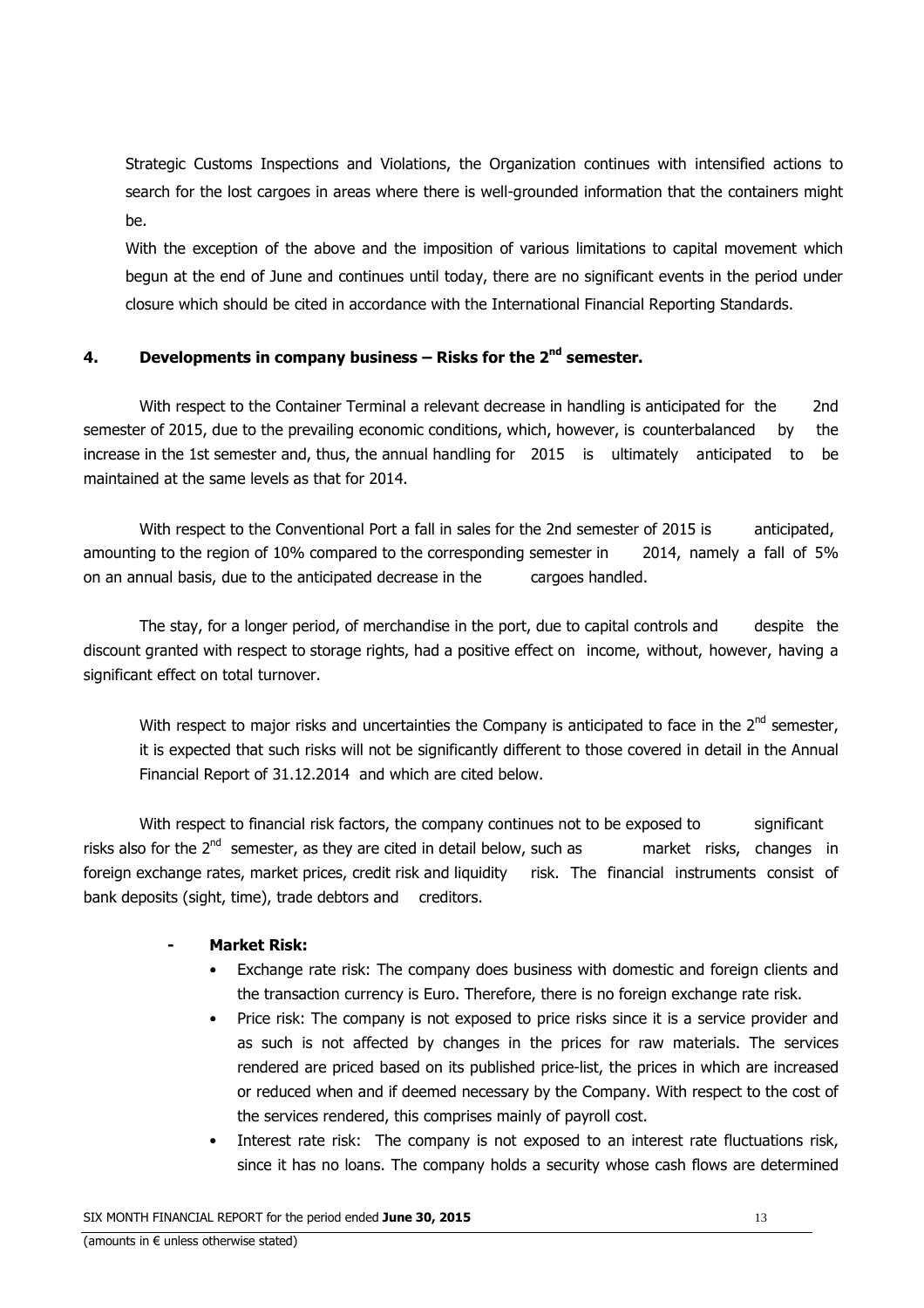Strategic Customs Inspections and Violations, the Organization continues with intensified actions to search for the lost cargoes in areas where there is well-grounded information that the containers might be.

With the exception of the above and the imposition of various limitations to capital movement which begun at the end of June and continues until today, there are no significant events in the period under closure which should be cited in accordance with the International Financial Reporting Standards.

## 4. Developments in company business – Risks for the 2nd semester.

With respect to the Container Terminal a relevant decrease in handling is anticipated for the 2nd semester of 2015, due to the prevailing economic conditions, which, however, is counterbalanced by the increase in the 1st semester and, thus, the annual handling for 2015 is ultimately anticipated to be maintained at the same levels as that for 2014.

With respect to the Conventional Port a fall in sales for the 2nd semester of 2015 is anticipated, amounting to the region of 10% compared to the corresponding semester in 2014, namely a fall of 5% on an annual basis, due to the anticipated decrease in the cargoes handled.

The stay, for a longer period, of merchandise in the port, due to capital controls and despite the discount granted with respect to storage rights, had a positive effect on income, without, however, having a significant effect on total turnover.

With respect to major risks and uncertainties the Company is anticipated to face in the 2nd semester, it is expected that such risks will not be significantly different to those covered in detail in the Annual Financial Report of 31.12.2014 and which are cited below.

With respect to financial risk factors, the company continues not to be exposed to significant risks also for the 2nd semester, as they are cited in detail below, such as market risks, changes in foreign exchange rates, market prices, credit risk and liquidity risk. The financial instruments consist of bank deposits (sight, time), trade debtors and creditors.

- **Market Risk:**
  - Exchange rate risk: The company does business with domestic and foreign clients and the transaction currency is Euro. Therefore, there is no foreign exchange rate risk.
  - Price risk: The company is not exposed to price risks since it is a service provider and as such is not affected by changes in the prices for raw materials. The services rendered are priced based on its published price-list, the prices in which are increased or reduced when and if deemed necessary by the Company. With respect to the cost of the services rendered, this comprises mainly of payroll cost.
  - Interest rate risk: The company is not exposed to an interest rate fluctuations risk, since it has no loans. The company holds a security whose cash flows are determined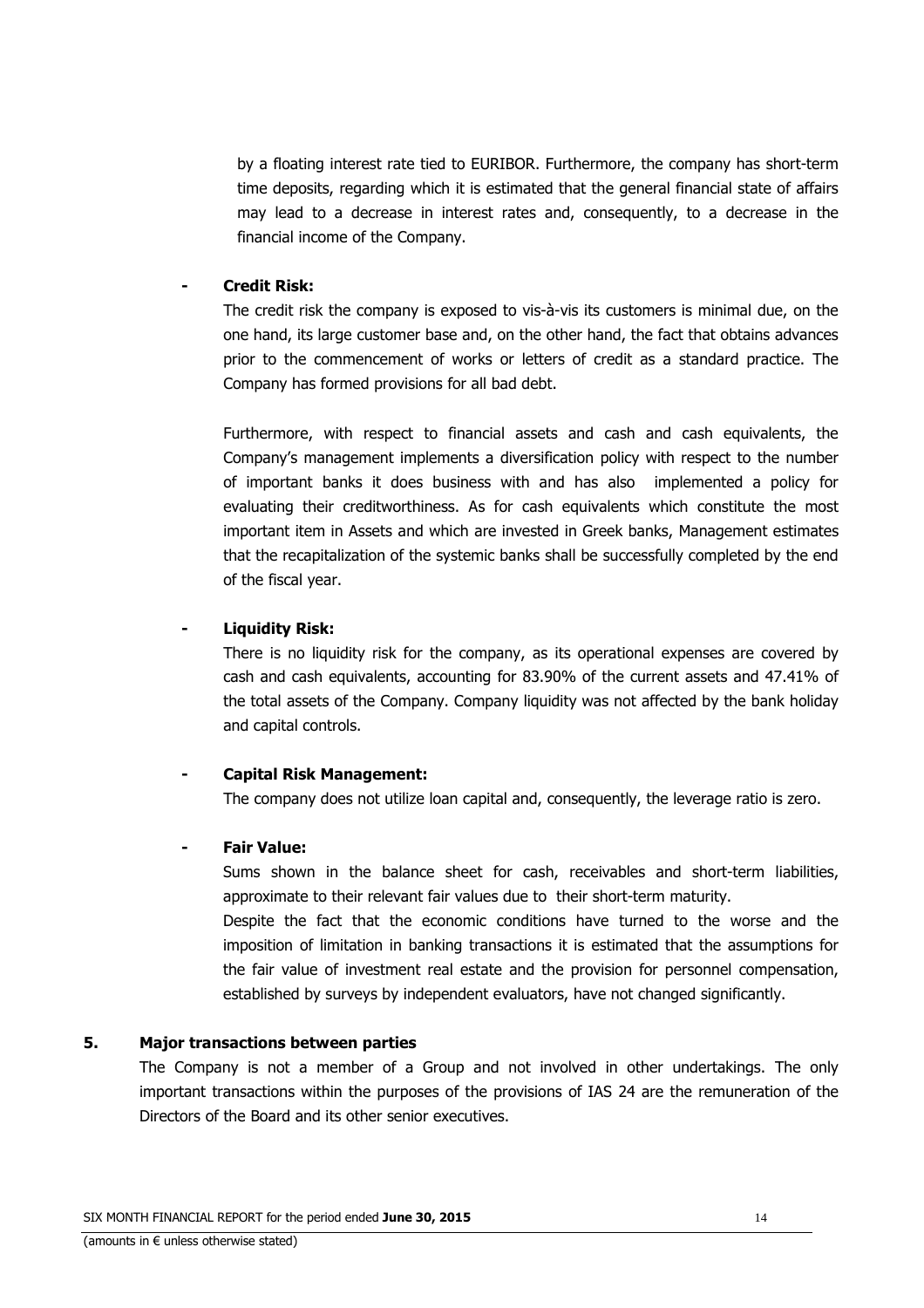by a floating interest rate tied to EURIBOR. Furthermore, the company has short-term time deposits, regarding which it is estimated that the general financial state of affairs may lead to a decrease in interest rates and, consequently, to a decrease in the financial income of the Company.

- **Credit Risk:**

  The credit risk the company is exposed to vis-à-vis its customers is minimal due, on the one hand, its large customer base and, on the other hand, the fact that obtains advances prior to the commencement of works or letters of credit as a standard practice. The Company has formed provisions for all bad debt.

  Furthermore, with respect to financial assets and cash and cash equivalents, the Company's management implements a diversification policy with respect to the number of important banks it does business with and has also implemented a policy for evaluating their creditworthiness. As for cash equivalents which constitute the most important item in Assets and which are invested in Greek banks, Management estimates that the recapitalization of the systemic banks shall be successfully completed by the end of the fiscal year.

- **Liquidity Risk:**

  There is no liquidity risk for the company, as its operational expenses are covered by cash and cash equivalents, accounting for 83.90% of the current assets and 47.41% of the total assets of the Company. Company liquidity was not affected by the bank holiday and capital controls.

- **Capital Risk Management:**

  The company does not utilize loan capital and, consequently, the leverage ratio is zero.

- **Fair Value:**

  Sums shown in the balance sheet for cash, receivables and short-term liabilities, approximate to their relevant fair values due to their short-term maturity.

  Despite the fact that the economic conditions have turned to the worse and the imposition of limitation in banking transactions it is estimated that the assumptions for the fair value of investment real estate and the provision for personnel compensation, established by surveys by independent evaluators, have not changed significantly.

## 5. Major transactions between parties

The Company is not a member of a Group and not involved in other undertakings. The only important transactions within the purposes of the provisions of IAS 24 are the remuneration of the Directors of the Board and its other senior executives.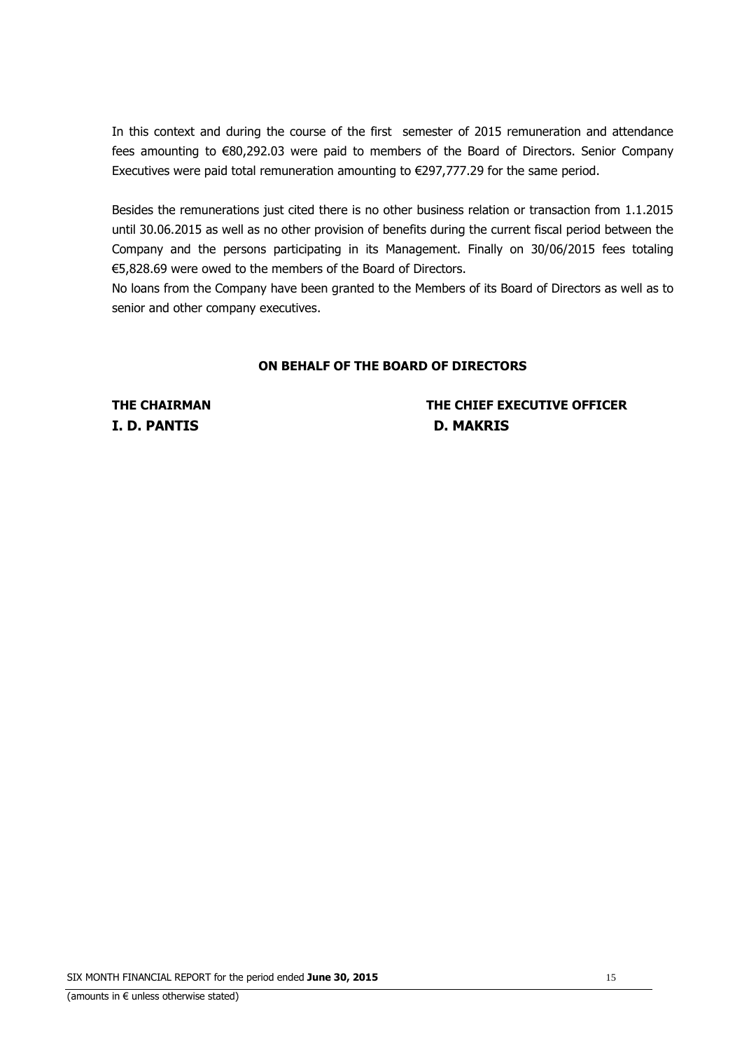In this context and during the course of the first semester of 2015 remuneration and attendance fees amounting to €80,292.03 were paid to members of the Board of Directors. Senior Company Executives were paid total remuneration amounting to €297,777.29 for the same period.

Besides the remunerations just cited there is no other business relation or transaction from 1.1.2015 until 30.06.2015 as well as no other provision of benefits during the current fiscal period between the Company and the persons participating in its Management. Finally on 30/06/2015 fees totaling €5,828.69 were owed to the members of the Board of Directors.

No loans from the Company have been granted to the Members of its Board of Directors as well as to senior and other company executives.

**ON BEHALF OF THE BOARD OF DIRECTORS**

**THE CHAIRMAN**
**I. D. PANTIS**

**THE CHIEF EXECUTIVE OFFICER**
**D. MAKRIS**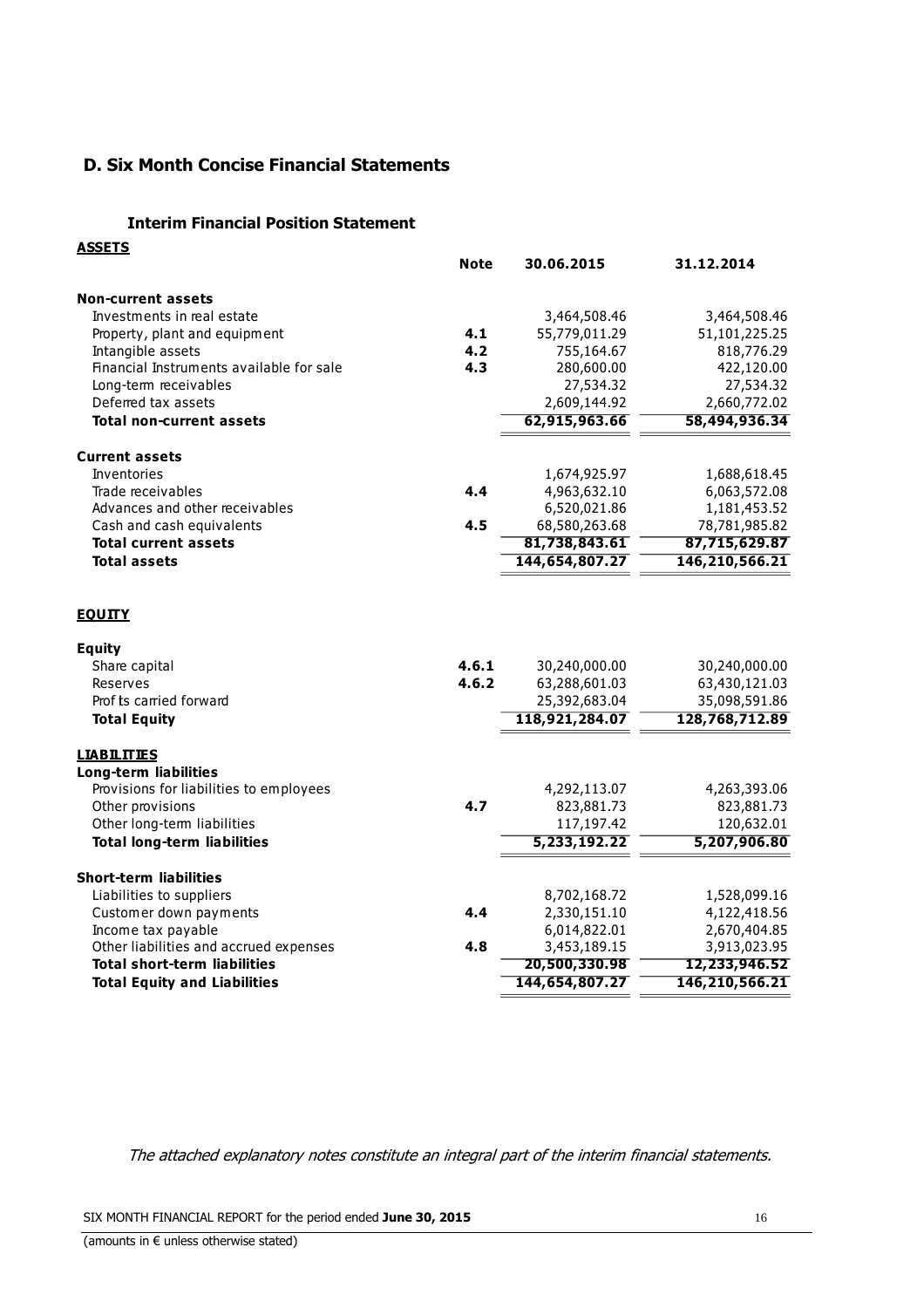## D. Six Month Concise Financial Statements

### Interim Financial Position Statement

| **ASSETS** | **Note** | **30.06.2015** | **31.12.2014** |
|---|---|---|---|
| **Non-current assets** | | | |
| Investments in real estate | | 3,464,508.46 | 3,464,508.46 |
| Property, plant and equipment | **4.1** | 55,779,011.29 | 51,101,225.25 |
| Intangible assets | **4.2** | 755,164.67 | 818,776.29 |
| Financial Instruments available for sale | **4.3** | 280,600.00 | 422,120.00 |
| Long-term receivables | | 27,534.32 | 27,534.32 |
| Deferred tax assets | | 2,609,144.92 | 2,660,772.02 |
| **Total non-current assets** | | **62,915,963.66** | **58,494,936.34** |
| **Current assets** | | | |
| Inventories | | 1,674,925.97 | 1,688,618.45 |
| Trade receivables | **4.4** | 4,963,632.10 | 6,063,572.08 |
| Advances and other receivables | | 6,520,021.86 | 1,181,453.52 |
| Cash and cash equivalents | **4.5** | 68,580,263.68 | 78,781,985.82 |
| **Total current assets** | | **81,738,843.61** | **87,715,629.87** |
| **Total assets** | | **144,654,807.27** | **146,210,566.21** |

| **EQUITY** | **Note** | **30.06.2015** | **31.12.2014** |
|---|---|---|---|
| **Equity** | | | |
| Share capital | **4.6.1** | 30,240,000.00 | 30,240,000.00 |
| Reserves | **4.6.2** | 63,288,601.03 | 63,430,121.03 |
| Profits carried forward | | 25,392,683.04 | 35,098,591.86 |
| **Total Equity** | | **118,921,284.07** | **128,768,712.89** |
| **LIABILITIES** | | | |
| **Long-term liabilities** | | | |
| Provisions for liabilities to employees | | 4,292,113.07 | 4,263,393.06 |
| Other provisions | **4.7** | 823,881.73 | 823,881.73 |
| Other long-term liabilities | | 117,197.42 | 120,632.01 |
| **Total long-term liabilities** | | **5,233,192.22** | **5,207,906.80** |
| **Short-term liabilities** | | | |
| Liabilities to suppliers | | 8,702,168.72 | 1,528,099.16 |
| Customer down payments | **4.4** | 2,330,151.10 | 4,122,418.56 |
| Income tax payable | | 6,014,822.01 | 2,670,404.85 |
| Other liabilities and accrued expenses | **4.8** | 3,453,189.15 | 3,913,023.95 |
| **Total short-term liabilities** | | **20,500,330.98** | **12,233,946.52** |
| **Total Equity and Liabilities** | | **144,654,807.27** | **146,210,566.21** |

*The attached explanatory notes constitute an integral part of the interim financial statements.*

(amounts in € unless otherwise stated)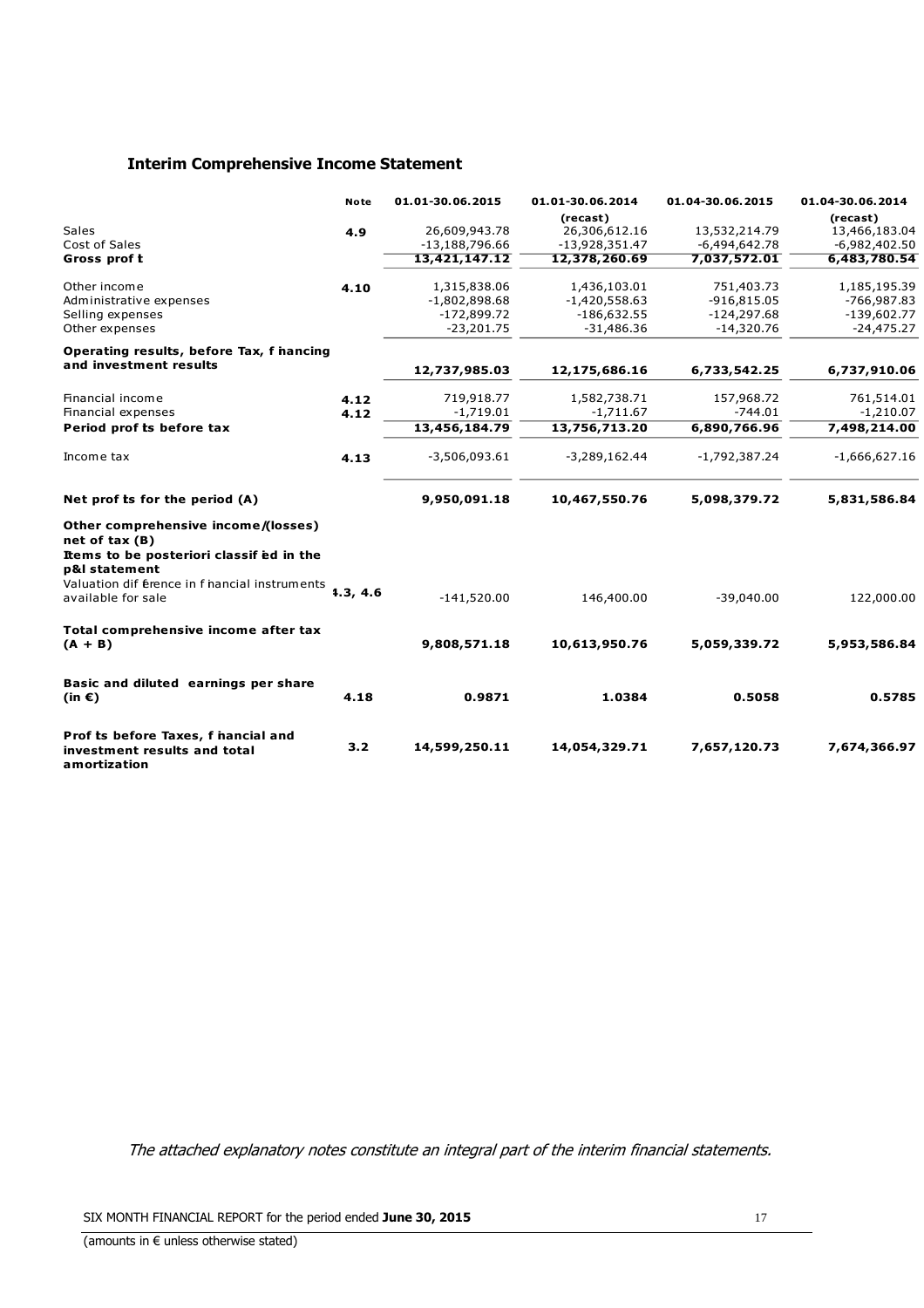## Interim Comprehensive Income Statement

| | Note | 01.01-30.06.2015 | 01.01-30.06.2014 (recast) | 01.04-30.06.2015 | 01.04-30.06.2014 (recast) |
|---|---|---|---|---|---|
| Sales | 4.9 | 26,609,943.78 | 26,306,612.16 | 13,532,214.79 | 13,466,183.04 |
| Cost of Sales | | -13,188,796.66 | -13,928,351.47 | -6,494,642.78 | -6,982,402.50 |
| **Gross profit** | | **13,421,147.12** | **12,378,260.69** | **7,037,572.01** | **6,483,780.54** |
| Other income | 4.10 | 1,315,838.06 | 1,436,103.01 | 751,403.73 | 1,185,195.39 |
| Administrative expenses | | -1,802,898.68 | -1,420,558.63 | -916,815.05 | -766,987.83 |
| Selling expenses | | -172,899.72 | -186,632.55 | -124,297.68 | -139,602.77 |
| Other expenses | | -23,201.75 | -31,486.36 | -14,320.76 | -24,475.27 |
| **Operating results, before Tax, financing and investment results** | | **12,737,985.03** | **12,175,686.16** | **6,733,542.25** | **6,737,910.06** |
| Financial income | 4.12 | 719,918.77 | 1,582,738.71 | 157,968.72 | 761,514.01 |
| Financial expenses | 4.12 | -1,719.01 | -1,711.67 | -744.01 | -1,210.07 |
| **Period profits before tax** | | **13,456,184.79** | **13,756,713.20** | **6,890,766.96** | **7,498,214.00** |
| Income tax | 4.13 | -3,506,093.61 | -3,289,162.44 | -1,792,387.24 | -1,666,627.16 |
| **Net profits for the period (A)** | | **9,950,091.18** | **10,467,550.76** | **5,098,379.72** | **5,831,586.84** |
| **Other comprehensive income/(losses) net of tax (B)** | | | | | |
| **Items to be posteriori classified in the p&l statement** | | | | | |
| Valuation difference in financial instruments available for sale | 4.3, 4.6 | -141,520.00 | 146,400.00 | -39,040.00 | 122,000.00 |
| **Total comprehensive income after tax (A + B)** | | **9,808,571.18** | **10,613,950.76** | **5,059,339.72** | **5,953,586.84** |
| **Basic and diluted earnings per share (in €)** | 4.18 | **0.9871** | **1.0384** | **0.5058** | **0.5785** |
| **Profits before Taxes, financial and investment results and total amortization** | 3.2 | **14,599,250.11** | **14,054,329.71** | **7,657,120.73** | **7,674,366.97** |

*The attached explanatory notes constitute an integral part of the interim financial statements.*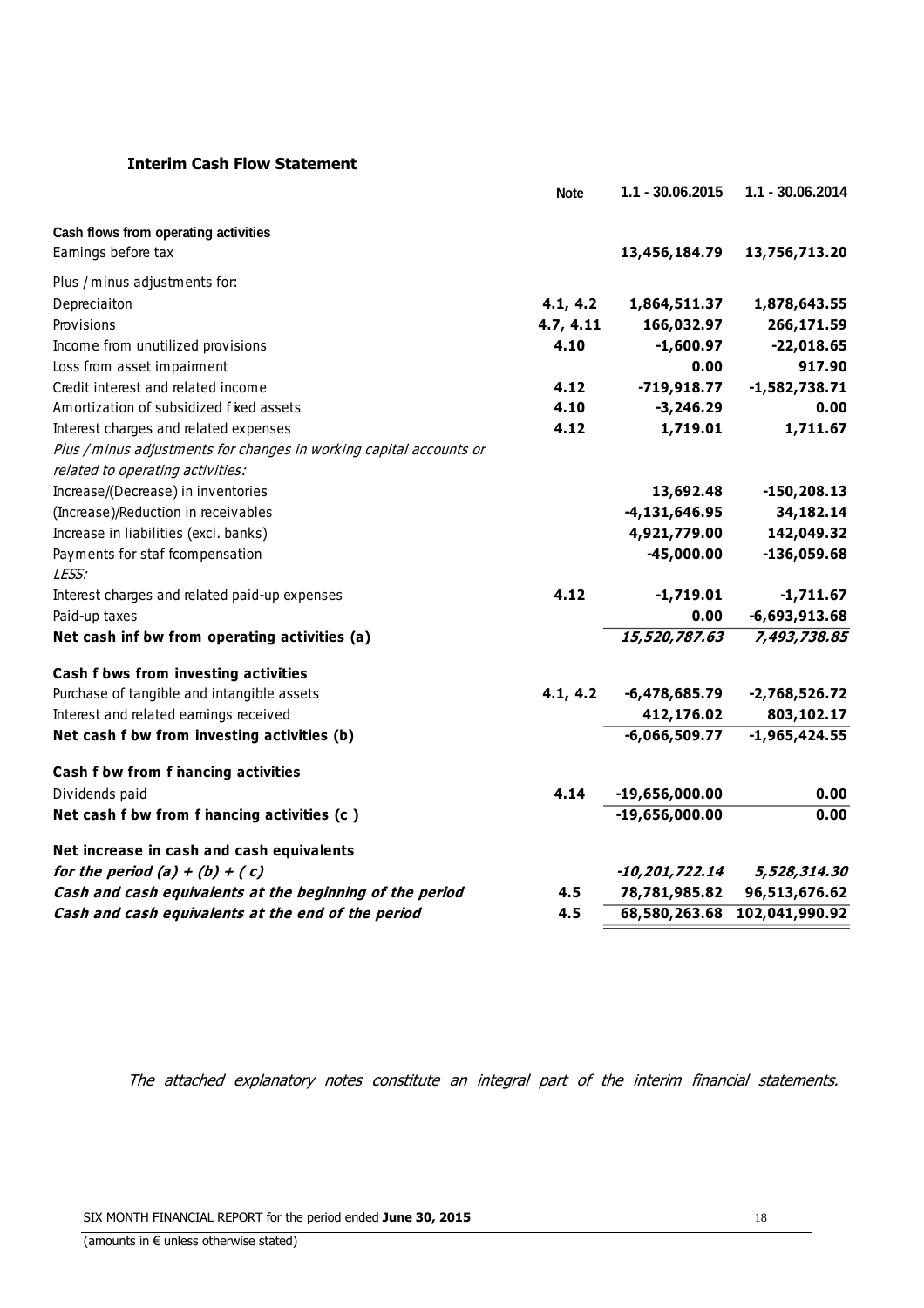## Interim Cash Flow Statement

| | Note | 1.1 - 30.06.2015 | 1.1 - 30.06.2014 |
|---|---|---|---|
| **Cash flows from operating activities** | | | |
| Earnings before tax | | **13,456,184.79** | **13,756,713.20** |
| Plus / minus adjustments for: | | | |
| Depreciaiton | **4.1, 4.2** | **1,864,511.37** | **1,878,643.55** |
| Provisions | **4.7, 4.11** | **166,032.97** | **266,171.59** |
| Income from unutilized provisions | **4.10** | **-1,600.97** | **-22,018.65** |
| Loss from asset impairment | | **0.00** | **917.90** |
| Credit interest and related income | **4.12** | **-719,918.77** | **-1,582,738.71** |
| Amortization of subsidized fixed assets | **4.10** | **-3,246.29** | **0.00** |
| Interest charges and related expenses | **4.12** | **1,719.01** | **1,711.67** |
| *Plus / minus adjustments for changes in working capital accounts or related to operating activities:* | | | |
| Increase/(Decrease) in inventories | | **13,692.48** | **-150,208.13** |
| (Increase)/Reduction in receivables | | **-4,131,646.95** | **34,182.14** |
| Increase in liabilities (excl. banks) | | **4,921,779.00** | **142,049.32** |
| Payments for staf fcompensation | | **-45,000.00** | **-136,059.68** |
| *LESS:* | | | |
| Interest charges and related paid-up expenses | **4.12** | **-1,719.01** | **-1,711.67** |
| Paid-up taxes | | **0.00** | **-6,693,913.68** |
| **Net cash inflow from operating activities (a)** | | ***15,520,787.63*** | ***7,493,738.85*** |
| **Cash flows from investing activities** | | | |
| Purchase of tangible and intangible assets | **4.1, 4.2** | **-6,478,685.79** | **-2,768,526.72** |
| Interest and related earnings received | | **412,176.02** | **803,102.17** |
| **Net cash flow from investing activities (b)** | | **-6,066,509.77** | **-1,965,424.55** |
| **Cash flow from financing activities** | | | |
| Dividends paid | **4.14** | **-19,656,000.00** | **0.00** |
| **Net cash flow from financing activities (c )** | | **-19,656,000.00** | **0.00** |
| **Net increase in cash and cash equivalents** | | | |
| ***for the period (a) + (b) + ( c)*** | | ***-10,201,722.14*** | ***5,528,314.30*** |
| ***Cash and cash equivalents at the beginning of the period*** | **4.5** | **78,781,985.82** | **96,513,676.62** |
| ***Cash and cash equivalents at the end of the period*** | **4.5** | **68,580,263.68** | **102,041,990.92** |

*The attached explanatory notes constitute an integral part of the interim financial statements.*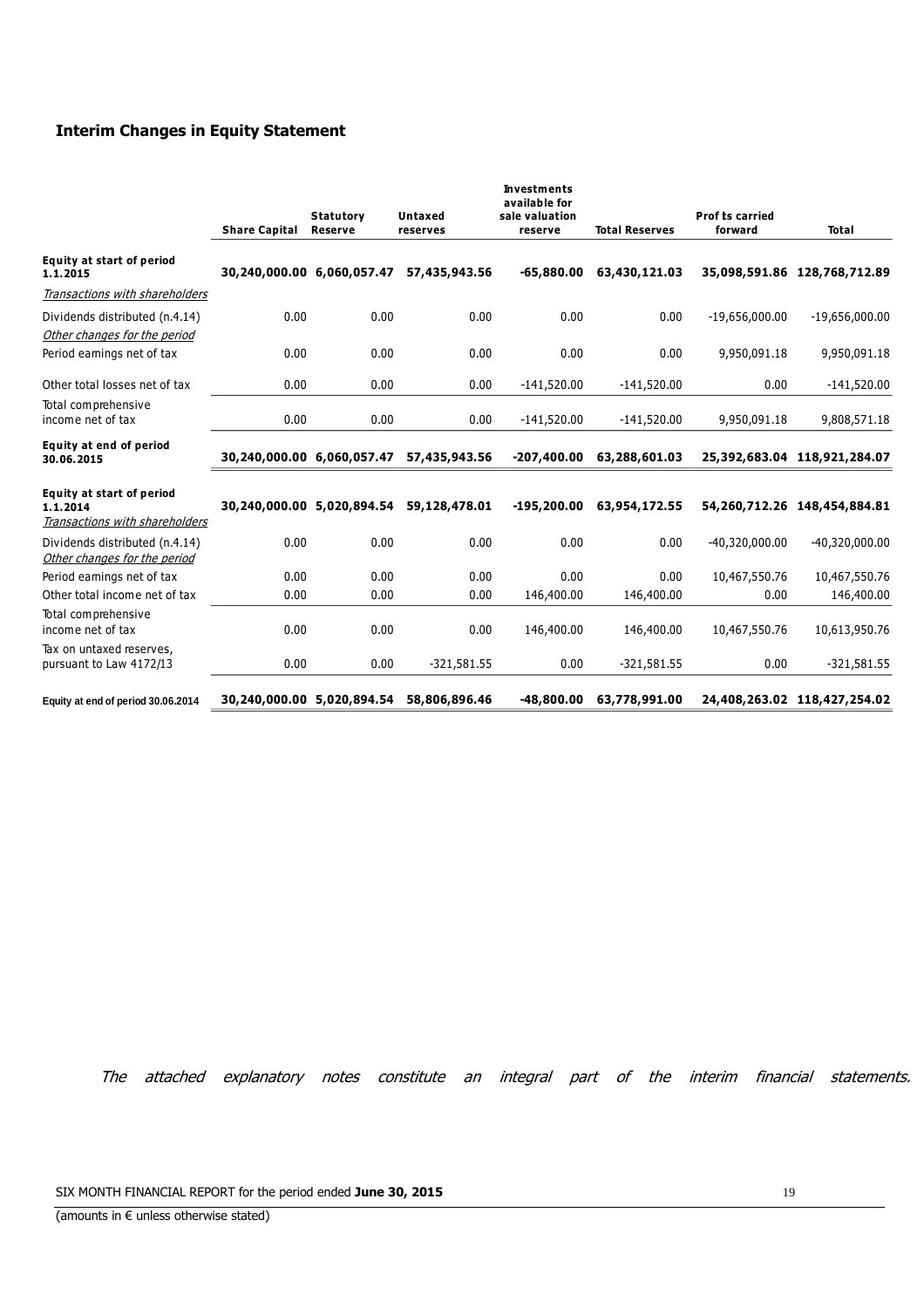## Interim Changes in Equity Statement

| | Share Capital | Statutory Reserve | Untaxed reserves | Investments available for sale valuation reserve | Total Reserves | Prof ts carried forward | Total |
|---|---|---|---|---|---|---|---|
| **Equity at start of period 1.1.2015** | **30,240,000.00** | **6,060,057.47** | **57,435,943.56** | **-65,880.00** | **63,430,121.03** | **35,098,591.86** | **128,768,712.89** |
| *Transactions with shareholders* | | | | | | | |
| Dividends distributed (n.4.14) | 0.00 | 0.00 | 0.00 | 0.00 | 0.00 | -19,656,000.00 | -19,656,000.00 |
| *Other changes for the period* | | | | | | | |
| Period earnings net of tax | 0.00 | 0.00 | 0.00 | 0.00 | 0.00 | 9,950,091.18 | 9,950,091.18 |
| Other total losses net of tax | 0.00 | 0.00 | 0.00 | -141,520.00 | -141,520.00 | 0.00 | -141,520.00 |
| Total comprehensive income net of tax | 0.00 | 0.00 | 0.00 | -141,520.00 | -141,520.00 | 9,950,091.18 | 9,808,571.18 |
| **Equity at end of period 30.06.2015** | **30,240,000.00** | **6,060,057.47** | **57,435,943.56** | **-207,400.00** | **63,288,601.03** | **25,392,683.04** | **118,921,284.07** |
| **Equity at start of period 1.1.2014** | **30,240,000.00** | **5,020,894.54** | **59,128,478.01** | **-195,200.00** | **63,954,172.55** | **54,260,712.26** | **148,454,884.81** |
| *Transactions with shareholders* | | | | | | | |
| Dividends distributed (n.4.14) | 0.00 | 0.00 | 0.00 | 0.00 | 0.00 | -40,320,000.00 | -40,320,000.00 |
| *Other changes for the period* | | | | | | | |
| Period earnings net of tax | 0.00 | 0.00 | 0.00 | 0.00 | 0.00 | 10,467,550.76 | 10,467,550.76 |
| Other total income net of tax | 0.00 | 0.00 | 0.00 | 146,400.00 | 146,400.00 | 0.00 | 146,400.00 |
| Total comprehensive income net of tax | 0.00 | 0.00 | 0.00 | 146,400.00 | 146,400.00 | 10,467,550.76 | 10,613,950.76 |
| Tax on untaxed reserves, pursuant to Law 4172/13 | 0.00 | 0.00 | -321,581.55 | 0.00 | -321,581.55 | 0.00 | -321,581.55 |
| **Equity at end of period 30.06.2014** | **30,240,000.00** | **5,020,894.54** | **58,806,896.46** | **-48,800.00** | **63,778,991.00** | **24,408,263.02** | **118,427,254.02** |

*The attached explanatory notes constitute an integral part of the interim financial statements.*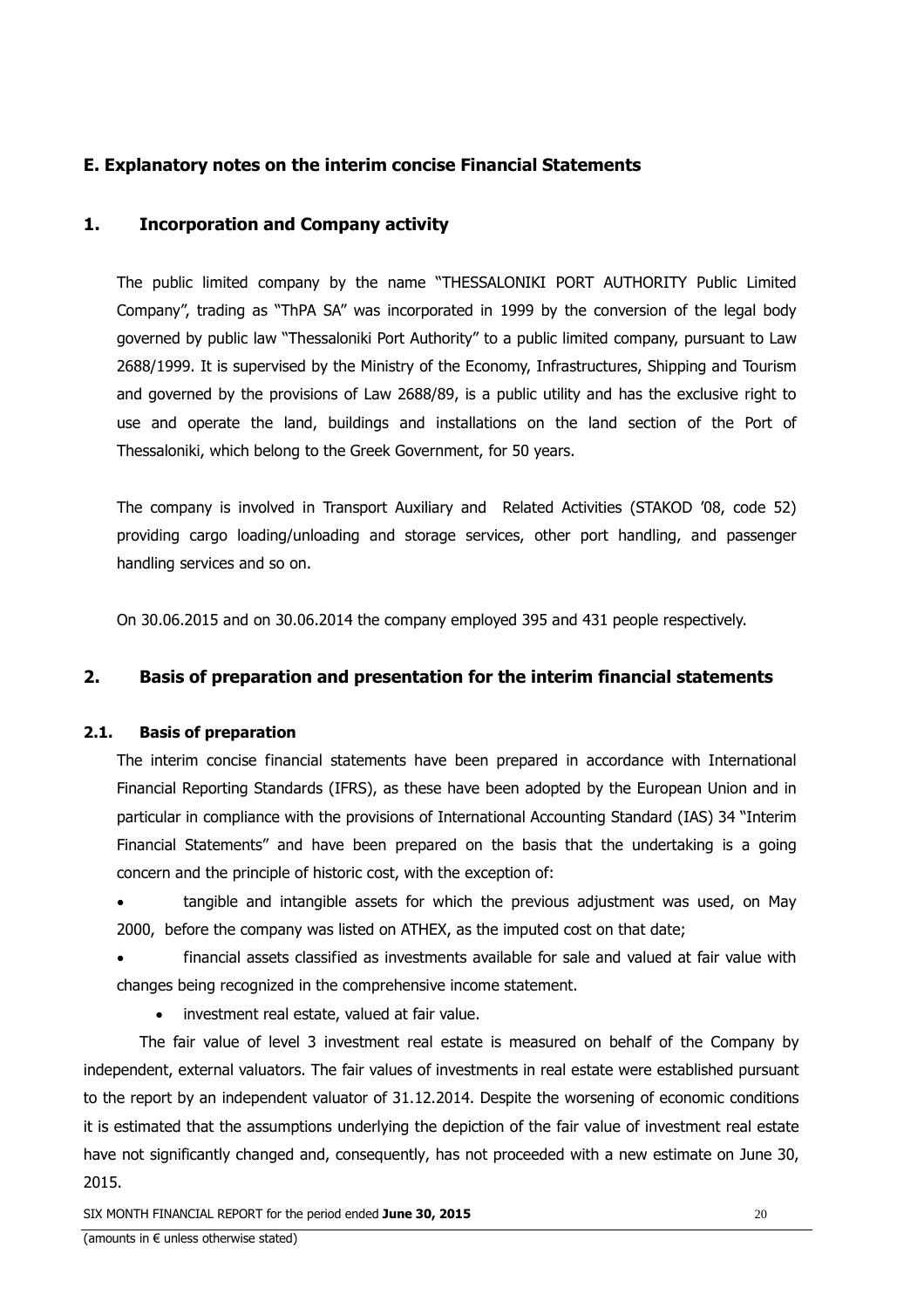## E. Explanatory notes on the interim concise Financial Statements

### 1. Incorporation and Company activity

The public limited company by the name "THESSALONIKI PORT AUTHORITY Public Limited Company", trading as "ThPA SA" was incorporated in 1999 by the conversion of the legal body governed by public law "Thessaloniki Port Authority" to a public limited company, pursuant to Law 2688/1999. It is supervised by the Ministry of the Economy, Infrastructures, Shipping and Tourism and governed by the provisions of Law 2688/89, is a public utility and has the exclusive right to use and operate the land, buildings and installations on the land section of the Port of Thessaloniki, which belong to the Greek Government, for 50 years.

The company is involved in Transport Auxiliary and Related Activities (STAKOD '08, code 52) providing cargo loading/unloading and storage services, other port handling, and passenger handling services and so on.

On 30.06.2015 and on 30.06.2014 the company employed 395 and 431 people respectively.

### 2. Basis of preparation and presentation for the interim financial statements

#### 2.1. Basis of preparation

The interim concise financial statements have been prepared in accordance with International Financial Reporting Standards (IFRS), as these have been adopted by the European Union and in particular in compliance with the provisions of International Accounting Standard (IAS) 34 "Interim Financial Statements" and have been prepared on the basis that the undertaking is a going concern and the principle of historic cost, with the exception of:

- tangible and intangible assets for which the previous adjustment was used, on May 2000, before the company was listed on ATHEX, as the imputed cost on that date;
- financial assets classified as investments available for sale and valued at fair value with changes being recognized in the comprehensive income statement.
- investment real estate, valued at fair value.

The fair value of level 3 investment real estate is measured on behalf of the Company by independent, external valuators. The fair values of investments in real estate were established pursuant to the report by an independent valuator of 31.12.2014. Despite the worsening of economic conditions it is estimated that the assumptions underlying the depiction of the fair value of investment real estate have not significantly changed and, consequently, has not proceeded with a new estimate on June 30, 2015.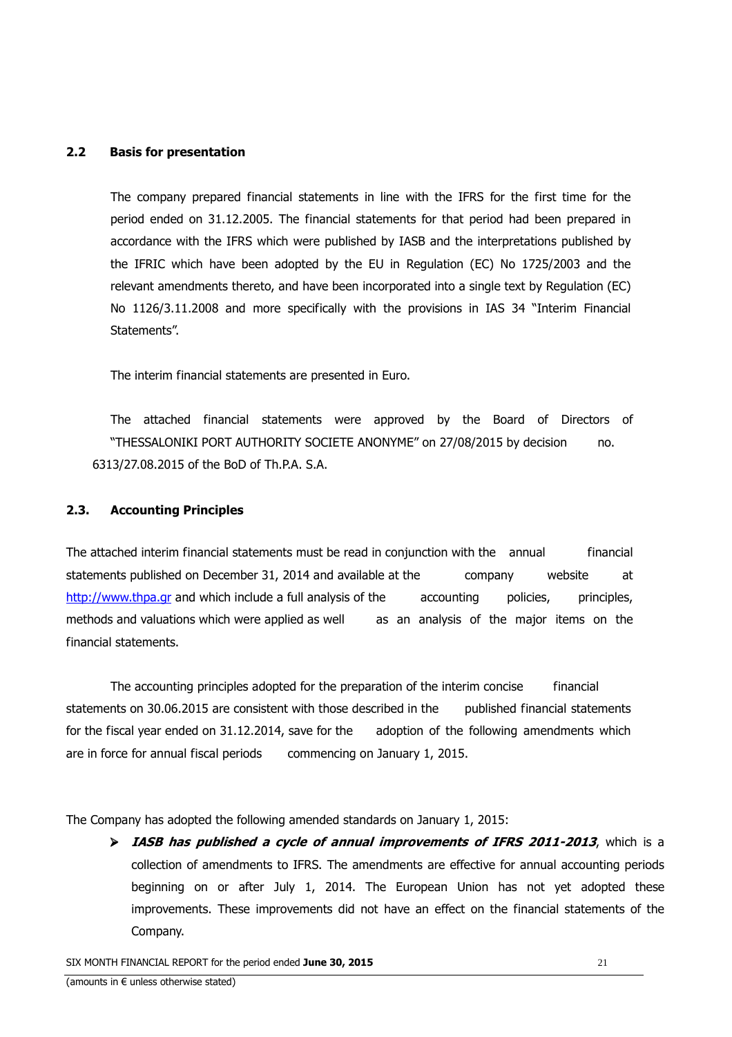## 2.2 Basis for presentation

The company prepared financial statements in line with the IFRS for the first time for the period ended on 31.12.2005. The financial statements for that period had been prepared in accordance with the IFRS which were published by IASB and the interpretations published by the IFRIC which have been adopted by the EU in Regulation (EC) No 1725/2003 and the relevant amendments thereto, and have been incorporated into a single text by Regulation (EC) No 1126/3.11.2008 and more specifically with the provisions in IAS 34 "Interim Financial Statements".

The interim financial statements are presented in Euro.

The attached financial statements were approved by the Board of Directors of "THESSALONIKI PORT AUTHORITY SOCIETE ANONYME" on 27/08/2015 by decision no. 6313/27.08.2015 of the BoD of Th.P.A. S.A.

## 2.3. Accounting Principles

The attached interim financial statements must be read in conjunction with the annual financial statements published on December 31, 2014 and available at the company website at http://www.thpa.gr and which include a full analysis of the accounting policies, principles, methods and valuations which were applied as well as an analysis of the major items on the financial statements.

The accounting principles adopted for the preparation of the interim concise financial statements on 30.06.2015 are consistent with those described in the published financial statements for the fiscal year ended on 31.12.2014, save for the adoption of the following amendments which are in force for annual fiscal periods commencing on January 1, 2015.

The Company has adopted the following amended standards on January 1, 2015:

- ***IASB has published a cycle of annual improvements of IFRS 2011-2013***, which is a collection of amendments to IFRS. The amendments are effective for annual accounting periods beginning on or after July 1, 2014. The European Union has not yet adopted these improvements. These improvements did not have an effect on the financial statements of the Company.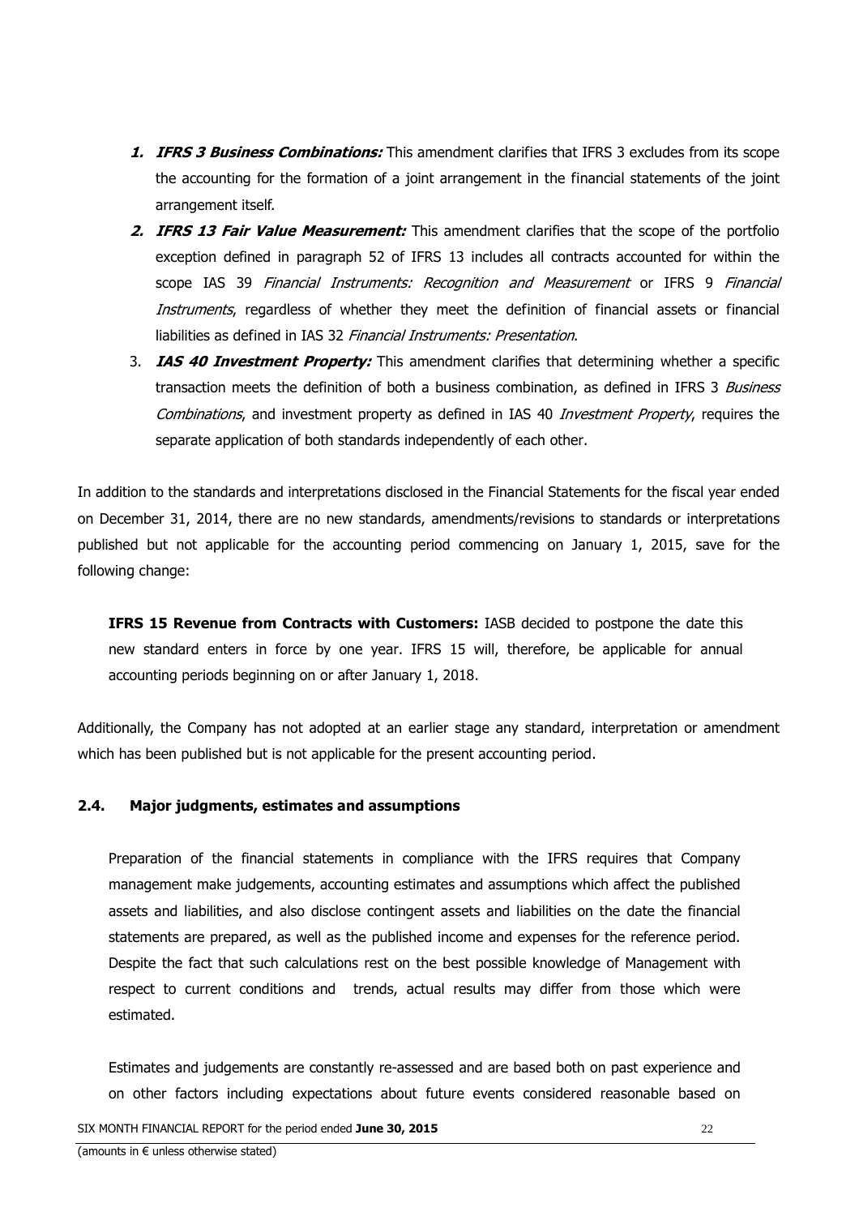1. ***IFRS 3 Business Combinations:*** This amendment clarifies that IFRS 3 excludes from its scope the accounting for the formation of a joint arrangement in the financial statements of the joint arrangement itself.
2. ***IFRS 13 Fair Value Measurement:*** This amendment clarifies that the scope of the portfolio exception defined in paragraph 52 of IFRS 13 includes all contracts accounted for within the scope IAS 39 *Financial Instruments: Recognition and Measurement* or IFRS 9 *Financial Instruments*, regardless of whether they meet the definition of financial assets or financial liabilities as defined in IAS 32 *Financial Instruments: Presentation*.
3. ***IAS 40 Investment Property:*** This amendment clarifies that determining whether a specific transaction meets the definition of both a business combination, as defined in IFRS 3 *Business Combinations*, and investment property as defined in IAS 40 *Investment Property*, requires the separate application of both standards independently of each other.

In addition to the standards and interpretations disclosed in the Financial Statements for the fiscal year ended on December 31, 2014, there are no new standards, amendments/revisions to standards or interpretations published but not applicable for the accounting period commencing on January 1, 2015, save for the following change:

**IFRS 15 Revenue from Contracts with Customers:** IASB decided to postpone the date this new standard enters in force by one year. IFRS 15 will, therefore, be applicable for annual accounting periods beginning on or after January 1, 2018.

Additionally, the Company has not adopted at an earlier stage any standard, interpretation or amendment which has been published but is not applicable for the present accounting period.

### 2.4. Major judgments, estimates and assumptions

Preparation of the financial statements in compliance with the IFRS requires that Company management make judgements, accounting estimates and assumptions which affect the published assets and liabilities, and also disclose contingent assets and liabilities on the date the financial statements are prepared, as well as the published income and expenses for the reference period. Despite the fact that such calculations rest on the best possible knowledge of Management with respect to current conditions and trends, actual results may differ from those which were estimated.

Estimates and judgements are constantly re-assessed and are based both on past experience and on other factors including expectations about future events considered reasonable based on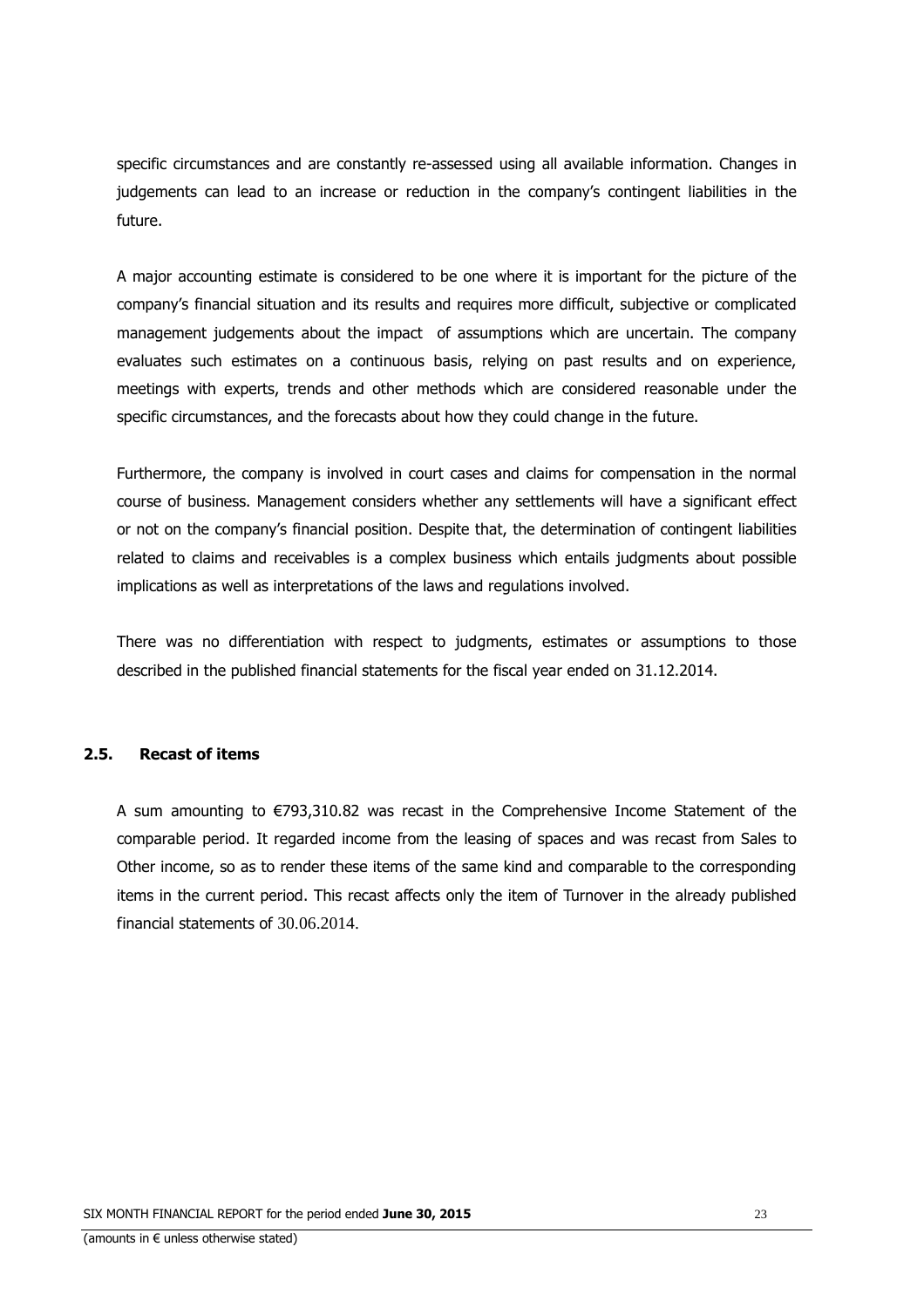specific circumstances and are constantly re-assessed using all available information. Changes in judgements can lead to an increase or reduction in the company's contingent liabilities in the future.

A major accounting estimate is considered to be one where it is important for the picture of the company's financial situation and its results and requires more difficult, subjective or complicated management judgements about the impact of assumptions which are uncertain. The company evaluates such estimates on a continuous basis, relying on past results and on experience, meetings with experts, trends and other methods which are considered reasonable under the specific circumstances, and the forecasts about how they could change in the future.

Furthermore, the company is involved in court cases and claims for compensation in the normal course of business. Management considers whether any settlements will have a significant effect or not on the company's financial position. Despite that, the determination of contingent liabilities related to claims and receivables is a complex business which entails judgments about possible implications as well as interpretations of the laws and regulations involved.

There was no differentiation with respect to judgments, estimates or assumptions to those described in the published financial statements for the fiscal year ended on 31.12.2014.

### 2.5. Recast of items

A sum amounting to €793,310.82 was recast in the Comprehensive Income Statement of the comparable period. It regarded income from the leasing of spaces and was recast from Sales to Other income, so as to render these items of the same kind and comparable to the corresponding items in the current period. This recast affects only the item of Turnover in the already published financial statements of 30.06.2014.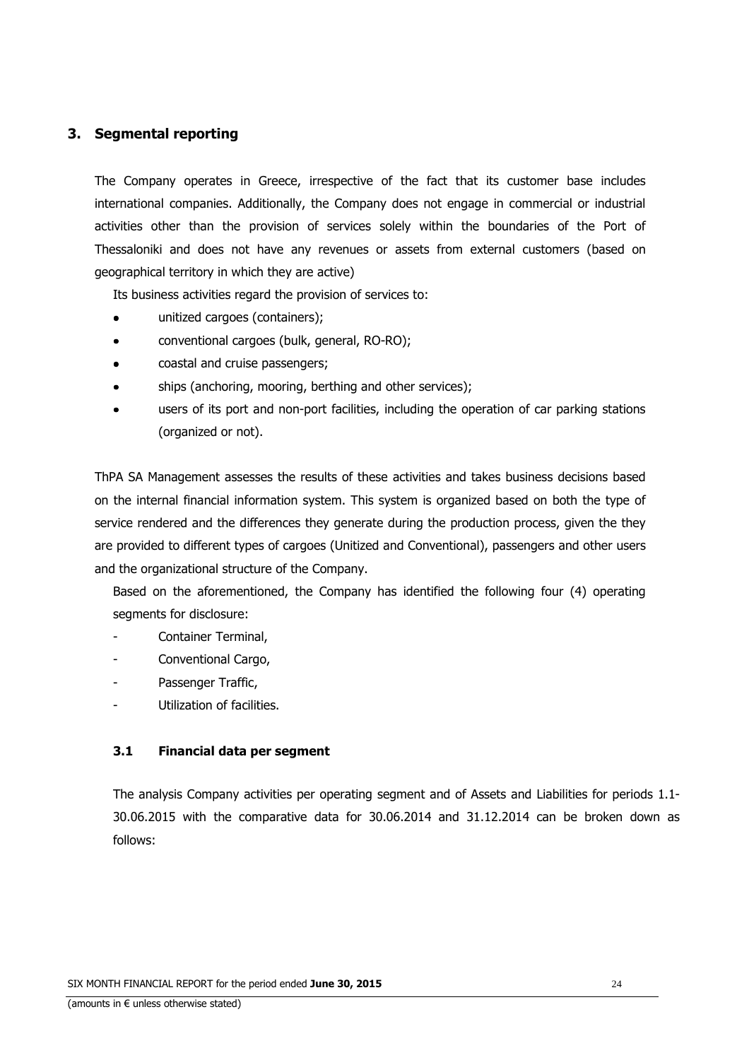## 3. Segmental reporting

The Company operates in Greece, irrespective of the fact that its customer base includes international companies. Additionally, the Company does not engage in commercial or industrial activities other than the provision of services solely within the boundaries of the Port of Thessaloniki and does not have any revenues or assets from external customers (based on geographical territory in which they are active)

Its business activities regard the provision of services to:

- unitized cargoes (containers);
- conventional cargoes (bulk, general, RO-RO);
- coastal and cruise passengers;
- ships (anchoring, mooring, berthing and other services);
- users of its port and non-port facilities, including the operation of car parking stations (organized or not).

ThPA SA Management assesses the results of these activities and takes business decisions based on the internal financial information system. This system is organized based on both the type of service rendered and the differences they generate during the production process, given the they are provided to different types of cargoes (Unitized and Conventional), passengers and other users and the organizational structure of the Company.

Based on the aforementioned, the Company has identified the following four (4) operating segments for disclosure:

- Container Terminal,
- Conventional Cargo,
- Passenger Traffic,
- Utilization of facilities.

### 3.1 Financial data per segment

The analysis Company activities per operating segment and of Assets and Liabilities for periods 1.1-30.06.2015 with the comparative data for 30.06.2014 and 31.12.2014 can be broken down as follows: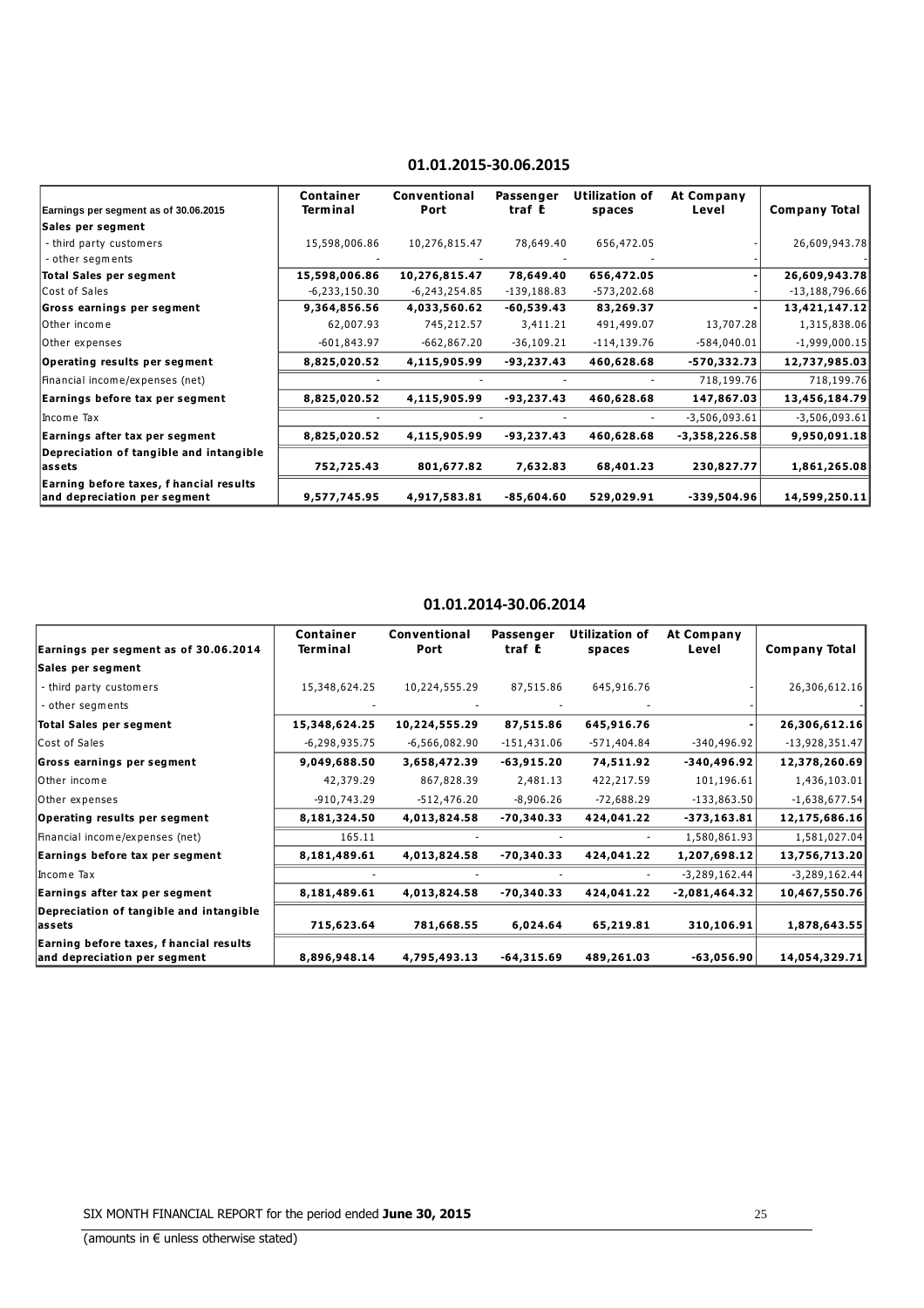## 01.01.2015-30.06.2015

| Earnings per segment as of 30.06.2015 | Container Terminal | Conventional Port | Passenger traf E | Utilization of spaces | At Company Level | Company Total |
|---|---|---|---|---|---|---|
| **Sales per segment** | | | | | | |
| - third party customers | 15,598,006.86 | 10,276,815.47 | 78,649.40 | 656,472.05 | - | 26,609,943.78 |
| - other segments | - | - | - | - | - | - |
| **Total Sales per segment** | **15,598,006.86** | **10,276,815.47** | **78,649.40** | **656,472.05** | **-** | **26,609,943.78** |
| Cost of Sales | -6,233,150.30 | -6,243,254.85 | -139,188.83 | -573,202.68 | - | -13,188,796.66 |
| **Gross earnings per segment** | **9,364,856.56** | **4,033,560.62** | **-60,539.43** | **83,269.37** | **-** | **13,421,147.12** |
| Other income | 62,007.93 | 745,212.57 | 3,411.21 | 491,499.07 | 13,707.28 | 1,315,838.06 |
| Other expenses | -601,843.97 | -662,867.20 | -36,109.21 | -114,139.76 | -584,040.01 | -1,999,000.15 |
| **Operating results per segment** | **8,825,020.52** | **4,115,905.99** | **-93,237.43** | **460,628.68** | **-570,332.73** | **12,737,985.03** |
| Financial income/expenses (net) | - | - | - | - | 718,199.76 | 718,199.76 |
| **Earnings before tax per segment** | **8,825,020.52** | **4,115,905.99** | **-93,237.43** | **460,628.68** | **147,867.03** | **13,456,184.79** |
| Income Tax | - | - | - | - | -3,506,093.61 | -3,506,093.61 |
| **Earnings after tax per segment** | **8,825,020.52** | **4,115,905.99** | **-93,237.43** | **460,628.68** | **-3,358,226.58** | **9,950,091.18** |
| **Depreciation of tangible and intangible assets** | **752,725.43** | **801,677.82** | **7,632.83** | **68,401.23** | **230,827.77** | **1,861,265.08** |
| **Earning before taxes, fhancial results and depreciation per segment** | **9,577,745.95** | **4,917,583.81** | **-85,604.60** | **529,029.91** | **-339,504.96** | **14,599,250.11** |

## 01.01.2014-30.06.2014

| Earnings per segment as of 30.06.2014 | Container Terminal | Conventional Port | Passenger traf E | Utilization of spaces | At Company Level | Company Total |
|---|---|---|---|---|---|---|
| **Sales per segment** | | | | | | |
| - third party customers | 15,348,624.25 | 10,224,555.29 | 87,515.86 | 645,916.76 | - | 26,306,612.16 |
| - other segments | - | - | - | - | - | - |
| **Total Sales per segment** | **15,348,624.25** | **10,224,555.29** | **87,515.86** | **645,916.76** | **-** | **26,306,612.16** |
| Cost of Sales | -6,298,935.75 | -6,566,082.90 | -151,431.06 | -571,404.84 | -340,496.92 | -13,928,351.47 |
| **Gross earnings per segment** | **9,049,688.50** | **3,658,472.39** | **-63,915.20** | **74,511.92** | **-340,496.92** | **12,378,260.69** |
| Other income | 42,379.29 | 867,828.39 | 2,481.13 | 422,217.59 | 101,196.61 | 1,436,103.01 |
| Other expenses | -910,743.29 | -512,476.20 | -8,906.26 | -72,688.29 | -133,863.50 | -1,638,677.54 |
| **Operating results per segment** | **8,181,324.50** | **4,013,824.58** | **-70,340.33** | **424,041.22** | **-373,163.81** | **12,175,686.16** |
| Financial income/expenses (net) | 165.11 | - | - | - | 1,580,861.93 | 1,581,027.04 |
| **Earnings before tax per segment** | **8,181,489.61** | **4,013,824.58** | **-70,340.33** | **424,041.22** | **1,207,698.12** | **13,756,713.20** |
| Income Tax | - | - | - | - | -3,289,162.44 | -3,289,162.44 |
| **Earnings after tax per segment** | **8,181,489.61** | **4,013,824.58** | **-70,340.33** | **424,041.22** | **-2,081,464.32** | **10,467,550.76** |
| **Depreciation of tangible and intangible assets** | **715,623.64** | **781,668.55** | **6,024.64** | **65,219.81** | **310,106.91** | **1,878,643.55** |
| **Earning before taxes, fhancial results and depreciation per segment** | **8,896,948.14** | **4,795,493.13** | **-64,315.69** | **489,261.03** | **-63,056.90** | **14,054,329.71** |

(amounts in € unless otherwise stated)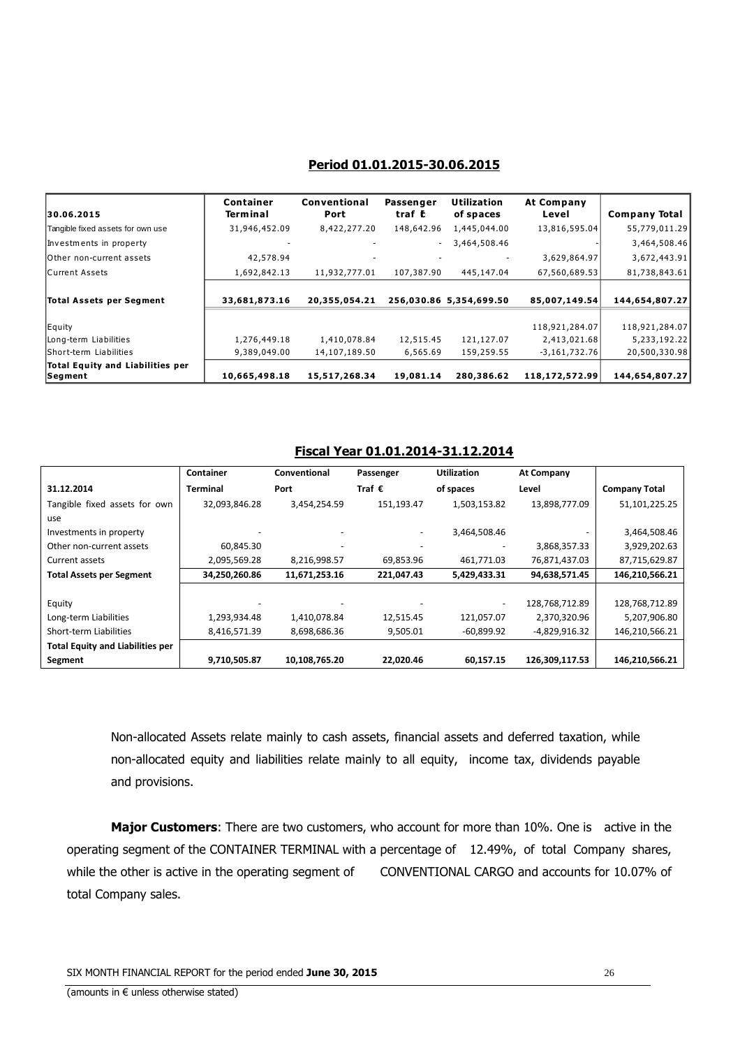## Period 01.01.2015-30.06.2015

| 30.06.2015 | Container Terminal | Conventional Port | Passenger traf € | Utilization of spaces | At Company Level | Company Total |
|---|---|---|---|---|---|---|
| Tangible fixed assets for own use | 31,946,452.09 | 8,422,277.20 | 148,642.96 | 1,445,044.00 | 13,816,595.04 | 55,779,011.29 |
| Investments in property | - | - | - | 3,464,508.46 | - | 3,464,508.46 |
| Other non-current assets | 42,578.94 | - | - | - | 3,629,864.97 | 3,672,443.91 |
| Current Assets | 1,692,842.13 | 11,932,777.01 | 107,387.90 | 445,147.04 | 67,560,689.53 | 81,738,843.61 |
| **Total Assets per Segment** | **33,681,873.16** | **20,355,054.21** | **256,030.86** | **5,354,699.50** | **85,007,149.54** | **144,654,807.27** |
| Equity | | | | | 118,921,284.07 | 118,921,284.07 |
| Long-term Liabilities | 1,276,449.18 | 1,410,078.84 | 12,515.45 | 121,127.07 | 2,413,021.68 | 5,233,192.22 |
| Short-term Liabilities | 9,389,049.00 | 14,107,189.50 | 6,565.69 | 159,259.55 | -3,161,732.76 | 20,500,330.98 |
| **Total Equity and Liabilities per Segment** | **10,665,498.18** | **15,517,268.34** | **19,081.14** | **280,386.62** | **118,172,572.99** | **144,654,807.27** |

## Fiscal Year 01.01.2014-31.12.2014

| 31.12.2014 | Container Terminal | Conventional Port | Passenger Traf € | Utilization of spaces | At Company Level | Company Total |
|---|---|---|---|---|---|---|
| Tangible fixed assets for own use | 32,093,846.28 | 3,454,254.59 | 151,193.47 | 1,503,153.82 | 13,898,777.09 | 51,101,225.25 |
| Investments in property | - | - | - | 3,464,508.46 | - | 3,464,508.46 |
| Other non-current assets | 60,845.30 | - | - | - | 3,868,357.33 | 3,929,202.63 |
| Current assets | 2,095,569.28 | 8,216,998.57 | 69,853.96 | 461,771.03 | 76,871,437.03 | 87,715,629.87 |
| **Total Assets per Segment** | **34,250,260.86** | **11,671,253.16** | **221,047.43** | **5,429,433.31** | **94,638,571.45** | **146,210,566.21** |
| Equity | - | - | - | - | 128,768,712.89 | 128,768,712.89 |
| Long-term Liabilities | 1,293,934.48 | 1,410,078.84 | 12,515.45 | 121,057.07 | 2,370,320.96 | 5,207,906.80 |
| Short-term Liabilities | 8,416,571.39 | 8,698,686.36 | 9,505.01 | -60,899.92 | -4,829,916.32 | 146,210,566.21 |
| **Total Equity and Liabilities per Segment** | **9,710,505.87** | **10,108,765.20** | **22,020.46** | **60,157.15** | **126,309,117.53** | **146,210,566.21** |

Non-allocated Assets relate mainly to cash assets, financial assets and deferred taxation, while non-allocated equity and liabilities relate mainly to all equity, income tax, dividends payable and provisions.

**Major Customers**: There are two customers, who account for more than 10%. One is active in the operating segment of the CONTAINER TERMINAL with a percentage of 12.49%, of total Company shares, while the other is active in the operating segment of CONVENTIONAL CARGO and accounts for 10.07% of total Company sales.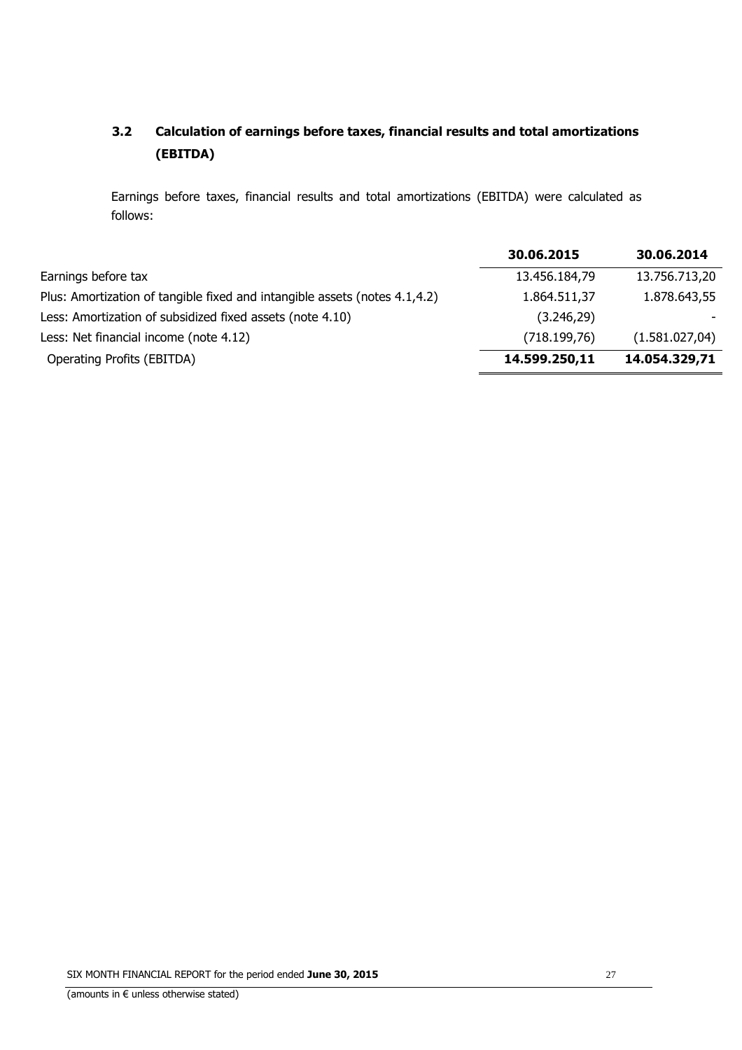### 3.2 Calculation of earnings before taxes, financial results and total amortizations (EBITDA)

Earnings before taxes, financial results and total amortizations (EBITDA) were calculated as follows:

| | 30.06.2015 | 30.06.2014 |
|---|---|---|
| Earnings before tax | 13.456.184,79 | 13.756.713,20 |
| Plus: Amortization of tangible fixed and intangible assets (notes 4.1,4.2) | 1.864.511,37 | 1.878.643,55 |
| Less: Amortization of subsidized fixed assets (note 4.10) | (3.246,29) | - |
| Less: Net financial income (note 4.12) | (718.199,76) | (1.581.027,04) |
| Operating Profits (EBITDA) | **14.599.250,11** | **14.054.329,71** |

(amounts in € unless otherwise stated)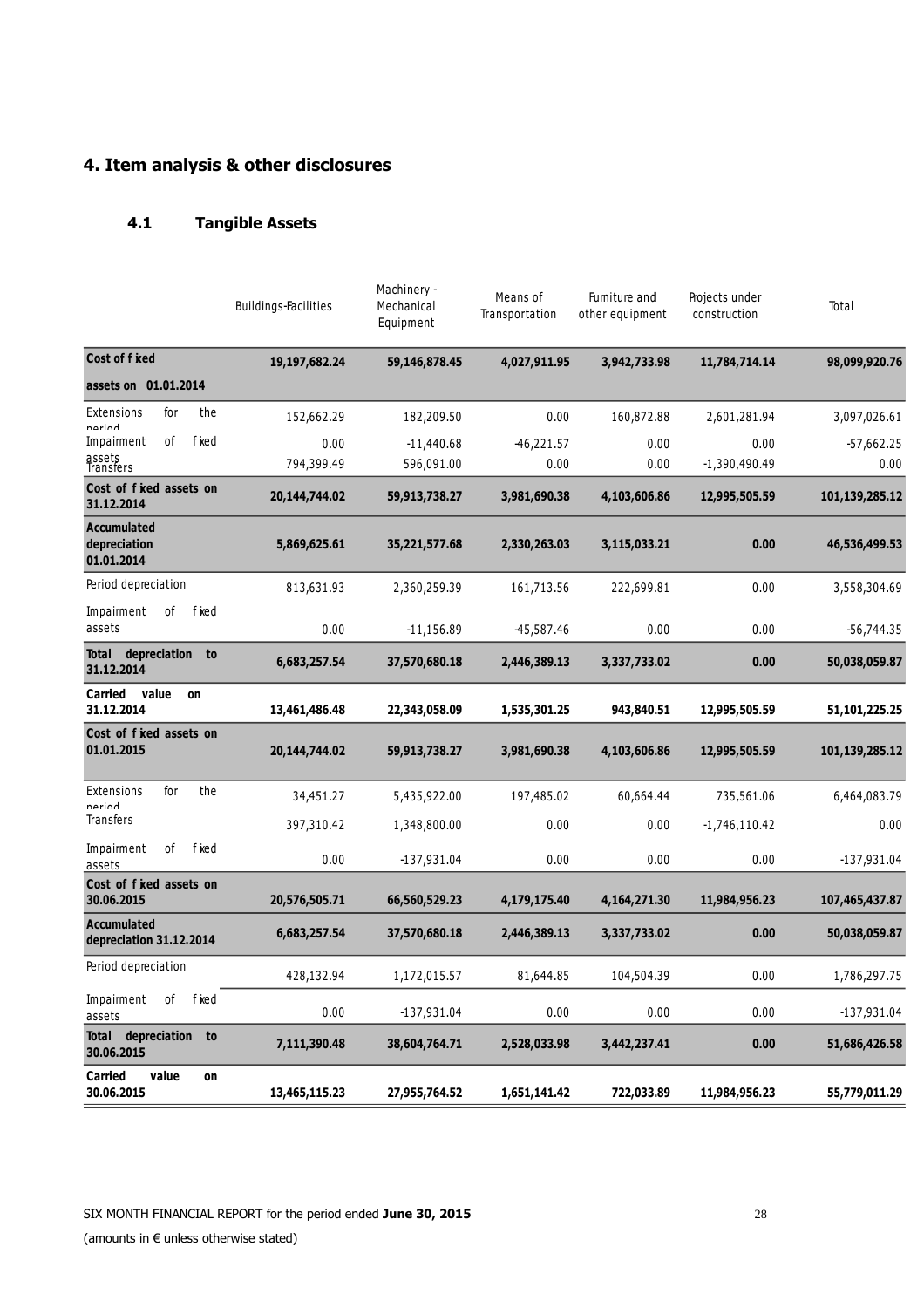# 4. Item analysis & other disclosures

## 4.1 Tangible Assets

| | Buildings-Facilities | Machinery - Mechanical Equipment | Means of Transportation | Furniture and other equipment | Projects under construction | Total |
|---|---|---|---|---|---|---|
| **Cost of fixed assets on 01.01.2014** | **19,197,682.24** | **59,146,878.45** | **4,027,911.95** | **3,942,733.98** | **11,784,714.14** | **98,099,920.76** |
| Extensions for the period | 152,662.29 | 182,209.50 | 0.00 | 160,872.88 | 2,601,281.94 | 3,097,026.61 |
| Impairment of fixed assets | 0.00 | -11,440.68 | -46,221.57 | 0.00 | 0.00 | -57,662.25 |
| Transfers | 794,399.49 | 596,091.00 | 0.00 | 0.00 | -1,390,490.49 | 0.00 |
| **Cost of fixed assets on 31.12.2014** | **20,144,744.02** | **59,913,738.27** | **3,981,690.38** | **4,103,606.86** | **12,995,505.59** | **101,139,285.12** |
| **Accumulated depreciation 01.01.2014** | **5,869,625.61** | **35,221,577.68** | **2,330,263.03** | **3,115,033.21** | **0.00** | **46,536,499.53** |
| Period depreciation | 813,631.93 | 2,360,259.39 | 161,713.56 | 222,699.81 | 0.00 | 3,558,304.69 |
| Impairment of fixed assets | 0.00 | -11,156.89 | -45,587.46 | 0.00 | 0.00 | -56,744.35 |
| **Total depreciation to 31.12.2014** | **6,683,257.54** | **37,570,680.18** | **2,446,389.13** | **3,337,733.02** | **0.00** | **50,038,059.87** |
| **Carried value on 31.12.2014** | **13,461,486.48** | **22,343,058.09** | **1,535,301.25** | **943,840.51** | **12,995,505.59** | **51,101,225.25** |
| **Cost of fixed assets on 01.01.2015** | **20,144,744.02** | **59,913,738.27** | **3,981,690.38** | **4,103,606.86** | **12,995,505.59** | **101,139,285.12** |
| Extensions for the period | 34,451.27 | 5,435,922.00 | 197,485.02 | 60,664.44 | 735,561.06 | 6,464,083.79 |
| Transfers | 397,310.42 | 1,348,800.00 | 0.00 | 0.00 | -1,746,110.42 | 0.00 |
| Impairment of fixed assets | 0.00 | -137,931.04 | 0.00 | 0.00 | 0.00 | -137,931.04 |
| **Cost of fixed assets on 30.06.2015** | **20,576,505.71** | **66,560,529.23** | **4,179,175.40** | **4,164,271.30** | **11,984,956.23** | **107,465,437.87** |
| **Accumulated depreciation 31.12.2014** | **6,683,257.54** | **37,570,680.18** | **2,446,389.13** | **3,337,733.02** | **0.00** | **50,038,059.87** |
| Period depreciation | 428,132.94 | 1,172,015.57 | 81,644.85 | 104,504.39 | 0.00 | 1,786,297.75 |
| Impairment of fixed assets | 0.00 | -137,931.04 | 0.00 | 0.00 | 0.00 | -137,931.04 |
| **Total depreciation to 30.06.2015** | **7,111,390.48** | **38,604,764.71** | **2,528,033.98** | **3,442,237.41** | **0.00** | **51,686,426.58** |
| **Carried value on 30.06.2015** | **13,465,115.23** | **27,955,764.52** | **1,651,141.42** | **722,033.89** | **11,984,956.23** | **55,779,011.29** |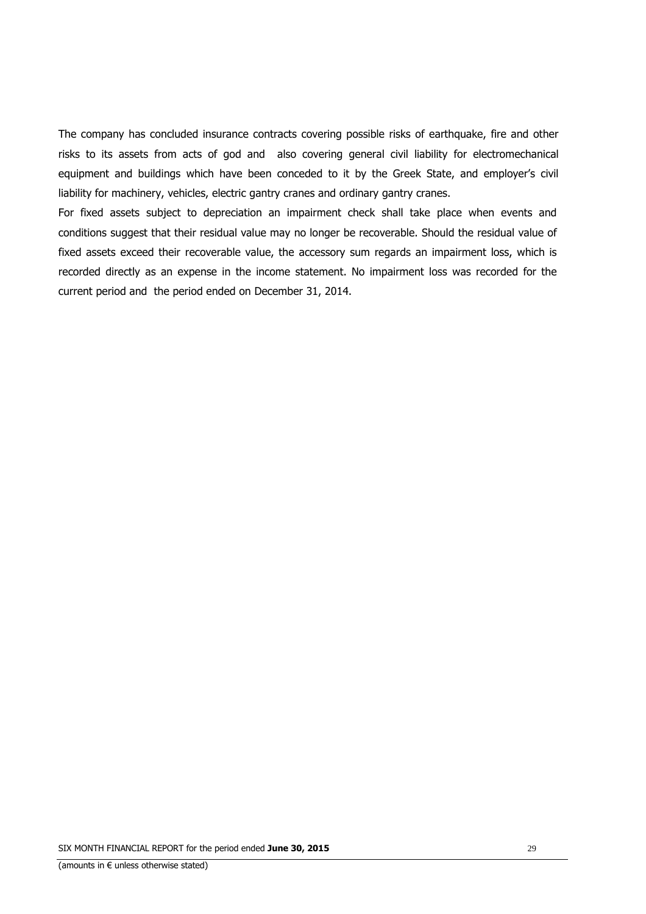The company has concluded insurance contracts covering possible risks of earthquake, fire and other risks to its assets from acts of god and also covering general civil liability for electromechanical equipment and buildings which have been conceded to it by the Greek State, and employer's civil liability for machinery, vehicles, electric gantry cranes and ordinary gantry cranes.

For fixed assets subject to depreciation an impairment check shall take place when events and conditions suggest that their residual value may no longer be recoverable. Should the residual value of fixed assets exceed their recoverable value, the accessory sum regards an impairment loss, which is recorded directly as an expense in the income statement. No impairment loss was recorded for the current period and the period ended on December 31, 2014.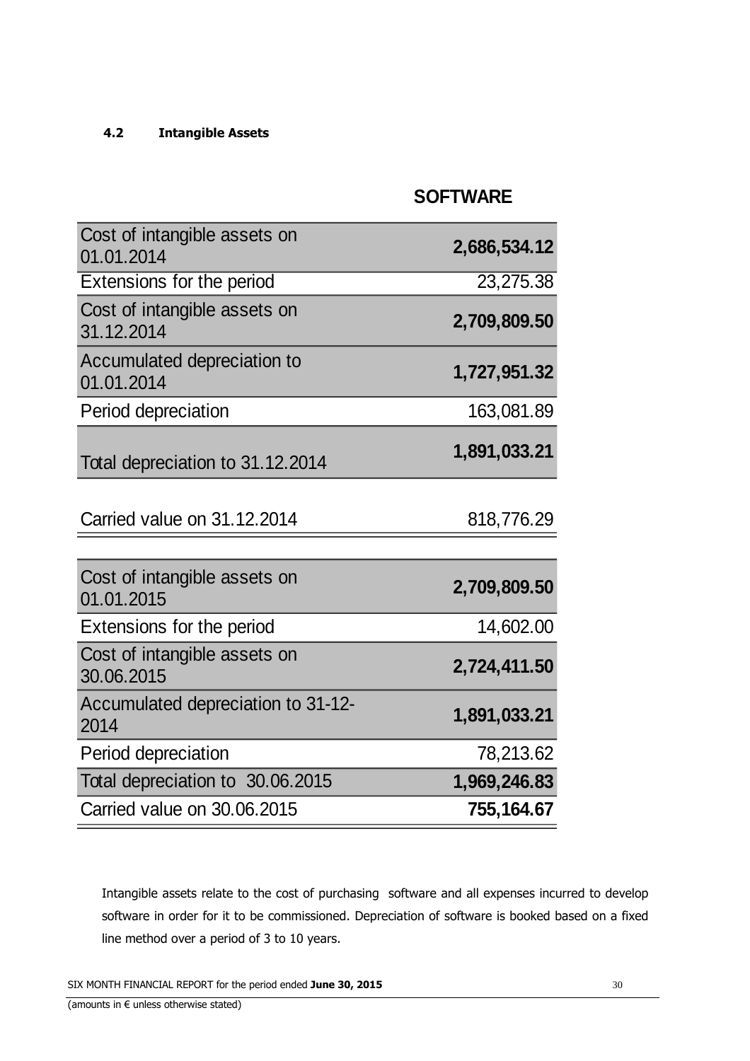#### 4.2 Intangible Assets

| | **SOFTWARE** |
|---|---|
| Cost of intangible assets on 01.01.2014 | **2,686,534.12** |
| Extensions for the period | 23,275.38 |
| Cost of intangible assets on 31.12.2014 | **2,709,809.50** |
| Accumulated depreciation to 01.01.2014 | **1,727,951.32** |
| Period depreciation | 163,081.89 |
| Total depreciation to 31.12.2014 | **1,891,033.21** |
| | |
| Carried value on 31.12.2014 | 818,776.29 |
| | |
| Cost of intangible assets on 01.01.2015 | **2,709,809.50** |
| Extensions for the period | 14,602.00 |
| Cost of intangible assets on 30.06.2015 | **2,724,411.50** |
| Accumulated depreciation to 31-12-2014 | **1,891,033.21** |
| Period depreciation | 78,213.62 |
| Total depreciation to 30.06.2015 | **1,969,246.83** |
| Carried value on 30.06.2015 | **755,164.67** |

Intangible assets relate to the cost of purchasing software and all expenses incurred to develop software in order for it to be commissioned. Depreciation of software is booked based on a fixed line method over a period of 3 to 10 years.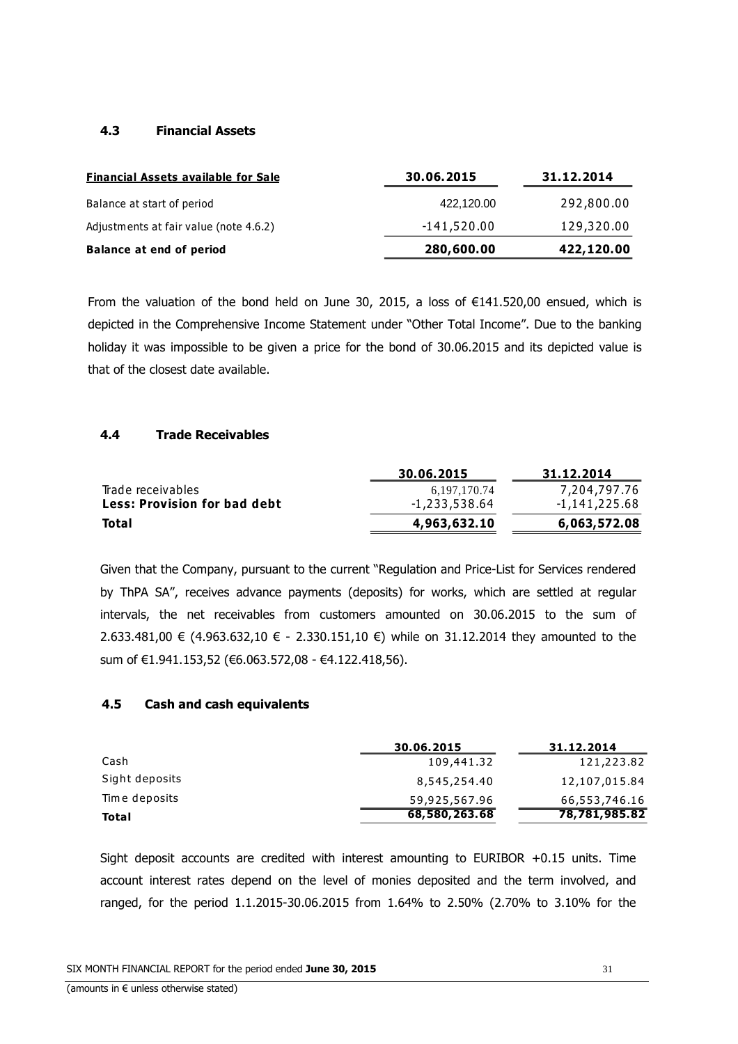### 4.3 Financial Assets

| Financial Assets available for Sale | 30.06.2015 | 31.12.2014 |
|---|---|---|
| Balance at start of period | 422,120.00 | 292,800.00 |
| Adjustments at fair value (note 4.6.2) | -141,520.00 | 129,320.00 |
| **Balance at end of period** | **280,600.00** | **422,120.00** |

From the valuation of the bond held on June 30, 2015, a loss of €141.520,00 ensued, which is depicted in the Comprehensive Income Statement under "Other Total Income". Due to the banking holiday it was impossible to be given a price for the bond of 30.06.2015 and its depicted value is that of the closest date available.

### 4.4 Trade Receivables

| | 30.06.2015 | 31.12.2014 |
|---|---|---|
| Trade receivables | 6,197,170.74 | 7,204,797.76 |
| **Less: Provision for bad debt** | -1,233,538.64 | -1,141,225.68 |
| **Total** | **4,963,632.10** | **6,063,572.08** |

Given that the Company, pursuant to the current "Regulation and Price-List for Services rendered by ThPA SA", receives advance payments (deposits) for works, which are settled at regular intervals, the net receivables from customers amounted on 30.06.2015 to the sum of 2.633.481,00 € (4.963.632,10 € - 2.330.151,10 €) while on 31.12.2014 they amounted to the sum of €1.941.153,52 (€6.063.572,08 - €4.122.418,56).

### 4.5 Cash and cash equivalents

| | 30.06.2015 | 31.12.2014 |
|---|---|---|
| Cash | 109,441.32 | 121,223.82 |
| Sight deposits | 8,545,254.40 | 12,107,015.84 |
| Time deposits | 59,925,567.96 | 66,553,746.16 |
| **Total** | **68,580,263.68** | **78,781,985.82** |

Sight deposit accounts are credited with interest amounting to EURIBOR +0.15 units. Time account interest rates depend on the level of monies deposited and the term involved, and ranged, for the period 1.1.2015-30.06.2015 from 1.64% to 2.50% (2.70% to 3.10% for the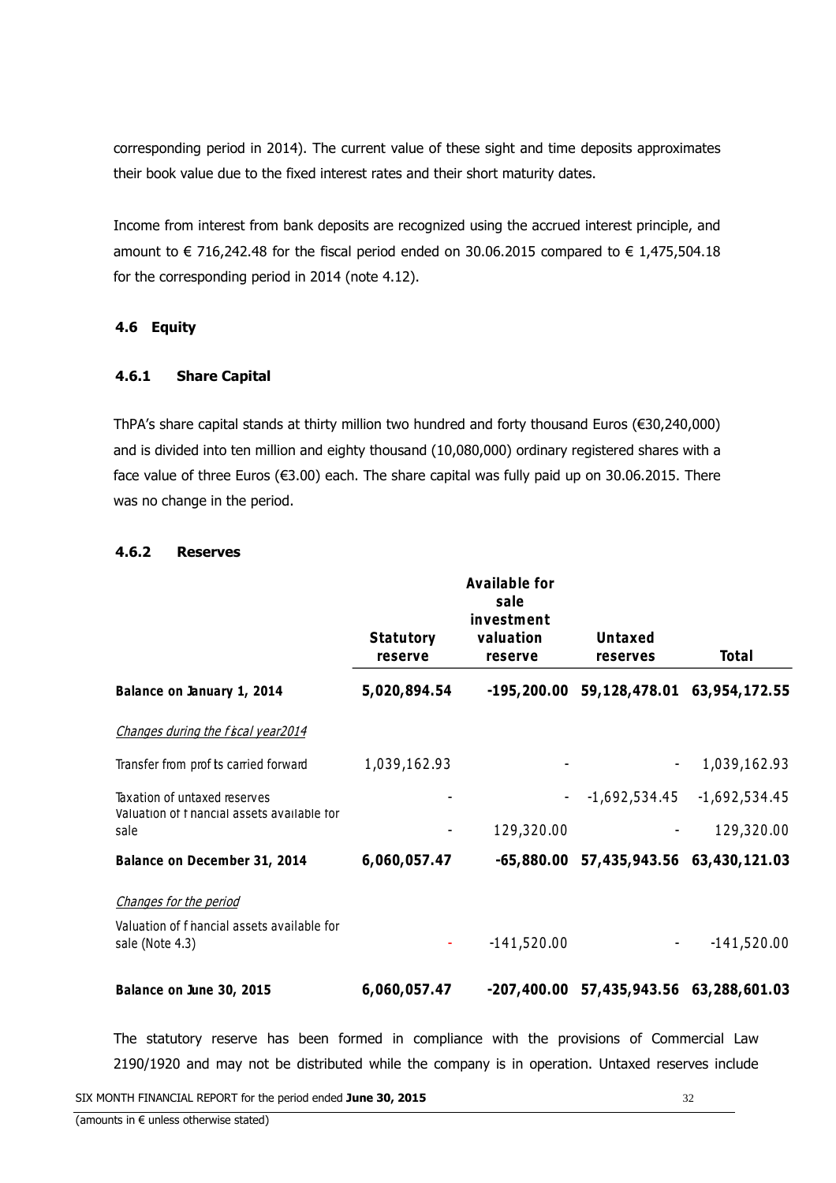corresponding period in 2014). The current value of these sight and time deposits approximates their book value due to the fixed interest rates and their short maturity dates.

Income from interest from bank deposits are recognized using the accrued interest principle, and amount to € 716,242.48 for the fiscal period ended on 30.06.2015 compared to € 1,475,504.18 for the corresponding period in 2014 (note 4.12).

## 4.6 Equity

### 4.6.1 Share Capital

ThPA's share capital stands at thirty million two hundred and forty thousand Euros (€30,240,000) and is divided into ten million and eighty thousand (10,080,000) ordinary registered shares with a face value of three Euros (€3.00) each. The share capital was fully paid up on 30.06.2015. There was no change in the period.

### 4.6.2 Reserves

| | Statutory reserve | Available for sale investment valuation reserve | Untaxed reserves | Total |
|---|---|---|---|---|
| **Balance on January 1, 2014** | **5,020,894.54** | **-195,200.00** | **59,128,478.01** | **63,954,172.55** |
| *Changes during the fiscal year2014* | | | | |
| Transfer from profits carried forward | 1,039,162.93 | - | - | 1,039,162.93 |
| Taxation of untaxed reserves | - | - | -1,692,534.45 | -1,692,534.45 |
| Valuation of financial assets available for sale | - | 129,320.00 | - | 129,320.00 |
| **Balance on December 31, 2014** | **6,060,057.47** | **-65,880.00** | **57,435,943.56** | **63,430,121.03** |
| *Changes for the period* | | | | |
| Valuation of financial assets available for sale (Note 4.3) | - | -141,520.00 | - | -141,520.00 |
| **Balance on June 30, 2015** | **6,060,057.47** | **-207,400.00** | **57,435,943.56** | **63,288,601.03** |

The statutory reserve has been formed in compliance with the provisions of Commercial Law 2190/1920 and may not be distributed while the company is in operation. Untaxed reserves include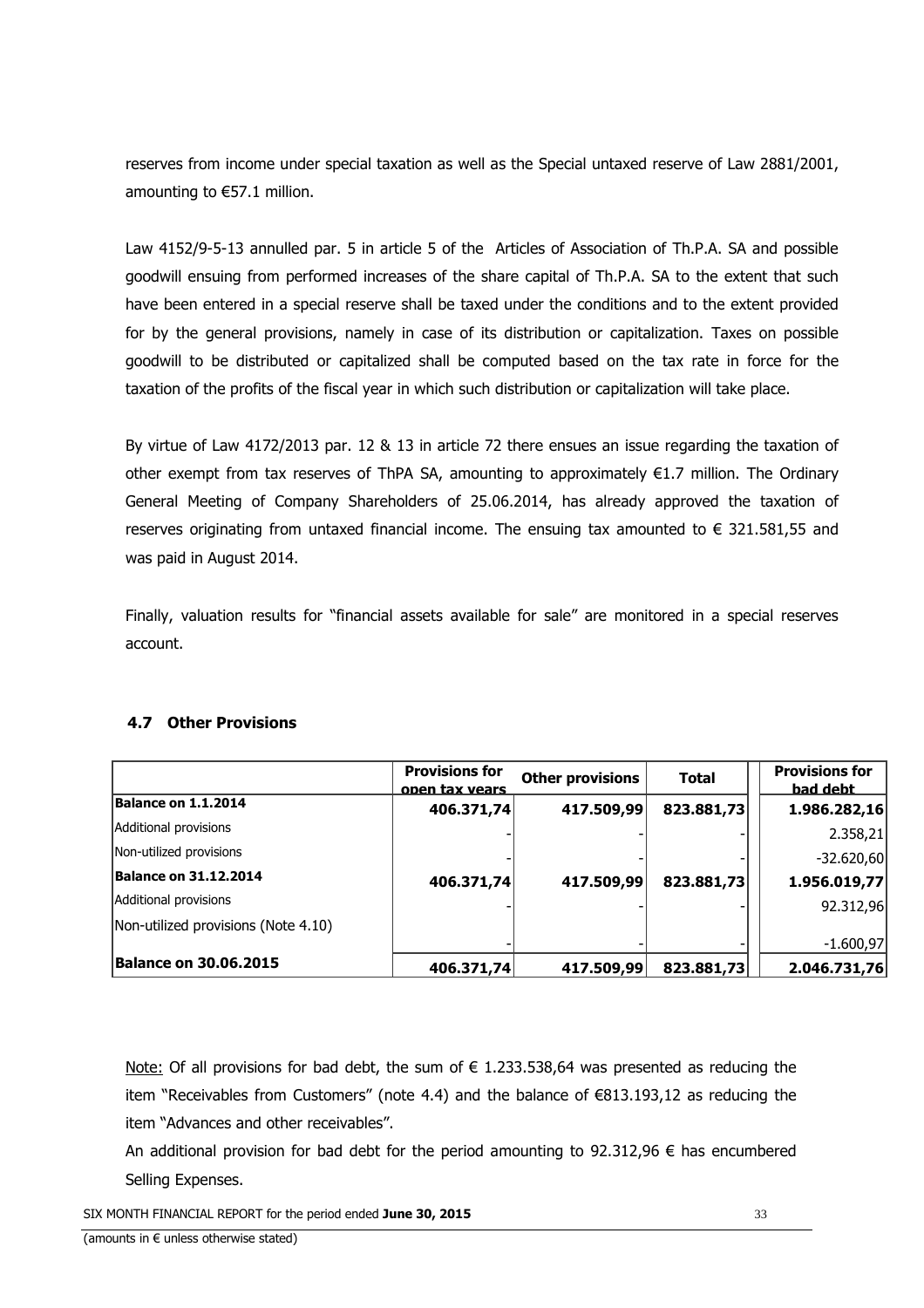reserves from income under special taxation as well as the Special untaxed reserve of Law 2881/2001, amounting to €57.1 million.

Law 4152/9-5-13 annulled par. 5 in article 5 of the Articles of Association of Th.P.A. SA and possible goodwill ensuing from performed increases of the share capital of Th.P.A. SA to the extent that such have been entered in a special reserve shall be taxed under the conditions and to the extent provided for by the general provisions, namely in case of its distribution or capitalization. Taxes on possible goodwill to be distributed or capitalized shall be computed based on the tax rate in force for the taxation of the profits of the fiscal year in which such distribution or capitalization will take place.

By virtue of Law 4172/2013 par. 12 & 13 in article 72 there ensues an issue regarding the taxation of other exempt from tax reserves of ThPA SA, amounting to approximately €1.7 million. The Ordinary General Meeting of Company Shareholders of 25.06.2014, has already approved the taxation of reserves originating from untaxed financial income. The ensuing tax amounted to € 321.581,55 and was paid in August 2014.

Finally, valuation results for "financial assets available for sale" are monitored in a special reserves account.

### 4.7 Other Provisions

| | Provisions for open tax years | Other provisions | Total | Provisions for bad debt |
|---|---|---|---|---|
| **Balance on 1.1.2014** | **406.371,74** | **417.509,99** | **823.881,73** | **1.986.282,16** |
| Additional provisions | - | - | - | 2.358,21 |
| Non-utilized provisions | - | - | - | -32.620,60 |
| **Balance on 31.12.2014** | **406.371,74** | **417.509,99** | **823.881,73** | **1.956.019,77** |
| Additional provisions | - | - | - | 92.312,96 |
| Non-utilized provisions (Note 4.10) | - | - | - | -1.600,97 |
| **Balance on 30.06.2015** | **406.371,74** | **417.509,99** | **823.881,73** | **2.046.731,76** |

Note: Of all provisions for bad debt, the sum of € 1.233.538,64 was presented as reducing the item "Receivables from Customers" (note 4.4) and the balance of €813.193,12 as reducing the item "Advances and other receivables".

An additional provision for bad debt for the period amounting to 92.312,96 € has encumbered Selling Expenses.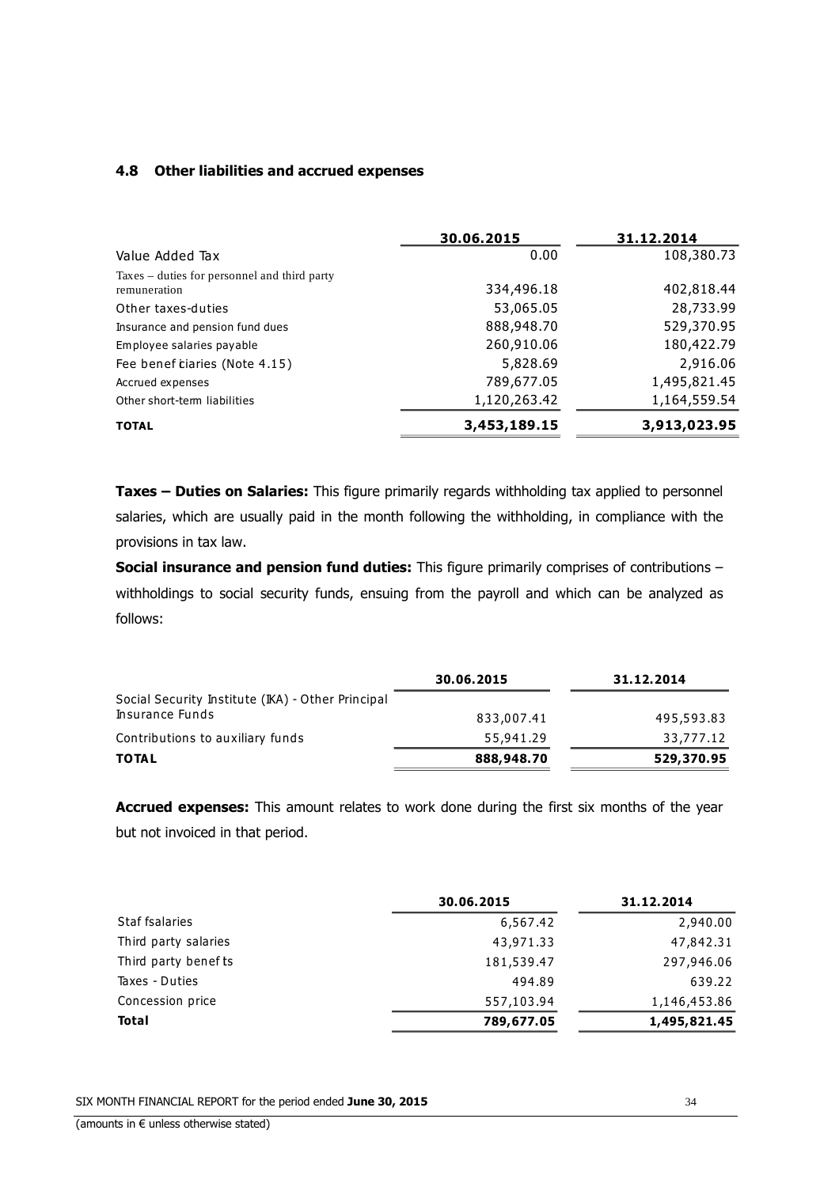### 4.8 Other liabilities and accrued expenses

| | 30.06.2015 | 31.12.2014 |
|---|---|---|
| Value Added Tax | 0.00 | 108,380.73 |
| Taxes – duties for personnel and third party remuneration | 334,496.18 | 402,818.44 |
| Other taxes-duties | 53,065.05 | 28,733.99 |
| Insurance and pension fund dues | 888,948.70 | 529,370.95 |
| Employee salaries payable | 260,910.06 | 180,422.79 |
| Fee beneficiaries (Note 4.15) | 5,828.69 | 2,916.06 |
| Accrued expenses | 789,677.05 | 1,495,821.45 |
| Other short-term liabilities | 1,120,263.42 | 1,164,559.54 |
| **TOTAL** | **3,453,189.15** | **3,913,023.95** |

**Taxes – Duties on Salaries:** This figure primarily regards withholding tax applied to personnel salaries, which are usually paid in the month following the withholding, in compliance with the provisions in tax law.

**Social insurance and pension fund duties:** This figure primarily comprises of contributions – withholdings to social security funds, ensuing from the payroll and which can be analyzed as follows:

| | 30.06.2015 | 31.12.2014 |
|---|---|---|
| Social Security Institute (IKA) - Other Principal Insurance Funds | 833,007.41 | 495,593.83 |
| Contributions to auxiliary funds | 55,941.29 | 33,777.12 |
| **TOTAL** | **888,948.70** | **529,370.95** |

**Accrued expenses:** This amount relates to work done during the first six months of the year but not invoiced in that period.

| | 30.06.2015 | 31.12.2014 |
|---|---|---|
| Staff salaries | 6,567.42 | 2,940.00 |
| Third party salaries | 43,971.33 | 47,842.31 |
| Third party benefits | 181,539.47 | 297,946.06 |
| Taxes - Duties | 494.89 | 639.22 |
| Concession price | 557,103.94 | 1,146,453.86 |
| **Total** | **789,677.05** | **1,495,821.45** |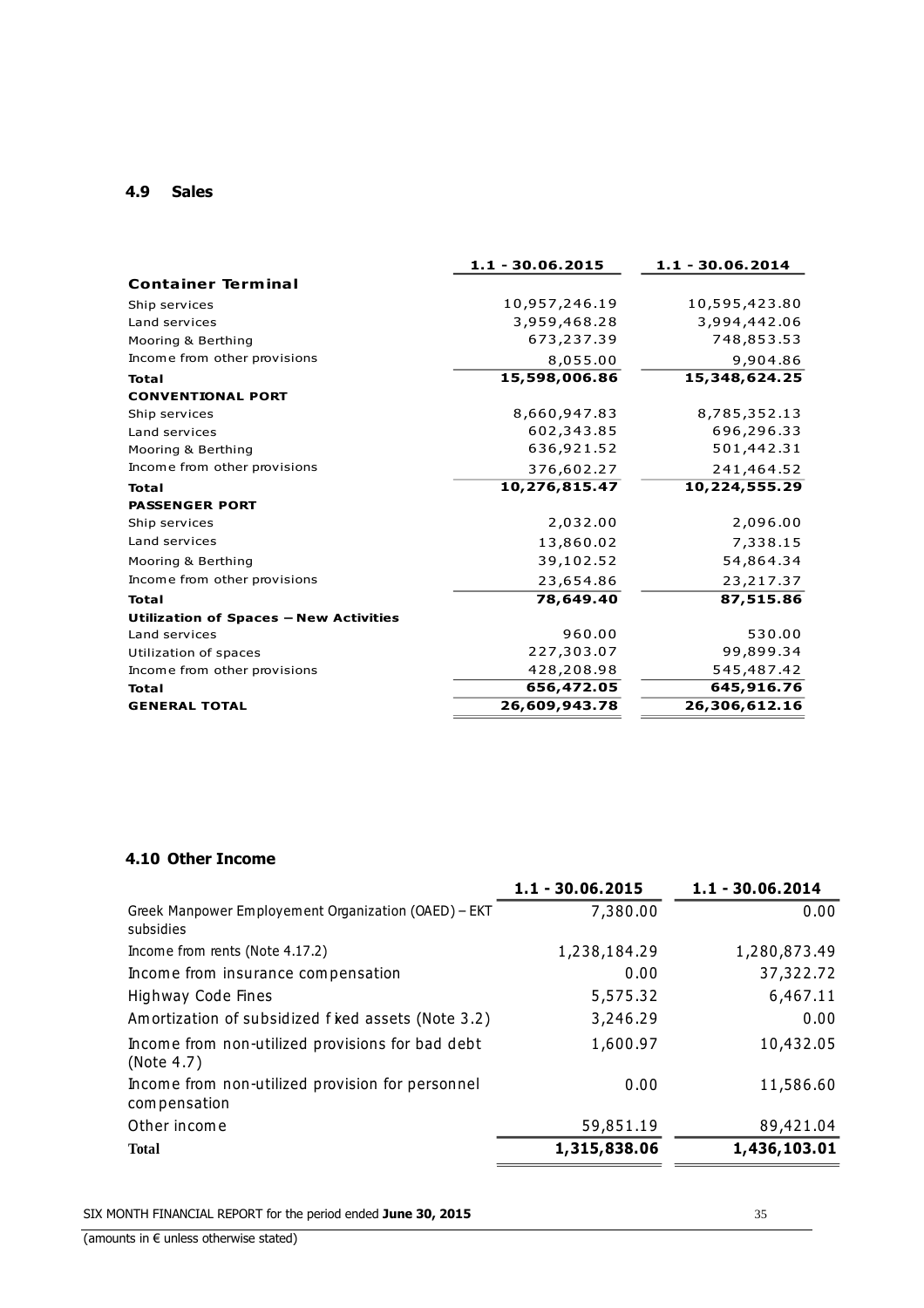### 4.9 Sales

| | 1.1 - 30.06.2015 | 1.1 - 30.06.2014 |
|---|---|---|
| **Container Terminal** | | |
| Ship services | 10,957,246.19 | 10,595,423.80 |
| Land services | 3,959,468.28 | 3,994,442.06 |
| Mooring & Berthing | 673,237.39 | 748,853.53 |
| Income from other provisions | 8,055.00 | 9,904.86 |
| **Total** | **15,598,006.86** | **15,348,624.25** |
| **CONVENTIONAL PORT** | | |
| Ship services | 8,660,947.83 | 8,785,352.13 |
| Land services | 602,343.85 | 696,296.33 |
| Mooring & Berthing | 636,921.52 | 501,442.31 |
| Income from other provisions | 376,602.27 | 241,464.52 |
| **Total** | **10,276,815.47** | **10,224,555.29** |
| **PASSENGER PORT** | | |
| Ship services | 2,032.00 | 2,096.00 |
| Land services | 13,860.02 | 7,338.15 |
| Mooring & Berthing | 39,102.52 | 54,864.34 |
| Income from other provisions | 23,654.86 | 23,217.37 |
| **Total** | **78,649.40** | **87,515.86** |
| **Utilization of Spaces – New Activities** | | |
| Land services | 960.00 | 530.00 |
| Utilization of spaces | 227,303.07 | 99,899.34 |
| Income from other provisions | 428,208.98 | 545,487.42 |
| **Total** | **656,472.05** | **645,916.76** |
| **GENERAL TOTAL** | **26,609,943.78** | **26,306,612.16** |

### 4.10 Other Income

| | 1.1 - 30.06.2015 | 1.1 - 30.06.2014 |
|---|---|---|
| Greek Manpower Employement Organization (OAED) – EKT subsidies | 7,380.00 | 0.00 |
| Income from rents (Note 4.17.2) | 1,238,184.29 | 1,280,873.49 |
| Income from insurance compensation | 0.00 | 37,322.72 |
| Highway Code Fines | 5,575.32 | 6,467.11 |
| Amortization of subsidized fixed assets (Note 3.2) | 3,246.29 | 0.00 |
| Income from non-utilized provisions for bad debt (Note 4.7) | 1,600.97 | 10,432.05 |
| Income from non-utilized provision for personnel compensation | 0.00 | 11,586.60 |
| Other income | 59,851.19 | 89,421.04 |
| **Total** | **1,315,838.06** | **1,436,103.01** |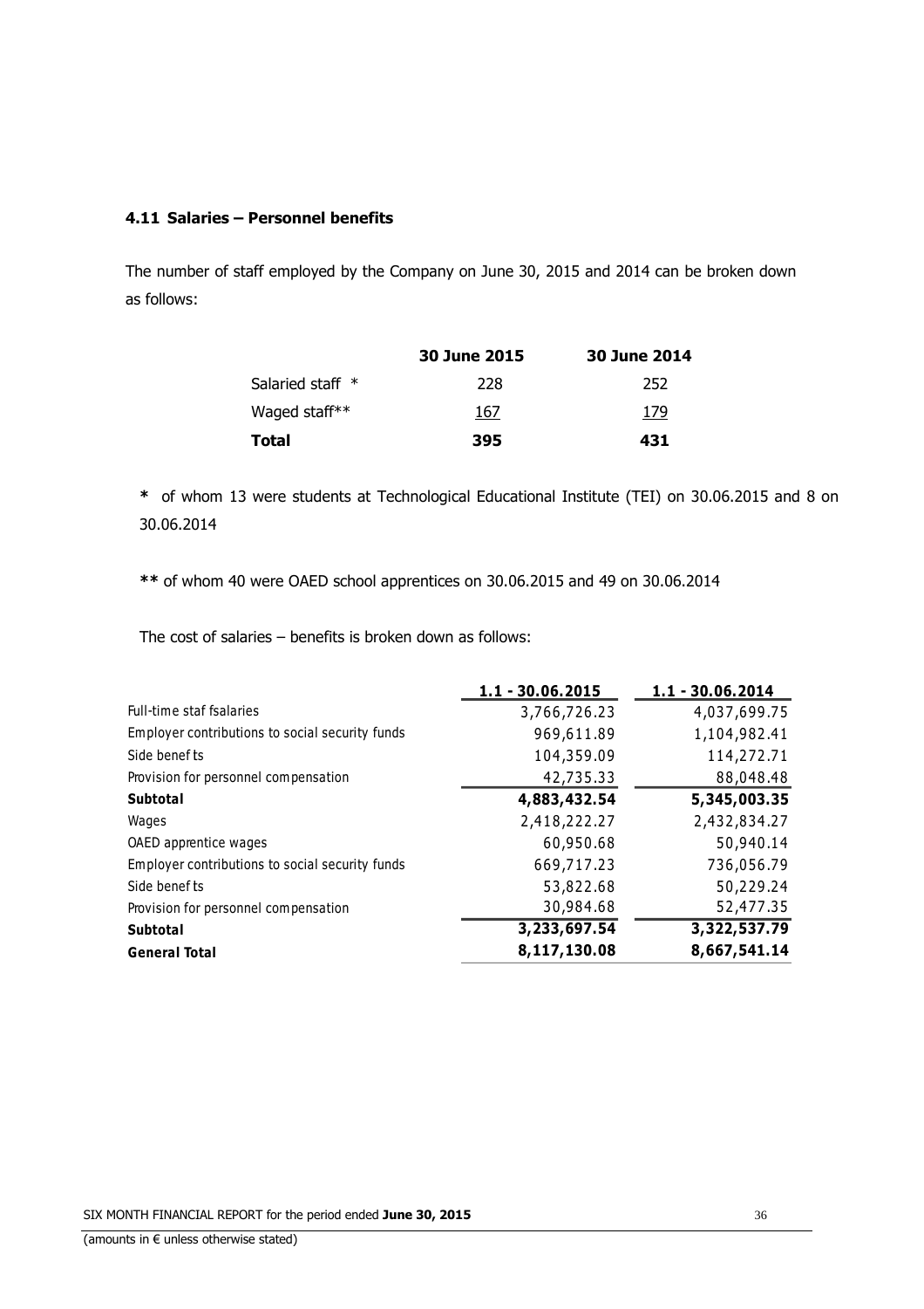### 4.11 Salaries – Personnel benefits

The number of staff employed by the Company on June 30, 2015 and 2014 can be broken down as follows:

| | 30 June 2015 | 30 June 2014 |
|---|---|---|
| Salaried staff * | 228 | 252 |
| Waged staff** | 167 | 179 |
| **Total** | **395** | **431** |

**\*** of whom 13 were students at Technological Educational Institute (TEI) on 30.06.2015 and 8 on 30.06.2014

**\*\*** of whom 40 were OAED school apprentices on 30.06.2015 and 49 on 30.06.2014

The cost of salaries – benefits is broken down as follows:

| | 1.1 - 30.06.2015 | 1.1 - 30.06.2014 |
|---|---|---|
| Full-time staf fsalaries | 3,766,726.23 | 4,037,699.75 |
| Employer contributions to social security funds | 969,611.89 | 1,104,982.41 |
| Side benef ts | 104,359.09 | 114,272.71 |
| Provision for personnel compensation | 42,735.33 | 88,048.48 |
| **Subtotal** | **4,883,432.54** | **5,345,003.35** |
| Wages | 2,418,222.27 | 2,432,834.27 |
| OAED apprentice wages | 60,950.68 | 50,940.14 |
| Employer contributions to social security funds | 669,717.23 | 736,056.79 |
| Side benef ts | 53,822.68 | 50,229.24 |
| Provision for personnel compensation | 30,984.68 | 52,477.35 |
| **Subtotal** | **3,233,697.54** | **3,322,537.79** |
| **General Total** | **8,117,130.08** | **8,667,541.14** |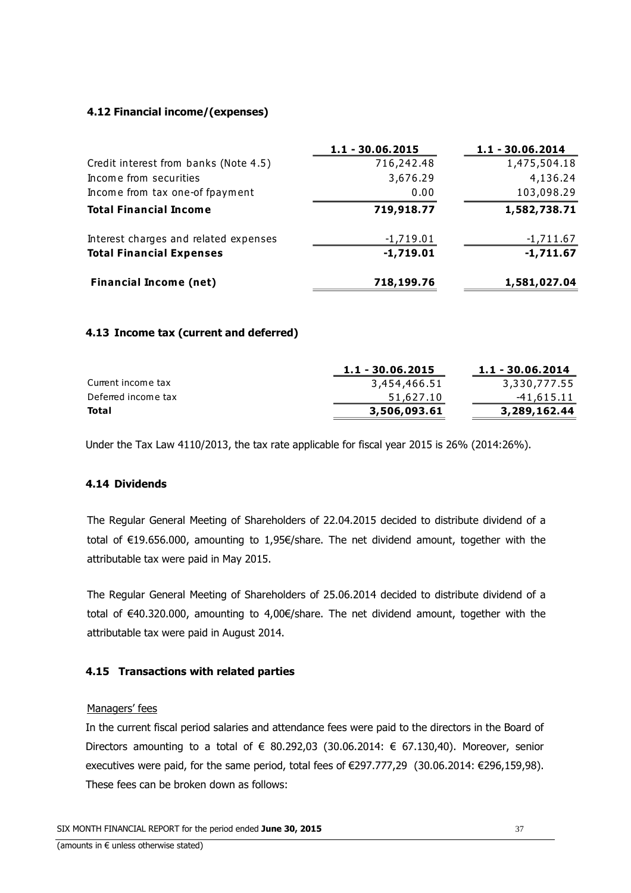### 4.12 Financial income/(expenses)

| | 1.1 - 30.06.2015 | 1.1 - 30.06.2014 |
|---|---|---|
| Credit interest from banks (Note 4.5) | 716,242.48 | 1,475,504.18 |
| Income from securities | 3,676.29 | 4,136.24 |
| Income from tax one-of fpayment | 0.00 | 103,098.29 |
| **Total Financial Income** | **719,918.77** | **1,582,738.71** |
| Interest charges and related expenses | -1,719.01 | -1,711.67 |
| **Total Financial Expenses** | **-1,719.01** | **-1,711.67** |
| **Financial Income (net)** | **718,199.76** | **1,581,027.04** |

### 4.13 Income tax (current and deferred)

| | 1.1 - 30.06.2015 | 1.1 - 30.06.2014 |
|---|---|---|
| Current income tax | 3,454,466.51 | 3,330,777.55 |
| Deferred income tax | 51,627.10 | -41,615.11 |
| **Total** | **3,506,093.61** | **3,289,162.44** |

Under the Tax Law 4110/2013, the tax rate applicable for fiscal year 2015 is 26% (2014:26%).

### 4.14 Dividends

The Regular General Meeting of Shareholders of 22.04.2015 decided to distribute dividend of a total of €19.656.000, amounting to 1,95€/share. The net dividend amount, together with the attributable tax were paid in May 2015.

The Regular General Meeting of Shareholders of 25.06.2014 decided to distribute dividend of a total of €40.320.000, amounting to 4,00€/share. The net dividend amount, together with the attributable tax were paid in August 2014.

### 4.15 Transactions with related parties

Managers' fees

In the current fiscal period salaries and attendance fees were paid to the directors in the Board of Directors amounting to a total of € 80.292,03 (30.06.2014: € 67.130,40). Moreover, senior executives were paid, for the same period, total fees of €297.777,29 (30.06.2014: €296,159,98). These fees can be broken down as follows: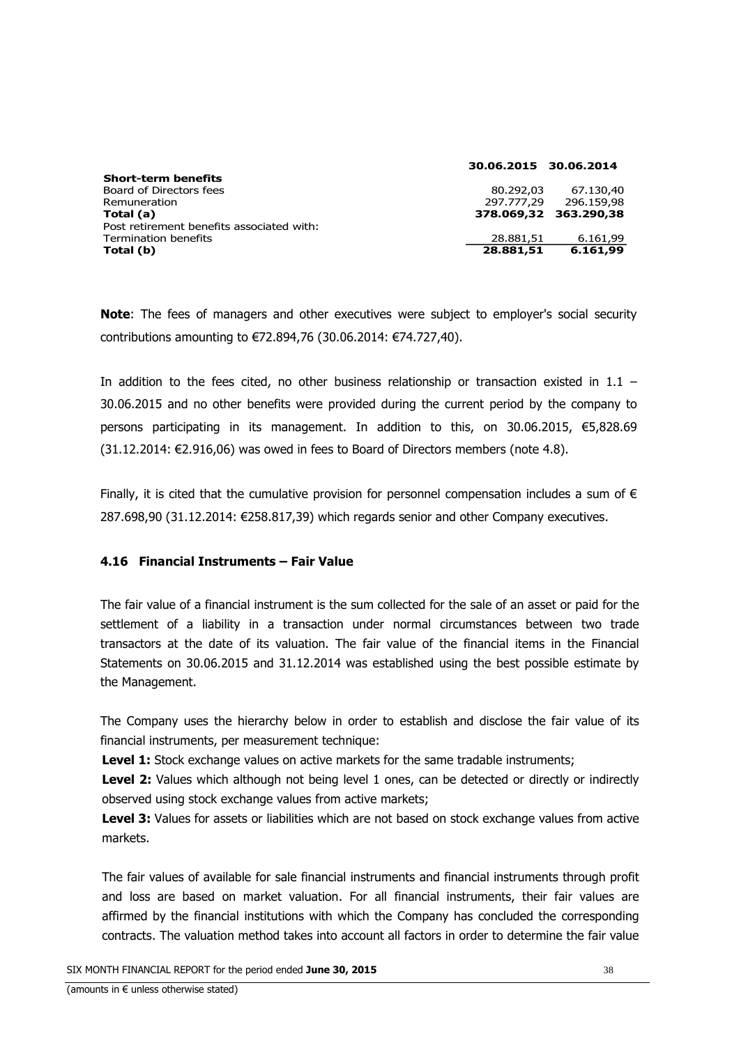| | 30.06.2015 | 30.06.2014 |
|---|---|---|
| **Short-term benefits** | | |
| Board of Directors fees | 80.292,03 | 67.130,40 |
| Remuneration | 297.777,29 | 296.159,98 |
| **Total (a)** | **378.069,32** | **363.290,38** |
| Post retirement benefits associated with: | | |
| Termination benefits | 28.881,51 | 6.161,99 |
| **Total (b)** | **28.881,51** | **6.161,99** |

**Note**: The fees of managers and other executives were subject to employer's social security contributions amounting to €72.894,76 (30.06.2014: €74.727,40).

In addition to the fees cited, no other business relationship or transaction existed in 1.1 – 30.06.2015 and no other benefits were provided during the current period by the company to persons participating in its management. In addition to this, on 30.06.2015, €5,828.69 (31.12.2014: €2.916,06) was owed in fees to Board of Directors members (note 4.8).

Finally, it is cited that the cumulative provision for personnel compensation includes a sum of € 287.698,90 (31.12.2014: €258.817,39) which regards senior and other Company executives.

### 4.16 Financial Instruments – Fair Value

The fair value of a financial instrument is the sum collected for the sale of an asset or paid for the settlement of a liability in a transaction under normal circumstances between two trade transactors at the date of its valuation. The fair value of the financial items in the Financial Statements on 30.06.2015 and 31.12.2014 was established using the best possible estimate by the Management.

The Company uses the hierarchy below in order to establish and disclose the fair value of its financial instruments, per measurement technique:

**Level 1:** Stock exchange values on active markets for the same tradable instruments;

**Level 2:** Values which although not being level 1 ones, can be detected or directly or indirectly observed using stock exchange values from active markets;

**Level 3:** Values for assets or liabilities which are not based on stock exchange values from active markets.

The fair values of available for sale financial instruments and financial instruments through profit and loss are based on market valuation. For all financial instruments, their fair values are affirmed by the financial institutions with which the Company has concluded the corresponding contracts. The valuation method takes into account all factors in order to determine the fair value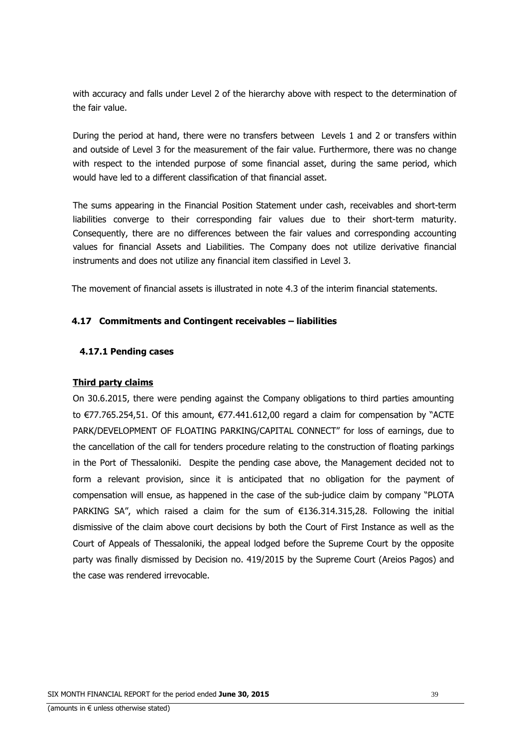with accuracy and falls under Level 2 of the hierarchy above with respect to the determination of the fair value.

During the period at hand, there were no transfers between Levels 1 and 2 or transfers within and outside of Level 3 for the measurement of the fair value. Furthermore, there was no change with respect to the intended purpose of some financial asset, during the same period, which would have led to a different classification of that financial asset.

The sums appearing in the Financial Position Statement under cash, receivables and short-term liabilities converge to their corresponding fair values due to their short-term maturity. Consequently, there are no differences between the fair values and corresponding accounting values for financial Assets and Liabilities. The Company does not utilize derivative financial instruments and does not utilize any financial item classified in Level 3.

The movement of financial assets is illustrated in note 4.3 of the interim financial statements.

### 4.17 Commitments and Contingent receivables – liabilities

#### 4.17.1 Pending cases

**Third party claims**

On 30.6.2015, there were pending against the Company obligations to third parties amounting to €77.765.254,51. Of this amount, €77.441.612,00 regard a claim for compensation by "ACTE PARK/DEVELOPMENT OF FLOATING PARKING/CAPITAL CONNECT" for loss of earnings, due to the cancellation of the call for tenders procedure relating to the construction of floating parkings in the Port of Thessaloniki. Despite the pending case above, the Management decided not to form a relevant provision, since it is anticipated that no obligation for the payment of compensation will ensue, as happened in the case of the sub-judice claim by company "PLOTA PARKING SA", which raised a claim for the sum of €136.314.315,28. Following the initial dismissive of the claim above court decisions by both the Court of First Instance as well as the Court of Appeals of Thessaloniki, the appeal lodged before the Supreme Court by the opposite party was finally dismissed by Decision no. 419/2015 by the Supreme Court (Areios Pagos) and the case was rendered irrevocable.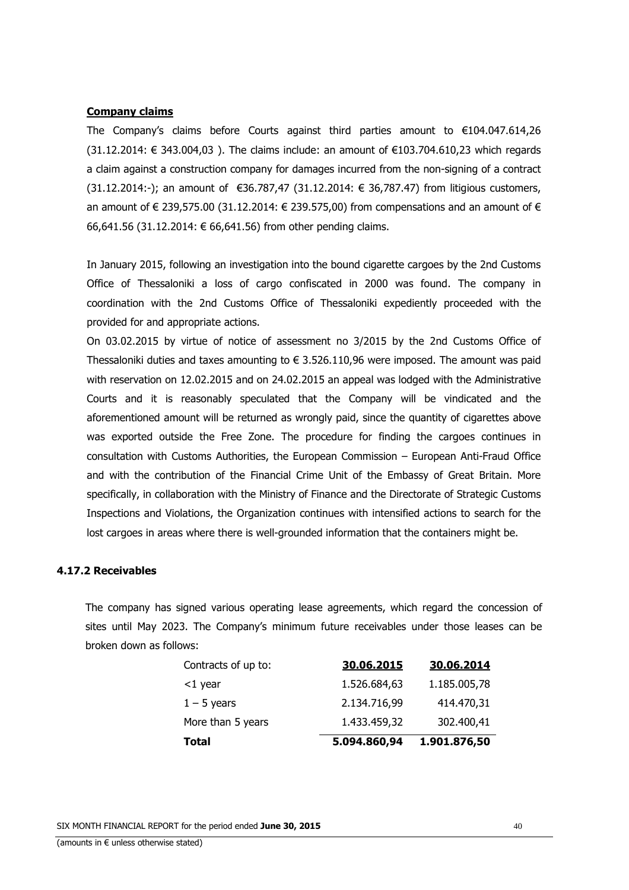**Company claims**

The Company's claims before Courts against third parties amount to €104.047.614,26 (31.12.2014: € 343.004,03 ). The claims include: an amount of €103.704.610,23 which regards a claim against a construction company for damages incurred from the non-signing of a contract (31.12.2014:-); an amount of €36.787,47 (31.12.2014: € 36,787.47) from litigious customers, an amount of € 239,575.00 (31.12.2014: € 239.575,00) from compensations and an amount of € 66,641.56 (31.12.2014: € 66,641.56) from other pending claims.

In January 2015, following an investigation into the bound cigarette cargoes by the 2nd Customs Office of Thessaloniki a loss of cargo confiscated in 2000 was found. The company in coordination with the 2nd Customs Office of Thessaloniki expediently proceeded with the provided for and appropriate actions.

On 03.02.2015 by virtue of notice of assessment no 3/2015 by the 2nd Customs Office of Thessaloniki duties and taxes amounting to € 3.526.110,96 were imposed. The amount was paid with reservation on 12.02.2015 and on 24.02.2015 an appeal was lodged with the Administrative Courts and it is reasonably speculated that the Company will be vindicated and the aforementioned amount will be returned as wrongly paid, since the quantity of cigarettes above was exported outside the Free Zone. The procedure for finding the cargoes continues in consultation with Customs Authorities, the European Commission – European Anti-Fraud Office and with the contribution of the Financial Crime Unit of the Embassy of Great Britain. More specifically, in collaboration with the Ministry of Finance and the Directorate of Strategic Customs Inspections and Violations, the Organization continues with intensified actions to search for the lost cargoes in areas where there is well-grounded information that the containers might be.

### 4.17.2 Receivables

The company has signed various operating lease agreements, which regard the concession of sites until May 2023. The Company's minimum future receivables under those leases can be broken down as follows:

| Contracts of up to: | 30.06.2015 | 30.06.2014 |
|---|---|---|
| <1 year | 1.526.684,63 | 1.185.005,78 |
| 1 – 5 years | 2.134.716,99 | 414.470,31 |
| More than 5 years | 1.433.459,32 | 302.400,41 |
| **Total** | **5.094.860,94** | **1.901.876,50** |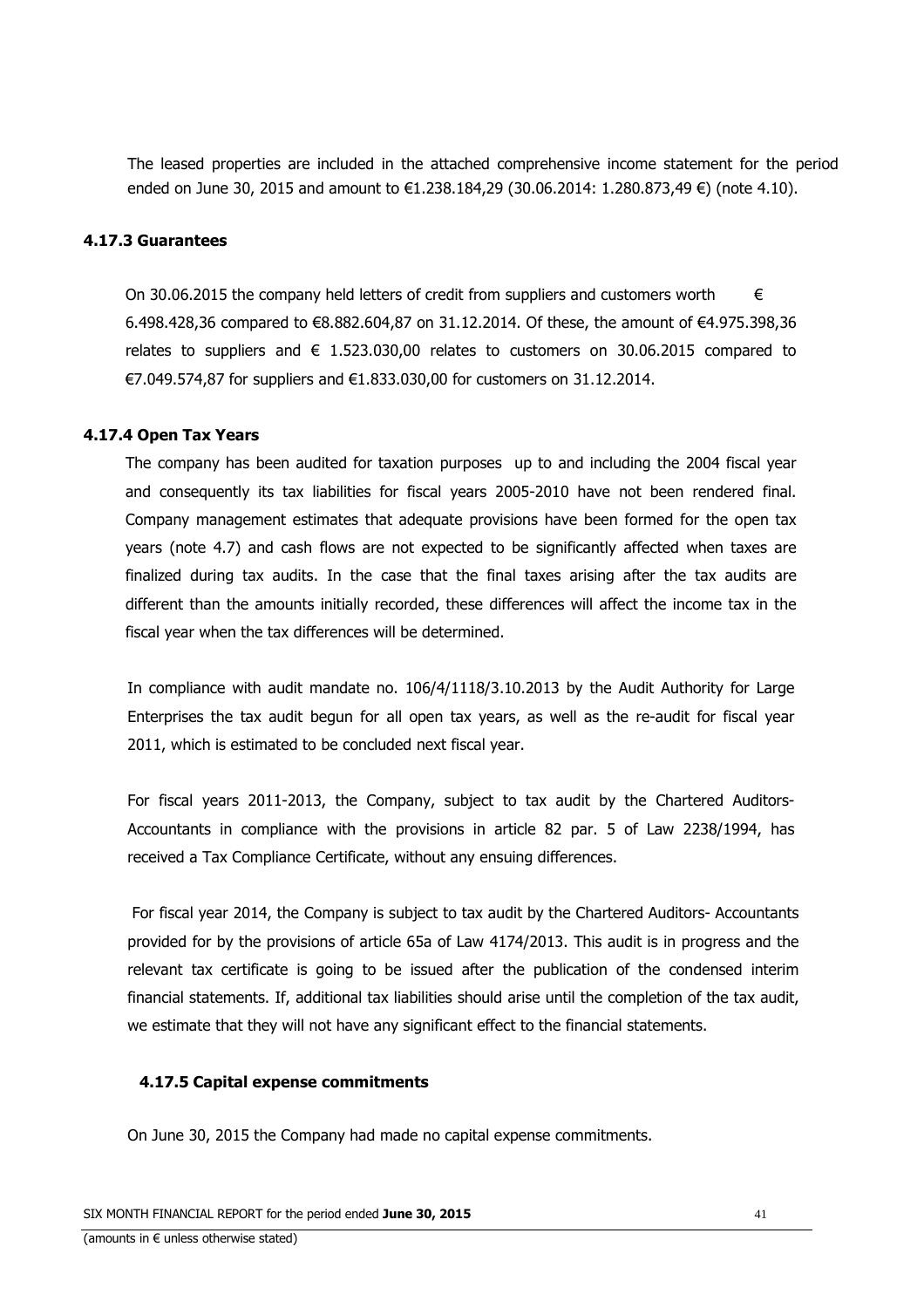The leased properties are included in the attached comprehensive income statement for the period ended on June 30, 2015 and amount to €1.238.184,29 (30.06.2014: 1.280.873,49 €) (note 4.10).

### 4.17.3 Guarantees

On 30.06.2015 the company held letters of credit from suppliers and customers worth € 6.498.428,36 compared to €8.882.604,87 on 31.12.2014. Of these, the amount of €4.975.398,36 relates to suppliers and € 1.523.030,00 relates to customers on 30.06.2015 compared to €7.049.574,87 for suppliers and €1.833.030,00 for customers on 31.12.2014.

### 4.17.4 Open Tax Years

The company has been audited for taxation purposes up to and including the 2004 fiscal year and consequently its tax liabilities for fiscal years 2005-2010 have not been rendered final. Company management estimates that adequate provisions have been formed for the open tax years (note 4.7) and cash flows are not expected to be significantly affected when taxes are finalized during tax audits. In the case that the final taxes arising after the tax audits are different than the amounts initially recorded, these differences will affect the income tax in the fiscal year when the tax differences will be determined.

In compliance with audit mandate no. 106/4/1118/3.10.2013 by the Audit Authority for Large Enterprises the tax audit begun for all open tax years, as well as the re-audit for fiscal year 2011, which is estimated to be concluded next fiscal year.

For fiscal years 2011-2013, the Company, subject to tax audit by the Chartered Auditors-Accountants in compliance with the provisions in article 82 par. 5 of Law 2238/1994, has received a Tax Compliance Certificate, without any ensuing differences.

For fiscal year 2014, the Company is subject to tax audit by the Chartered Auditors- Accountants provided for by the provisions of article 65a of Law 4174/2013. This audit is in progress and the relevant tax certificate is going to be issued after the publication of the condensed interim financial statements. If, additional tax liabilities should arise until the completion of the tax audit, we estimate that they will not have any significant effect to the financial statements.

### 4.17.5 Capital expense commitments

On June 30, 2015 the Company had made no capital expense commitments.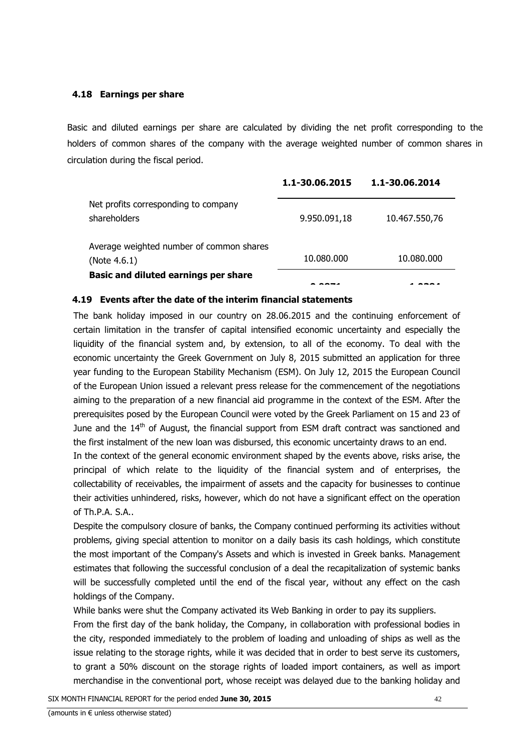### 4.18 Earnings per share

Basic and diluted earnings per share are calculated by dividing the net profit corresponding to the holders of common shares of the company with the average weighted number of common shares in circulation during the fiscal period.

| | 1.1-30.06.2015 | 1.1-30.06.2014 |
|---|---|---|
| Net profits corresponding to company shareholders | 9.950.091,18 | 10.467.550,76 |
| Average weighted number of common shares (Note 4.6.1) | 10.080.000 | 10.080.000 |
| **Basic and diluted earnings per share** | 0,9871 | 1,0384 |

### 4.19 Events after the date of the interim financial statements

The bank holiday imposed in our country on 28.06.2015 and the continuing enforcement of certain limitation in the transfer of capital intensified economic uncertainty and especially the liquidity of the financial system and, by extension, to all of the economy. To deal with the economic uncertainty the Greek Government on July 8, 2015 submitted an application for three year funding to the European Stability Mechanism (ESM). On July 12, 2015 the European Council of the European Union issued a relevant press release for the commencement of the negotiations aiming to the preparation of a new financial aid programme in the context of the ESM. After the prerequisites posed by the European Council were voted by the Greek Parliament on 15 and 23 of June and the 14th of August, the financial support from ESM draft contract was sanctioned and the first instalment of the new loan was disbursed, this economic uncertainty draws to an end.

In the context of the general economic environment shaped by the events above, risks arise, the principal of which relate to the liquidity of the financial system and of enterprises, the collectability of receivables, the impairment of assets and the capacity for businesses to continue their activities unhindered, risks, however, which do not have a significant effect on the operation of Th.P.A. S.A..

Despite the compulsory closure of banks, the Company continued performing its activities without problems, giving special attention to monitor on a daily basis its cash holdings, which constitute the most important of the Company's Assets and which is invested in Greek banks. Management estimates that following the successful conclusion of a deal the recapitalization of systemic banks will be successfully completed until the end of the fiscal year, without any effect on the cash holdings of the Company.

While banks were shut the Company activated its Web Banking in order to pay its suppliers.

From the first day of the bank holiday, the Company, in collaboration with professional bodies in the city, responded immediately to the problem of loading and unloading of ships as well as the issue relating to the storage rights, while it was decided that in order to best serve its customers, to grant a 50% discount on the storage rights of loaded import containers, as well as import merchandise in the conventional port, whose receipt was delayed due to the banking holiday and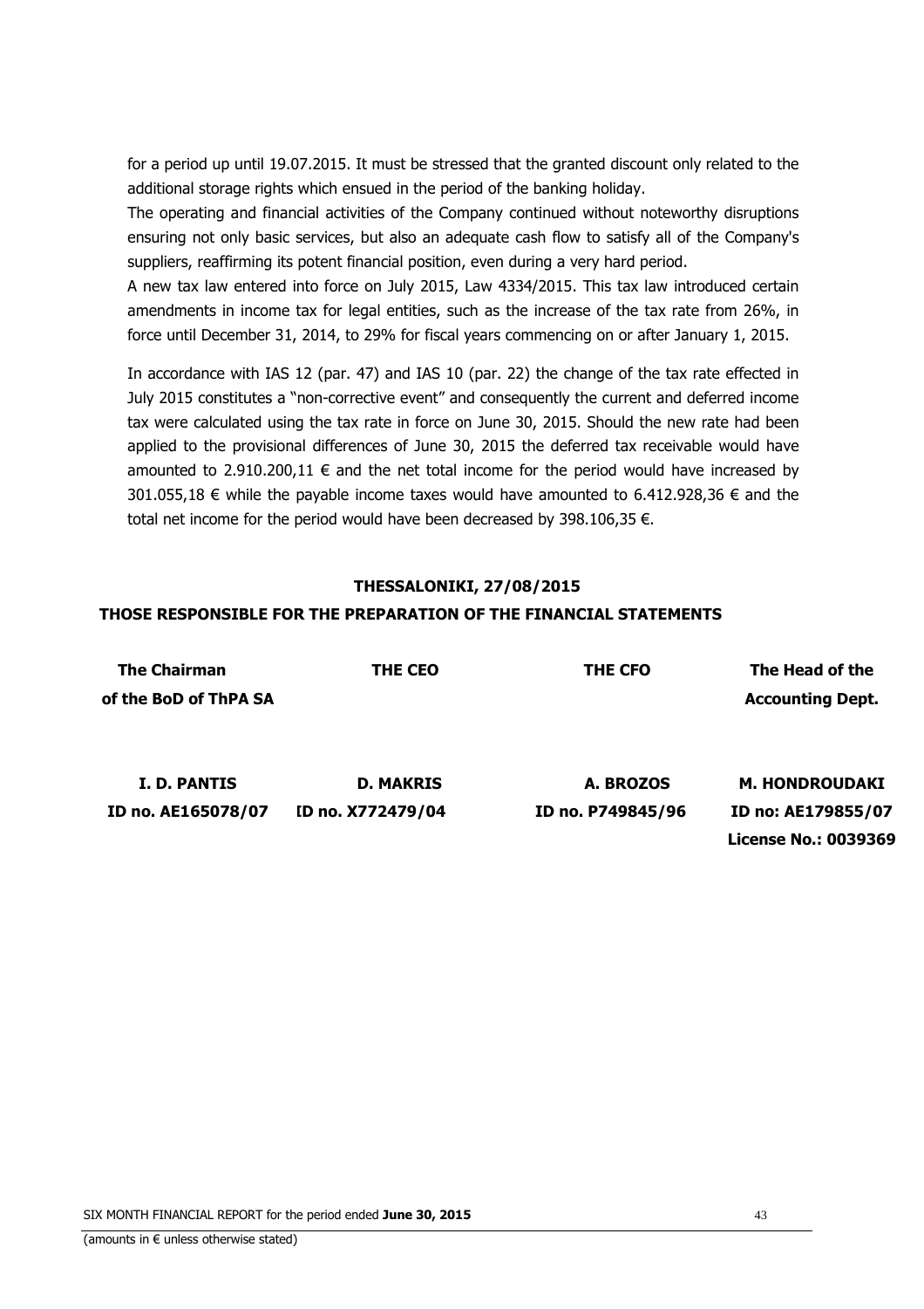for a period up until 19.07.2015. It must be stressed that the granted discount only related to the additional storage rights which ensued in the period of the banking holiday.

The operating and financial activities of the Company continued without noteworthy disruptions ensuring not only basic services, but also an adequate cash flow to satisfy all of the Company's suppliers, reaffirming its potent financial position, even during a very hard period.

A new tax law entered into force on July 2015, Law 4334/2015. This tax law introduced certain amendments in income tax for legal entities, such as the increase of the tax rate from 26%, in force until December 31, 2014, to 29% for fiscal years commencing on or after January 1, 2015.

In accordance with IAS 12 (par. 47) and IAS 10 (par. 22) the change of the tax rate effected in July 2015 constitutes a "non-corrective event" and consequently the current and deferred income tax were calculated using the tax rate in force on June 30, 2015. Should the new rate had been applied to the provisional differences of June 30, 2015 the deferred tax receivable would have amounted to 2.910.200,11 € and the net total income for the period would have increased by 301.055,18 € while the payable income taxes would have amounted to 6.412.928,36 € and the total net income for the period would have been decreased by 398.106,35 €.

**THESSALONIKI, 27/08/2015**

**THOSE RESPONSIBLE FOR THE PREPARATION OF THE FINANCIAL STATEMENTS**

| The Chairman of the BoD of ThPA SA | THE CEO | THE CFO | The Head of the Accounting Dept. |
|---|---|---|---|
| **I. D. PANTIS** | **D. MAKRIS** | **A. BROZOS** | **M. HONDROUDAKI** |
| **ID no. AE165078/07** | **ID no. X772479/04** | **ID no. P749845/96** | **ID no: AE179855/07** |
| | | | **License No.: 0039369** |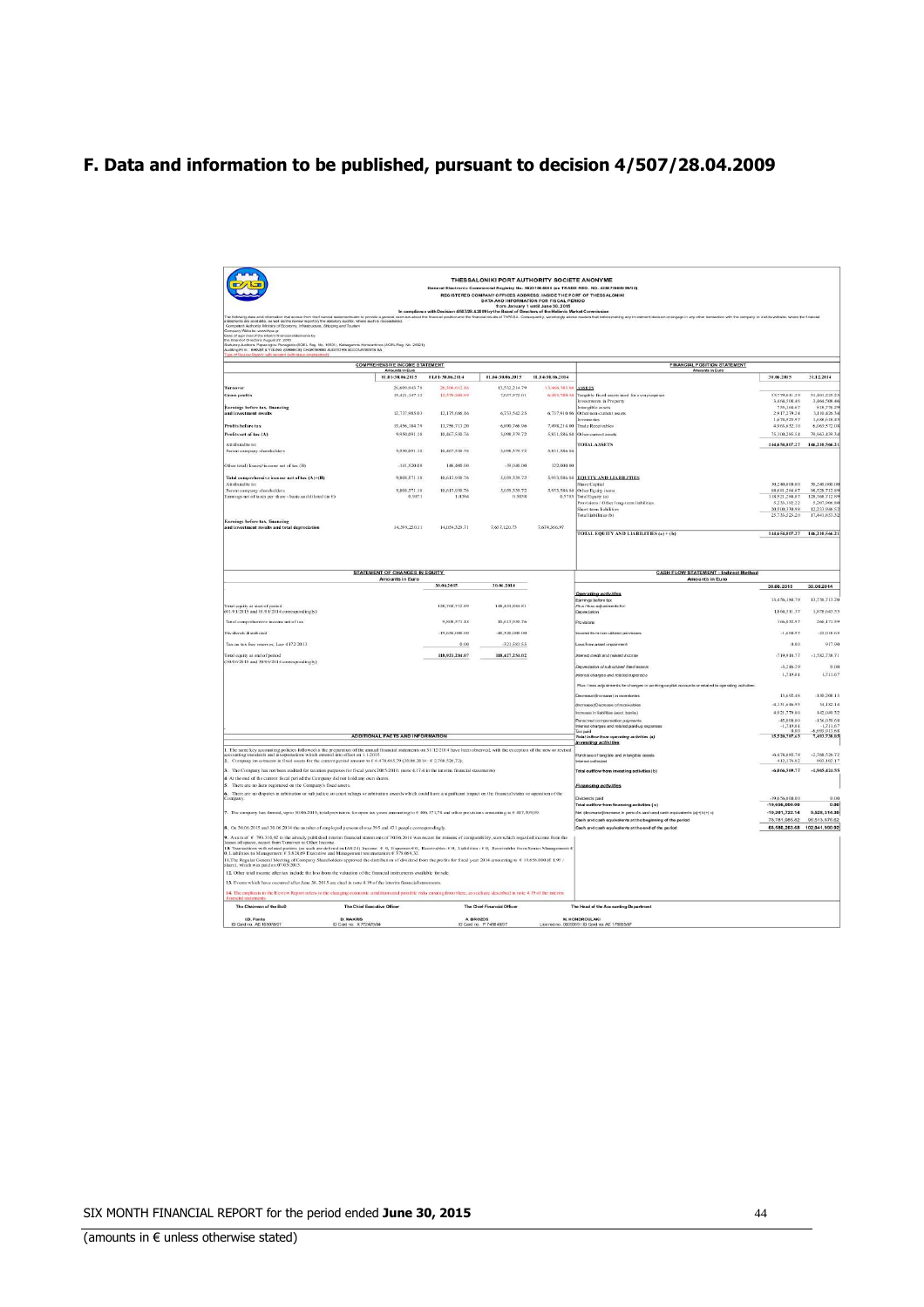# F. Data and information to be published, pursuant to decision 4/507/28.04.2009

**THESSALONIKI PORT AUTHORITY SOCIETE ANONYME**

General Electronic Commercial Registry No. 58231004000 (ex TRADE REG. NO. 42807/06/B/99/30)

REGISTERED COMPANY OFFICES ADDRESS: INSIDE THE PORT OF THESSALONIKI

DATA AND INFORMATION FOR FISCAL PERIOD

from January 1 until June 30, 2015

In compliance with Decision 4/507/28.04.2009 by the Board of Directors of the Hellenic Market Commission

**COMPREHENSIVE INCOME STATEMENT**

Amounts in Euro

| | 01.01-30.06.2015 | 01.01-30.06.2014 | 01.04-30.06.2015 | 01.04-30.06.2014 |
|---|---|---|---|---|
| Turnover | 26,609,943.74 | 26,300,012.16 | 13,532,214.79 | 13,466,383.04 |
| Gross profits | 15,421,147.12 | 15,578,260.69 | 7,957,972.01 | 8,353,789.54 |
| Earnings before tax, financing and investment results | 12,737,985.03 | 12,175,080.16 | 6,733,542.25 | 6,737,910.06 |
| Profits before tax | 15,456,384.79 | 13,750,713.20 | 6,890,749.36 | 7,498,214.00 |
| Profits out of tax (A) | 9,950,091.18 | 10,467,530.76 | 5,098,379.72 | 5,831,586.54 |
| Attributable to: | | | | |
| Parent company shareholders | 9,950,091.18 | 10,467,530.76 | 5,098,379.72 | 5,831,586.54 |
| Other total (losses)/income net of tax (B) | -141,520.00 | 146,000.00 | -59,040.00 | 122,000.00 |
| Total comprehensive income net of tax (A)+(B) | 9,808,571.18 | 10,613,530.76 | 5,039,339.72 | 5,953,586.54 |
| Attributable to: | | | | |
| Parent company shareholders | 9,808,571.18 | 10,613,530.76 | 5,039,339.72 | 5,953,586.54 |
| Earnings net of taxes per share - basic and diluted (in €) | 0.9871 | 1.0384 | 0.5058 | 0.5785 |
| Earnings before tax, financing and investment results and total depreciation | 14,595,250.11 | 14,054,529.71 | 7,667,120.73 | 7,674,066.97 |

**FINANCIAL POSITION STATEMENT**

Amounts in Euro

| | 30.06.2015 | 31.12.2014 |
|---|---|---|
| **ASSETS** | | |
| Tangible fixed assets used for own purposes | 55,779,811.29 | 51,101,225.23 |
| Investments in Property | 3,464,508.46 | 3,464,508.46 |
| Intangible assets | 758,104.67 | 818,778.29 |
| Other non-current assets | 2,917,179.24 | 3,110,828.34 |
| Inventories | 1,678,528.67 | 1,690,610.43 |
| Trade Receivables | 4,998,452.10 | 6,969,572.00 |
| Other current assets | 75,100,238.14 | 79,063,039.46 |
| **TOTAL ASSETS** | **144,658,807.27** | **146,210,566.21** |
| **EQUITY AND LIABILITIES** | | |
| Share Capital | 30,240,000.00 | 30,240,000.00 |
| Other Equity items | 88,681,294.07 | 98,528,712.99 |
| Total Equity (a) | 118,921,294.07 | 128,768,712.99 |
| Provisions / Other long-term liabilities | 5,235,102.22 | 5,207,000.00 |
| Short-term Liabilities | 20,502,130.98 | 12,233,046.52 |
| Total liabilities (b) | 25,737,233.20 | 17,441,853.22 |
| **TOTAL EQUITY AND LIABILITIES (a) + (b)** | **144,658,807.27** | **146,210,566.21** |

**STATEMENT OF CHANGES IN EQUITY**

Amounts in Euro

| | 30.06.2015 | 30.06.2014 |
|---|---|---|
| Total equity at start of period (01/01/2015 and 01/01/2014 correspondingly) | 128,768,712.99 | 148,430,604.81 |
| Total comprehensive income net of tax | 9,808,571.18 | 10,613,530.76 |
| Dividends distributed | -19,656,000.00 | -40,320,000.00 |
| Tax on tax free reserves, Law 4172/2013 | 0.00 | -321,883.55 |
| Total equity at end of period (30/06/2015 and 30/06/2014 correspondingly) | **118,921,284.07** | **118,427,251.02** |

**CASH FLOW STATEMENT - Indirect Method**

Amounts in Euro

| | 30.06.2015 | 30.06.2014 |
|---|---|---|
| *Operating activities* | | |
| Earnings before tax | 15,456,384.79 | 13,750,713.20 |
| *Plus / less adjustments for:* | | |
| Depreciation | 1,858,211.37 | 1,878,840.53 |
| Provisions | 166,032.97 | 266,173.09 |
| Income from un-utilized provisions | -1,650.97 | -22,018.63 |
| Loss from asset impairment | 0.00 | 917.00 |
| Interest credit and related income | -719,918.77 | -1,582,738.71 |
| Depreciation of subsidized fixed assets | -5,246.29 | 0.00 |
| Interest charges and related expenses | 1,719.01 | 1,713.67 |
| *Plus / less adjustments for changes in working capital accounts or related to operating activities:* | | |
| Decrease/(increase) in inventories | 13,602.48 | -138,200.13 |
| (Increase)/Decrease of receivables | -4,135,406.95 | 31,102.14 |
| Increase in liabilities (excl. banks) | 4,921,779.00 | 142,040.52 |
| Personnel compensation payments | -45,030.00 | -156,078.60 |
| Interest charges and related paid-up expenses | -1,719.01 | -1,713.67 |
| Tax paid | 0.00 | -6,695,013.68 |
| **Total inflow from operating activities (a)** | **15,530,707.63** | **7,493,738.55** |
| *Investing activities* | | |
| Purchase of tangible and intangible assets | -6,478,695.79 | -2,708,526.72 |
| Interest collected | 432,176.02 | 903,102.17 |
| **Total outflow from investing activities (b)** | **-6,046,519.77** | **-1,805,424.55** |
| *Financing activities* | | |
| Dividends paid | -19,656,000.00 | 0.00 |
| **Total outflow from financing activities (c)** | **-19,656,000.00** | **0.00** |
| Net (decrease)/increase in periodic cash and cash equivalents (a)+(b)+(c) | -10,201,722.14 | 5,628,314.30 |
| Cash and cash equivalents at the beginning of the period | 78,781,985.82 | 96,313,678.62 |
| Cash and cash equivalents at the end of the period | **68,580,263.68** | **102,941,992.92** |

**ADDITIONAL FACTS AND INFORMATION**

1. The same key accounting policies followed in the preparation of the annual financial statements on 31/12/2014 have been observed, with the exception of the new or revised accounting standards and interpretations which entered into effect on 1.1.2015.
2. Company investments in fixed assets for the current period amount to € 6,478,695.79 (30.06.2014: € 2,708,526.72).
3. The Company has not been audited for taxation purposes for fiscal years 2007-2010, (note 4.17.4 in the interim financial statements).
4. At the end of the current fiscal period the Company did not hold any own shares.
5. There are no liens registered on the Company's fixed assets.
6. There are no disputes in arbitration or judicial, on court rulings or arbitration awards which could have a significant impact on the financial status or operation of the Company.
7. The company has formed, up to 30.06.2015, total provisions for open tax years amounting to € 496,373.74 and other provisions amounting to € 817,309.09.
8. On 30.06.2015 and 30.06.2014 the number of employed personnel was 395 and 431 people correspondingly.
9. An amount € 793,110.82 in the already published interim financial statements of 30.06.2014 was recast for reasons of comparability, sum which regarded income from the leases of spaces, recast from Turnover to Other Income.
10. Transactions with related parties (as such are defined in IAS 24): Income: € 0, Expenses € 0, Receivables € 0, Liabilities € 0, Receivables from Senior Management € 0, Liabilities to Management € 3,024.69. Executive and Management remuneration € 379,084.32.
11. The Regular General Meeting of Company Shareholders approved the distribution of dividend from the profits for fiscal year 2014 amounting to € 19,656,000 (€ 1.95 / share), which was paid on 07.08.2015.
12. Other total income after tax include the loss from the valuation of the financial instruments available for sale.
13. Events which have occurred after June 30, 2015 are cited in note 4.19 of the interim financial statements.
14. The emphasis in the Review Report refers to the changing economic conditions and possible risks arising from them, as such are described in note 4.19 of the interim financial statements.

| The Chairman of the BoD | The Chief Executive Officer | The Chief Financial Officer | The Head of the Accounting Department |
|---|---|---|---|
| I.D. Pantis | D. MAKRIS | A. BROIZOS | M. KONSTROULAKI |
| ID Card no. AE 915096/07 | ID Card no. X 772425/04 | ID Card no. P 745840/97 | Lisc no. 0000000 / ID Card no. AE 179585/07 |